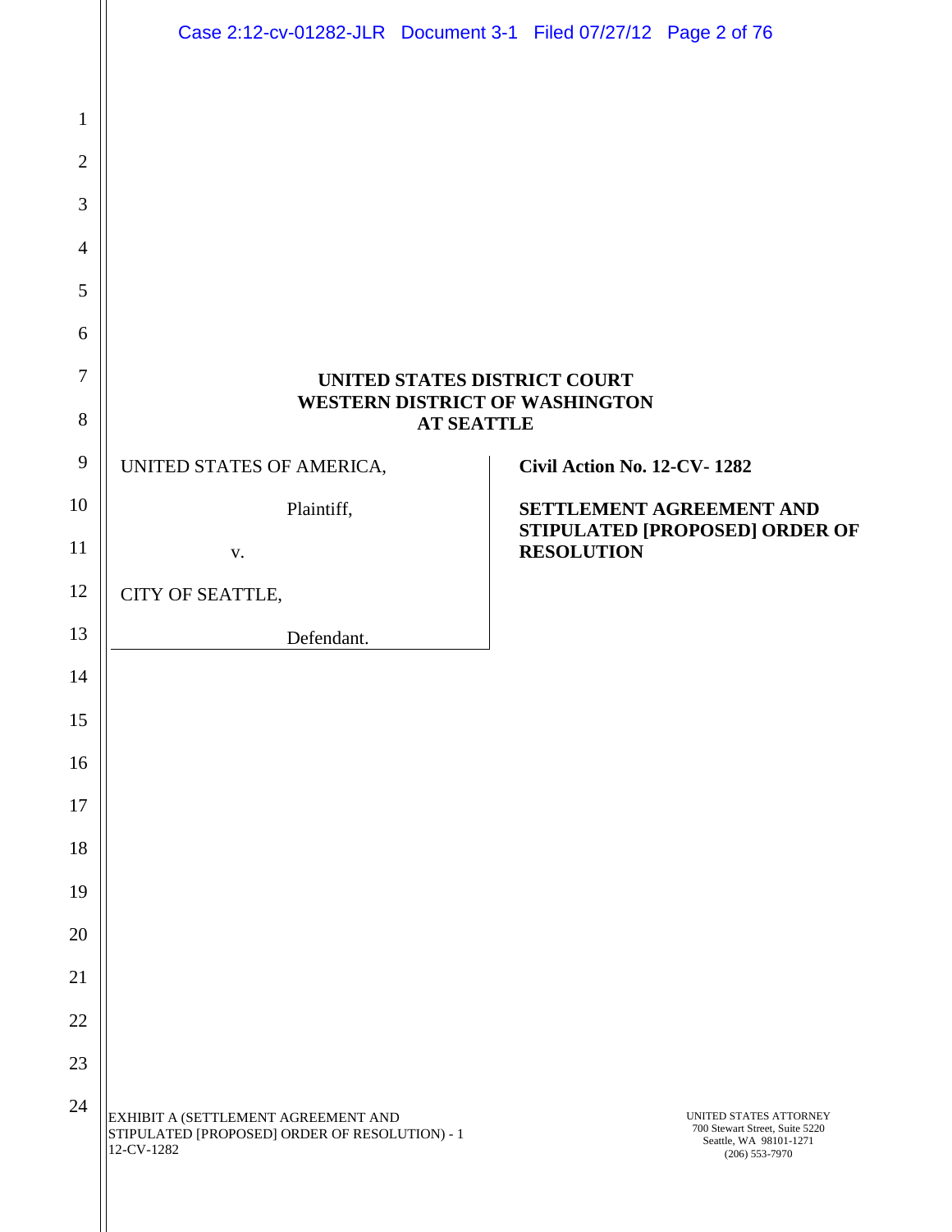**UNITED STATES DISTRICT COURT**
**WESTERN DISTRICT OF WASHINGTON**
**AT SEATTLE**

| | |
|---|---|
| UNITED STATES OF AMERICA,<br><br>Plaintiff,<br><br>v.<br><br>CITY OF SEATTLE,<br><br>Defendant. | **Civil Action No. 12-CV- 1282**<br><br>**SETTLEMENT AGREEMENT AND STIPULATED [PROPOSED] ORDER OF RESOLUTION** |

EXHIBIT A (SETTLEMENT AGREEMENT AND STIPULATED [PROPOSED] ORDER OF RESOLUTION) - 1
12-CV-1282

UNITED STATES ATTORNEY
700 Stewart Street, Suite 5220
Seattle, WA 98101-1271
(206) 553-7970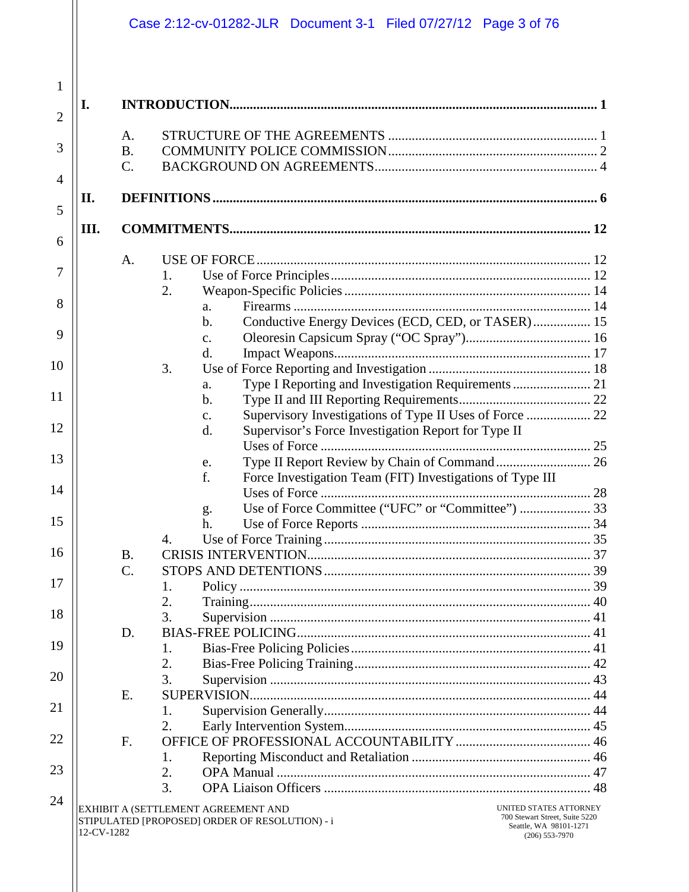- **I. INTRODUCTION** ..... **1**
  - A. STRUCTURE OF THE AGREEMENTS ..... 1
  - B. COMMUNITY POLICE COMMISSION ..... 2
  - C. BACKGROUND ON AGREEMENTS ..... 4
- **II. DEFINITIONS** ..... **6**
- **III. COMMITMENTS** ..... **12**
  - A. USE OF FORCE ..... 12
    - 1. Use of Force Principles ..... 12
    - 2. Weapon-Specific Policies ..... 14
      - a. Firearms ..... 14
      - b. Conductive Energy Devices (ECD, CED, or TASER) ..... 15
      - c. Oleoresin Capsicum Spray ("OC Spray") ..... 16
      - d. Impact Weapons ..... 17
    - 3. Use of Force Reporting and Investigation ..... 18
      - a. Type I Reporting and Investigation Requirements ..... 21
      - b. Type II and III Reporting Requirements ..... 22
      - c. Supervisory Investigations of Type II Uses of Force ..... 22
      - d. Supervisor's Force Investigation Report for Type II Uses of Force ..... 25
      - e. Type II Report Review by Chain of Command ..... 26
      - f. Force Investigation Team (FIT) Investigations of Type III Uses of Force ..... 28
      - g. Use of Force Committee ("UFC" or "Committee") ..... 33
      - h. Use of Force Reports ..... 34
    - 4. Use of Force Training ..... 35
  - B. CRISIS INTERVENTION ..... 37
  - C. STOPS AND DETENTIONS ..... 39
    - 1. Policy ..... 39
    - 2. Training ..... 40
    - 3. Supervision ..... 41
  - D. BIAS-FREE POLICING ..... 41
    - 1. Bias-Free Policing Policies ..... 41
    - 2. Bias-Free Policing Training ..... 42
    - 3. Supervision ..... 43
  - E. SUPERVISION ..... 44
    - 1. Supervision Generally ..... 44
    - 2. Early Intervention System ..... 45
  - F. OFFICE OF PROFESSIONAL ACCOUNTABILITY ..... 46
    - 1. Reporting Misconduct and Retaliation ..... 46
    - 2. OPA Manual ..... 47
    - 3. OPA Liaison Officers ..... 48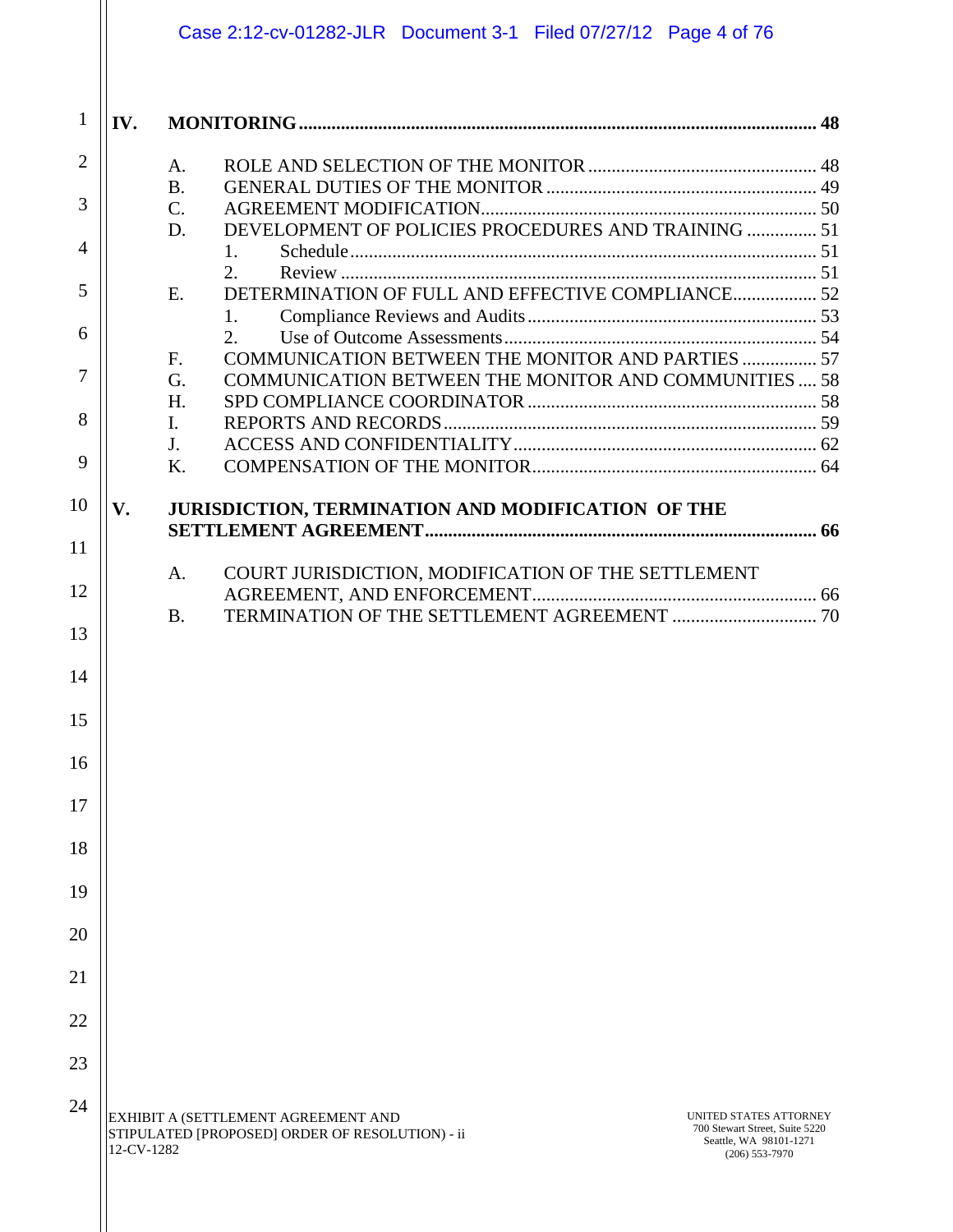**IV. MONITORING ............................................................................................................ 48**

- A. ROLE AND SELECTION OF THE MONITOR ................................................ 48
- B. GENERAL DUTIES OF THE MONITOR ......................................................... 49
- C. AGREEMENT MODIFICATION....................................................................... 50
- D. DEVELOPMENT OF POLICIES PROCEDURES AND TRAINING ............... 51
  - 1. Schedule .................................................................................................. 51
  - 2. Review ..................................................................................................... 51
- E. DETERMINATION OF FULL AND EFFECTIVE COMPLIANCE.................. 52
  - 1. Compliance Reviews and Audits ............................................................. 53
  - 2. Use of Outcome Assessments .................................................................. 54
- F. COMMUNICATION BETWEEN THE MONITOR AND PARTIES ................ 57
- G. COMMUNICATION BETWEEN THE MONITOR AND COMMUNITIES .... 58
- H. SPD COMPLIANCE COORDINATOR ............................................................ 58
- I. REPORTS AND RECORDS .............................................................................. 59
- J. ACCESS AND CONFIDENTIALITY ................................................................ 62
- K. COMPENSATION OF THE MONITOR............................................................ 64

**V. JURISDICTION, TERMINATION AND MODIFICATION OF THE SETTLEMENT AGREEMENT.................................................................................. 66**

- A. COURT JURISDICTION, MODIFICATION OF THE SETTLEMENT AGREEMENT, AND ENFORCEMENT ............................................................ 66
- B. TERMINATION OF THE SETTLEMENT AGREEMENT ............................... 70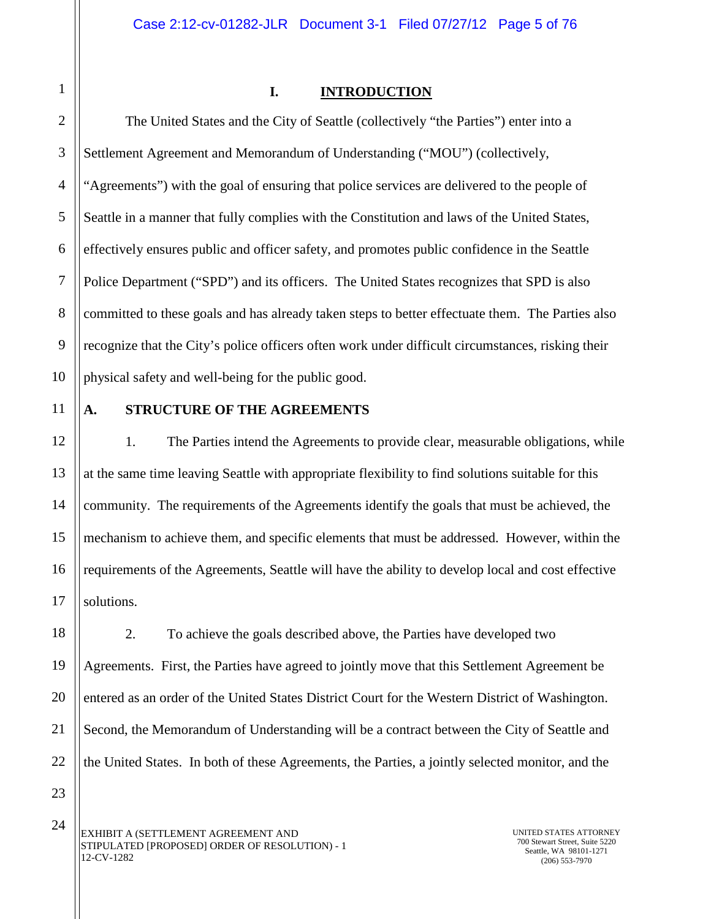# I. INTRODUCTION

The United States and the City of Seattle (collectively "the Parties") enter into a Settlement Agreement and Memorandum of Understanding ("MOU") (collectively, "Agreements") with the goal of ensuring that police services are delivered to the people of Seattle in a manner that fully complies with the Constitution and laws of the United States, effectively ensures public and officer safety, and promotes public confidence in the Seattle Police Department ("SPD") and its officers. The United States recognizes that SPD is also committed to these goals and has already taken steps to better effectuate them. The Parties also recognize that the City's police officers often work under difficult circumstances, risking their physical safety and well-being for the public good.

## A. STRUCTURE OF THE AGREEMENTS

1. The Parties intend the Agreements to provide clear, measurable obligations, while at the same time leaving Seattle with appropriate flexibility to find solutions suitable for this community. The requirements of the Agreements identify the goals that must be achieved, the mechanism to achieve them, and specific elements that must be addressed. However, within the requirements of the Agreements, Seattle will have the ability to develop local and cost effective solutions.

2. To achieve the goals described above, the Parties have developed two Agreements. First, the Parties have agreed to jointly move that this Settlement Agreement be entered as an order of the United States District Court for the Western District of Washington. Second, the Memorandum of Understanding will be a contract between the City of Seattle and the United States. In both of these Agreements, the Parties, a jointly selected monitor, and the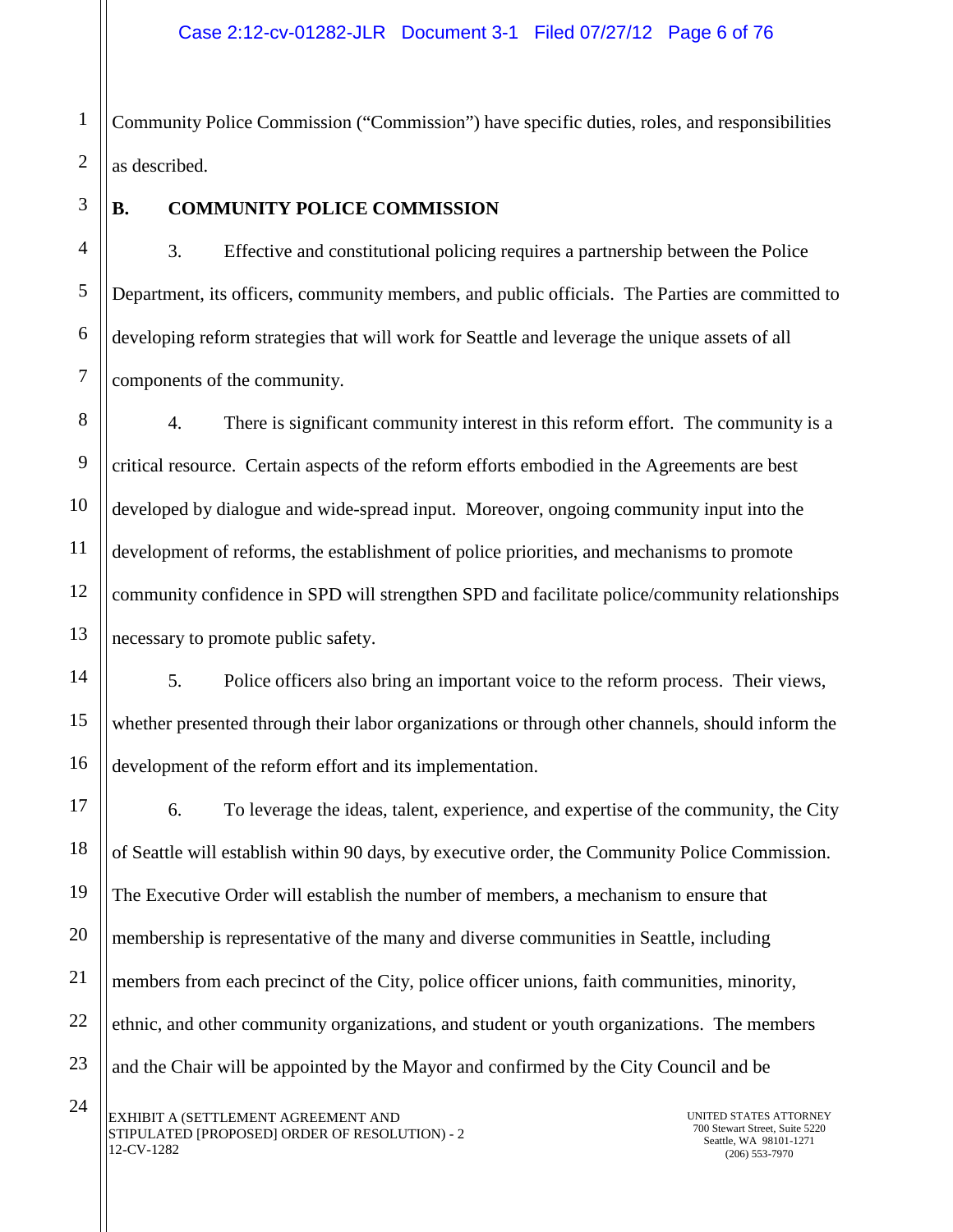Community Police Commission ("Commission") have specific duties, roles, and responsibilities as described.

## B. COMMUNITY POLICE COMMISSION

3. Effective and constitutional policing requires a partnership between the Police Department, its officers, community members, and public officials. The Parties are committed to developing reform strategies that will work for Seattle and leverage the unique assets of all components of the community.

4. There is significant community interest in this reform effort. The community is a critical resource. Certain aspects of the reform efforts embodied in the Agreements are best developed by dialogue and wide-spread input. Moreover, ongoing community input into the development of reforms, the establishment of police priorities, and mechanisms to promote community confidence in SPD will strengthen SPD and facilitate police/community relationships necessary to promote public safety.

5. Police officers also bring an important voice to the reform process. Their views, whether presented through their labor organizations or through other channels, should inform the development of the reform effort and its implementation.

6. To leverage the ideas, talent, experience, and expertise of the community, the City of Seattle will establish within 90 days, by executive order, the Community Police Commission. The Executive Order will establish the number of members, a mechanism to ensure that membership is representative of the many and diverse communities in Seattle, including members from each precinct of the City, police officer unions, faith communities, minority, ethnic, and other community organizations, and student or youth organizations. The members and the Chair will be appointed by the Mayor and confirmed by the City Council and be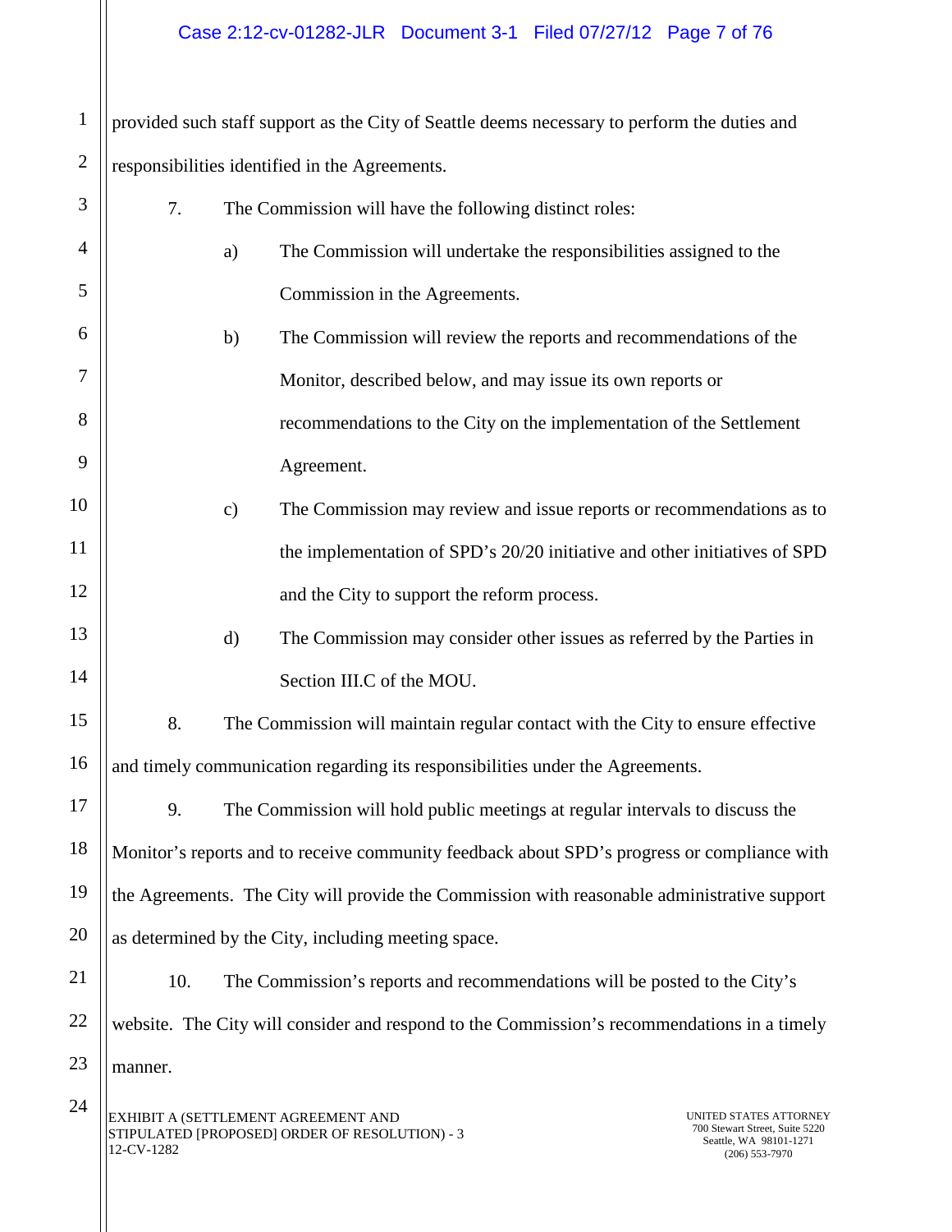provided such staff support as the City of Seattle deems necessary to perform the duties and responsibilities identified in the Agreements.

7. The Commission will have the following distinct roles:

a) The Commission will undertake the responsibilities assigned to the Commission in the Agreements.

b) The Commission will review the reports and recommendations of the Monitor, described below, and may issue its own reports or recommendations to the City on the implementation of the Settlement Agreement.

c) The Commission may review and issue reports or recommendations as to the implementation of SPD's 20/20 initiative and other initiatives of SPD and the City to support the reform process.

d) The Commission may consider other issues as referred by the Parties in Section III.C of the MOU.

8. The Commission will maintain regular contact with the City to ensure effective and timely communication regarding its responsibilities under the Agreements.

9. The Commission will hold public meetings at regular intervals to discuss the Monitor's reports and to receive community feedback about SPD's progress or compliance with the Agreements. The City will provide the Commission with reasonable administrative support as determined by the City, including meeting space.

10. The Commission's reports and recommendations will be posted to the City's website. The City will consider and respond to the Commission's recommendations in a timely manner.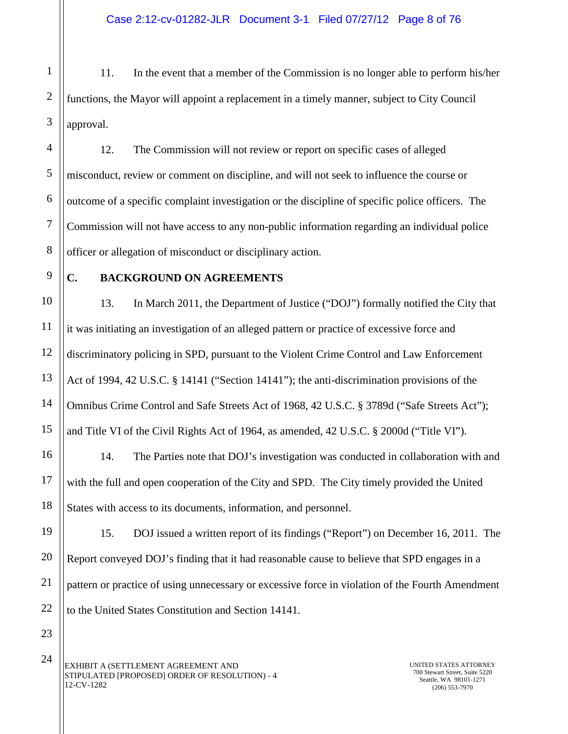11. In the event that a member of the Commission is no longer able to perform his/her functions, the Mayor will appoint a replacement in a timely manner, subject to City Council approval.

12. The Commission will not review or report on specific cases of alleged misconduct, review or comment on discipline, and will not seek to influence the course or outcome of a specific complaint investigation or the discipline of specific police officers. The Commission will not have access to any non-public information regarding an individual police officer or allegation of misconduct or disciplinary action.

## C. BACKGROUND ON AGREEMENTS

13. In March 2011, the Department of Justice ("DOJ") formally notified the City that it was initiating an investigation of an alleged pattern or practice of excessive force and discriminatory policing in SPD, pursuant to the Violent Crime Control and Law Enforcement Act of 1994, 42 U.S.C. § 14141 ("Section 14141"); the anti-discrimination provisions of the Omnibus Crime Control and Safe Streets Act of 1968, 42 U.S.C. § 3789d ("Safe Streets Act"); and Title VI of the Civil Rights Act of 1964, as amended, 42 U.S.C. § 2000d ("Title VI").

14. The Parties note that DOJ's investigation was conducted in collaboration with and with the full and open cooperation of the City and SPD. The City timely provided the United States with access to its documents, information, and personnel.

15. DOJ issued a written report of its findings ("Report") on December 16, 2011. The Report conveyed DOJ's finding that it had reasonable cause to believe that SPD engages in a pattern or practice of using unnecessary or excessive force in violation of the Fourth Amendment to the United States Constitution and Section 14141.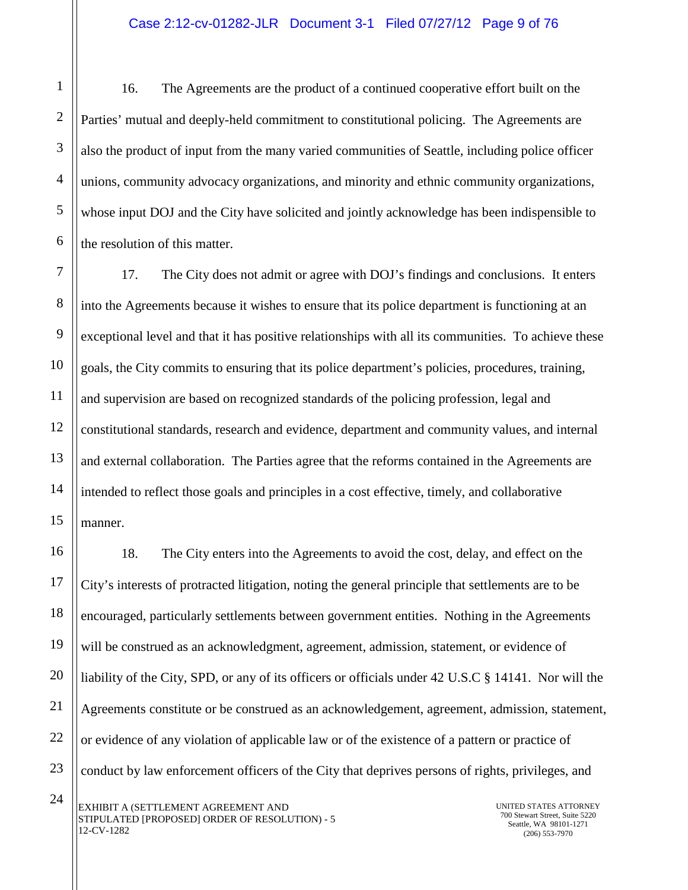16. The Agreements are the product of a continued cooperative effort built on the Parties' mutual and deeply-held commitment to constitutional policing. The Agreements are also the product of input from the many varied communities of Seattle, including police officer unions, community advocacy organizations, and minority and ethnic community organizations, whose input DOJ and the City have solicited and jointly acknowledge has been indispensible to the resolution of this matter.

17. The City does not admit or agree with DOJ's findings and conclusions. It enters into the Agreements because it wishes to ensure that its police department is functioning at an exceptional level and that it has positive relationships with all its communities. To achieve these goals, the City commits to ensuring that its police department's policies, procedures, training, and supervision are based on recognized standards of the policing profession, legal and constitutional standards, research and evidence, department and community values, and internal and external collaboration. The Parties agree that the reforms contained in the Agreements are intended to reflect those goals and principles in a cost effective, timely, and collaborative manner.

18. The City enters into the Agreements to avoid the cost, delay, and effect on the City's interests of protracted litigation, noting the general principle that settlements are to be encouraged, particularly settlements between government entities. Nothing in the Agreements will be construed as an acknowledgment, agreement, admission, statement, or evidence of liability of the City, SPD, or any of its officers or officials under 42 U.S.C § 14141. Nor will the Agreements constitute or be construed as an acknowledgement, agreement, admission, statement, or evidence of any violation of applicable law or of the existence of a pattern or practice of conduct by law enforcement officers of the City that deprives persons of rights, privileges, and

EXHIBIT A (SETTLEMENT AGREEMENT AND STIPULATED [PROPOSED] ORDER OF RESOLUTION) - 5
12-CV-1282

UNITED STATES ATTORNEY
700 Stewart Street, Suite 5220
Seattle, WA 98101-1271
(206) 553-7970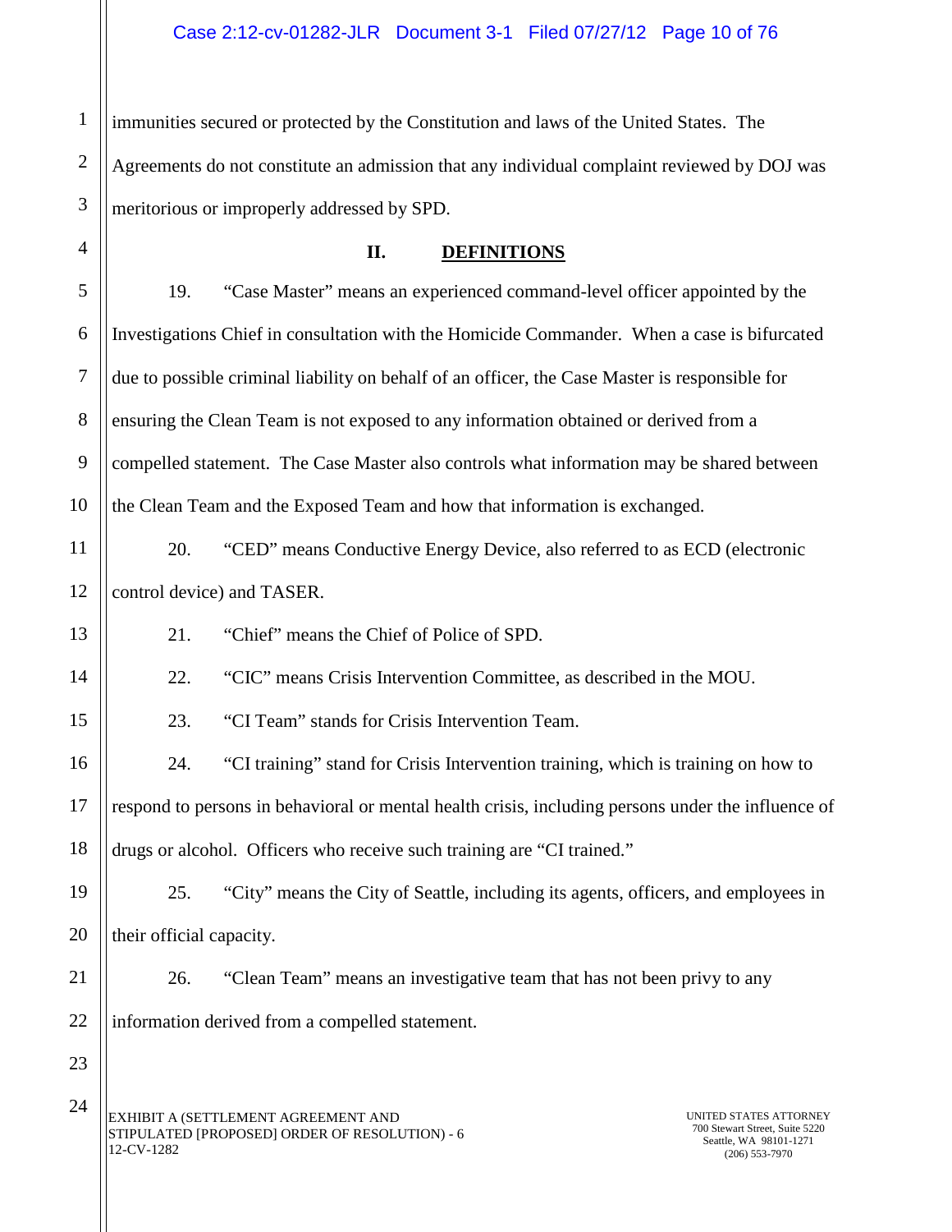immunities secured or protected by the Constitution and laws of the United States. The Agreements do not constitute an admission that any individual complaint reviewed by DOJ was meritorious or improperly addressed by SPD.

## II. DEFINITIONS

19. "Case Master" means an experienced command-level officer appointed by the Investigations Chief in consultation with the Homicide Commander. When a case is bifurcated due to possible criminal liability on behalf of an officer, the Case Master is responsible for ensuring the Clean Team is not exposed to any information obtained or derived from a compelled statement. The Case Master also controls what information may be shared between the Clean Team and the Exposed Team and how that information is exchanged.

20. "CED" means Conductive Energy Device, also referred to as ECD (electronic control device) and TASER.

21. "Chief" means the Chief of Police of SPD.

22. "CIC" means Crisis Intervention Committee, as described in the MOU.

23. "CI Team" stands for Crisis Intervention Team.

24. "CI training" stand for Crisis Intervention training, which is training on how to respond to persons in behavioral or mental health crisis, including persons under the influence of drugs or alcohol. Officers who receive such training are "CI trained."

25. "City" means the City of Seattle, including its agents, officers, and employees in their official capacity.

26. "Clean Team" means an investigative team that has not been privy to any information derived from a compelled statement.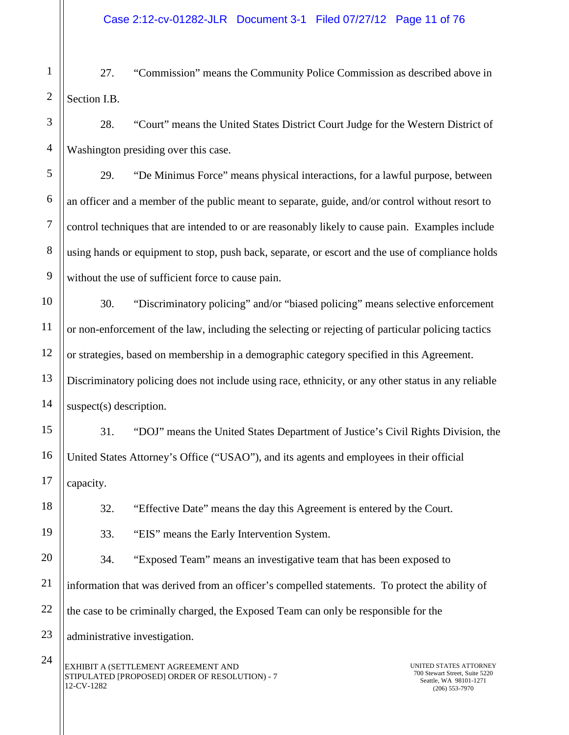27. "Commission" means the Community Police Commission as described above in Section I.B.

28. "Court" means the United States District Court Judge for the Western District of Washington presiding over this case.

29. "De Minimus Force" means physical interactions, for a lawful purpose, between an officer and a member of the public meant to separate, guide, and/or control without resort to control techniques that are intended to or are reasonably likely to cause pain. Examples include using hands or equipment to stop, push back, separate, or escort and the use of compliance holds without the use of sufficient force to cause pain.

30. "Discriminatory policing" and/or "biased policing" means selective enforcement or non-enforcement of the law, including the selecting or rejecting of particular policing tactics or strategies, based on membership in a demographic category specified in this Agreement. Discriminatory policing does not include using race, ethnicity, or any other status in any reliable suspect(s) description.

31. "DOJ" means the United States Department of Justice's Civil Rights Division, the United States Attorney's Office ("USAO"), and its agents and employees in their official capacity.

32. "Effective Date" means the day this Agreement is entered by the Court.

33. "EIS" means the Early Intervention System.

34. "Exposed Team" means an investigative team that has been exposed to information that was derived from an officer's compelled statements. To protect the ability of the case to be criminally charged, the Exposed Team can only be responsible for the administrative investigation.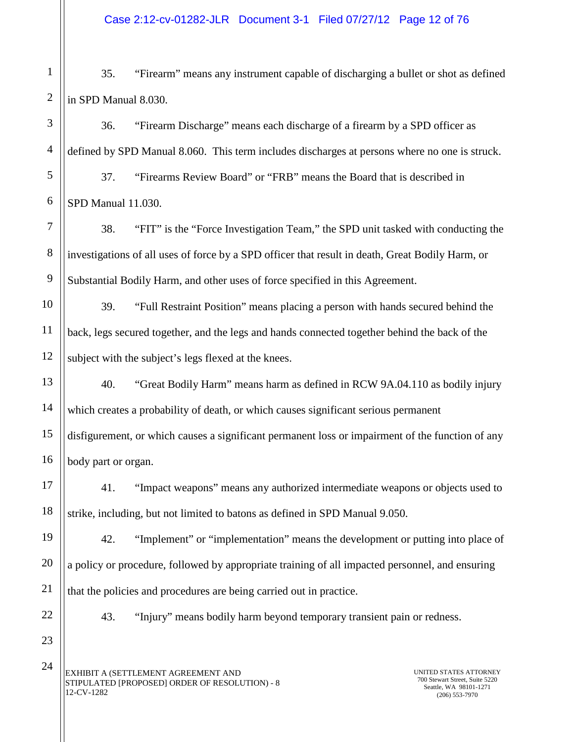35. "Firearm" means any instrument capable of discharging a bullet or shot as defined in SPD Manual 8.030.

36. "Firearm Discharge" means each discharge of a firearm by a SPD officer as defined by SPD Manual 8.060. This term includes discharges at persons where no one is struck.

37. "Firearms Review Board" or "FRB" means the Board that is described in SPD Manual 11.030.

38. "FIT" is the "Force Investigation Team," the SPD unit tasked with conducting the investigations of all uses of force by a SPD officer that result in death, Great Bodily Harm, or Substantial Bodily Harm, and other uses of force specified in this Agreement.

39. "Full Restraint Position" means placing a person with hands secured behind the back, legs secured together, and the legs and hands connected together behind the back of the subject with the subject's legs flexed at the knees.

40. "Great Bodily Harm" means harm as defined in RCW 9A.04.110 as bodily injury which creates a probability of death, or which causes significant serious permanent disfigurement, or which causes a significant permanent loss or impairment of the function of any body part or organ.

41. "Impact weapons" means any authorized intermediate weapons or objects used to strike, including, but not limited to batons as defined in SPD Manual 9.050.

42. "Implement" or "implementation" means the development or putting into place of a policy or procedure, followed by appropriate training of all impacted personnel, and ensuring that the policies and procedures are being carried out in practice.

43. "Injury" means bodily harm beyond temporary transient pain or redness.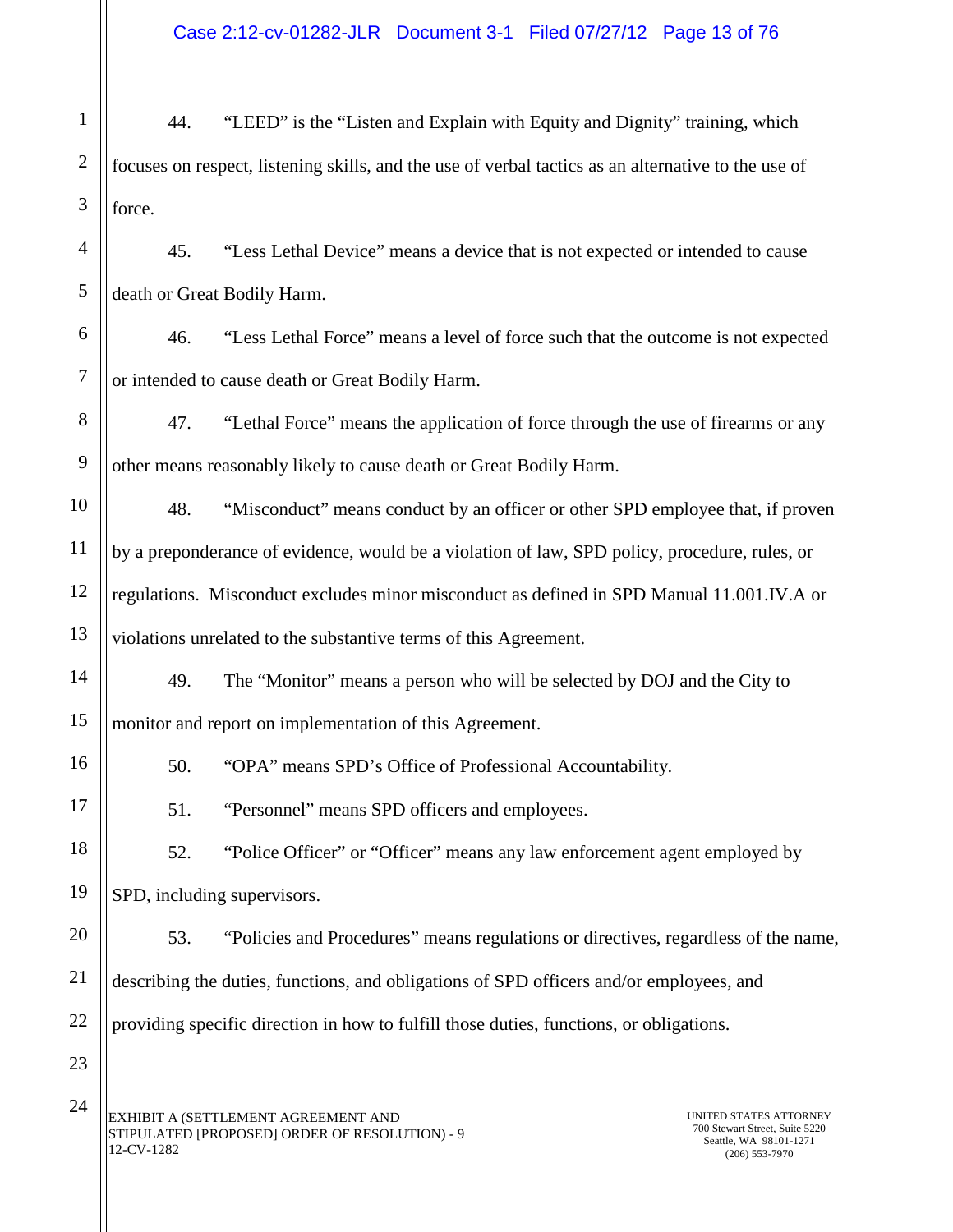44. “LEED” is the “Listen and Explain with Equity and Dignity” training, which focuses on respect, listening skills, and the use of verbal tactics as an alternative to the use of force.

45. “Less Lethal Device” means a device that is not expected or intended to cause death or Great Bodily Harm.

46. “Less Lethal Force” means a level of force such that the outcome is not expected or intended to cause death or Great Bodily Harm.

47. “Lethal Force” means the application of force through the use of firearms or any other means reasonably likely to cause death or Great Bodily Harm.

48. “Misconduct” means conduct by an officer or other SPD employee that, if proven by a preponderance of evidence, would be a violation of law, SPD policy, procedure, rules, or regulations. Misconduct excludes minor misconduct as defined in SPD Manual 11.001.IV.A or violations unrelated to the substantive terms of this Agreement.

49. The “Monitor” means a person who will be selected by DOJ and the City to monitor and report on implementation of this Agreement.

50. “OPA” means SPD’s Office of Professional Accountability.

51. “Personnel” means SPD officers and employees.

52. “Police Officer” or “Officer” means any law enforcement agent employed by SPD, including supervisors.

53. “Policies and Procedures” means regulations or directives, regardless of the name, describing the duties, functions, and obligations of SPD officers and/or employees, and providing specific direction in how to fulfill those duties, functions, or obligations.

EXHIBIT A (SETTLEMENT AGREEMENT AND STIPULATED [PROPOSED] ORDER OF RESOLUTION) - 9
12-CV-1282

UNITED STATES ATTORNEY
700 Stewart Street, Suite 5220
Seattle, WA 98101-1271
(206) 553-7970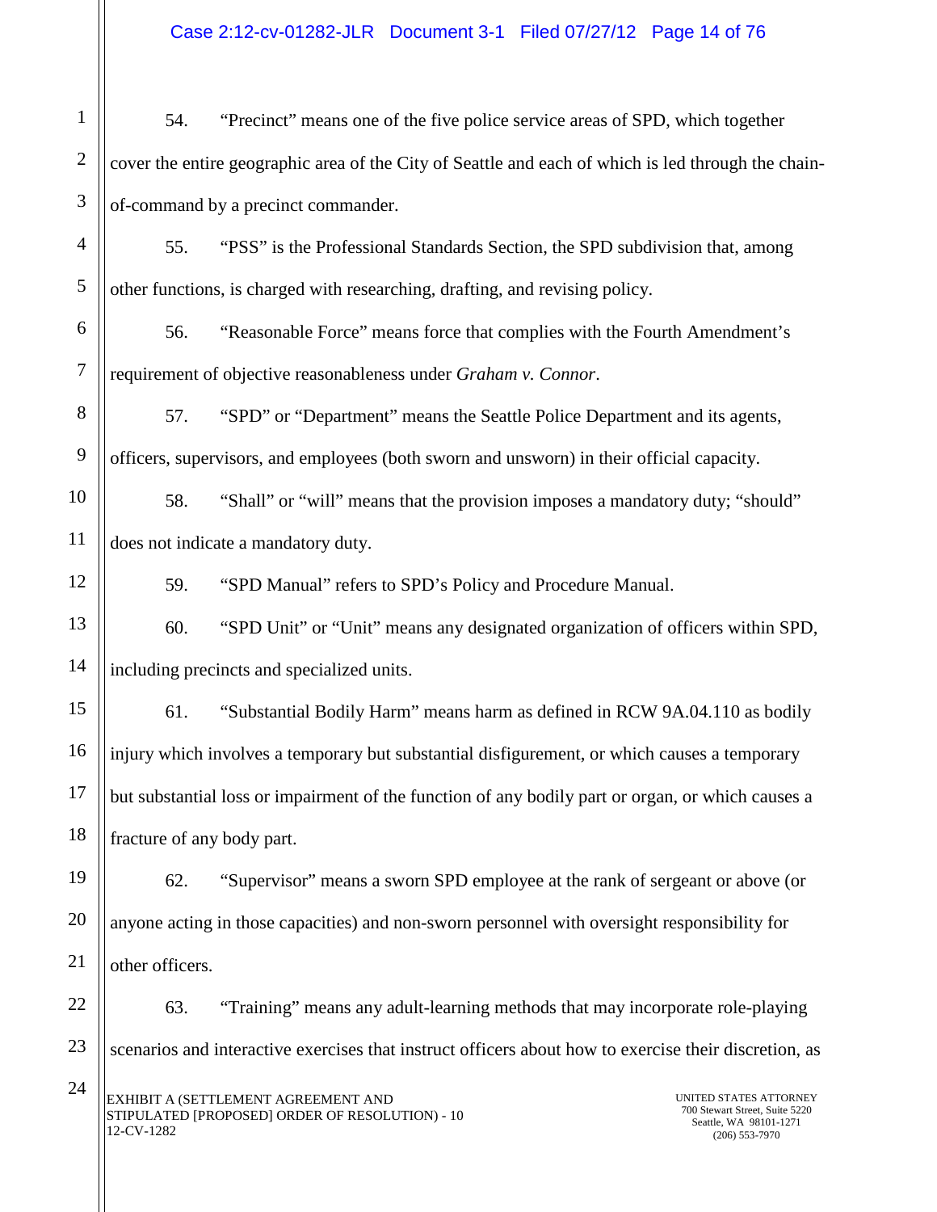54. "Precinct" means one of the five police service areas of SPD, which together cover the entire geographic area of the City of Seattle and each of which is led through the chain-of-command by a precinct commander.

55. "PSS" is the Professional Standards Section, the SPD subdivision that, among other functions, is charged with researching, drafting, and revising policy.

56. "Reasonable Force" means force that complies with the Fourth Amendment's requirement of objective reasonableness under *Graham v. Connor*.

57. "SPD" or "Department" means the Seattle Police Department and its agents, officers, supervisors, and employees (both sworn and unsworn) in their official capacity.

58. "Shall" or "will" means that the provision imposes a mandatory duty; "should" does not indicate a mandatory duty.

59. "SPD Manual" refers to SPD's Policy and Procedure Manual.

60. "SPD Unit" or "Unit" means any designated organization of officers within SPD, including precincts and specialized units.

61. "Substantial Bodily Harm" means harm as defined in RCW 9A.04.110 as bodily injury which involves a temporary but substantial disfigurement, or which causes a temporary but substantial loss or impairment of the function of any bodily part or organ, or which causes a fracture of any body part.

62. "Supervisor" means a sworn SPD employee at the rank of sergeant or above (or anyone acting in those capacities) and non-sworn personnel with oversight responsibility for other officers.

63. "Training" means any adult-learning methods that may incorporate role-playing scenarios and interactive exercises that instruct officers about how to exercise their discretion, as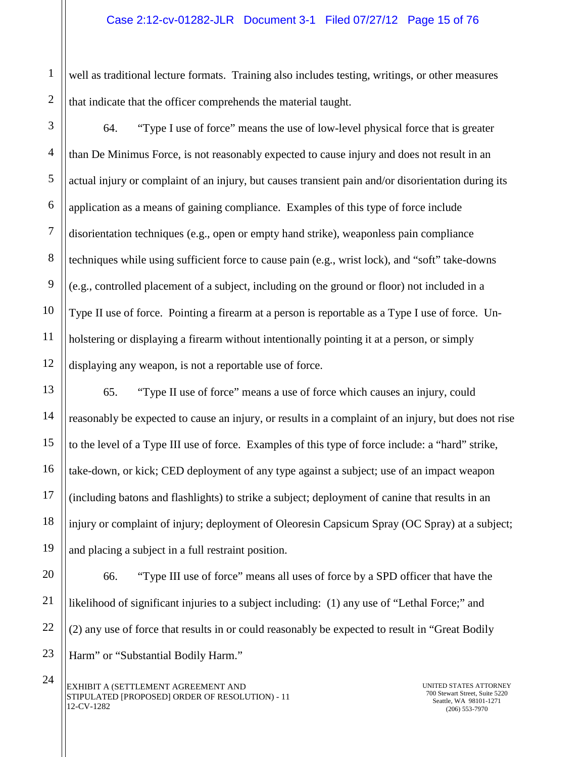well as traditional lecture formats. Training also includes testing, writings, or other measures that indicate that the officer comprehends the material taught.

64. "Type I use of force" means the use of low-level physical force that is greater than De Minimus Force, is not reasonably expected to cause injury and does not result in an actual injury or complaint of an injury, but causes transient pain and/or disorientation during its application as a means of gaining compliance. Examples of this type of force include disorientation techniques (e.g., open or empty hand strike), weaponless pain compliance techniques while using sufficient force to cause pain (e.g., wrist lock), and "soft" take-downs (e.g., controlled placement of a subject, including on the ground or floor) not included in a Type II use of force. Pointing a firearm at a person is reportable as a Type I use of force. Un-holstering or displaying a firearm without intentionally pointing it at a person, or simply displaying any weapon, is not a reportable use of force.

65. "Type II use of force" means a use of force which causes an injury, could reasonably be expected to cause an injury, or results in a complaint of an injury, but does not rise to the level of a Type III use of force. Examples of this type of force include: a "hard" strike, take-down, or kick; CED deployment of any type against a subject; use of an impact weapon (including batons and flashlights) to strike a subject; deployment of canine that results in an injury or complaint of injury; deployment of Oleoresin Capsicum Spray (OC Spray) at a subject; and placing a subject in a full restraint position.

66. "Type III use of force" means all uses of force by a SPD officer that have the likelihood of significant injuries to a subject including: (1) any use of "Lethal Force;" and (2) any use of force that results in or could reasonably be expected to result in "Great Bodily Harm" or "Substantial Bodily Harm."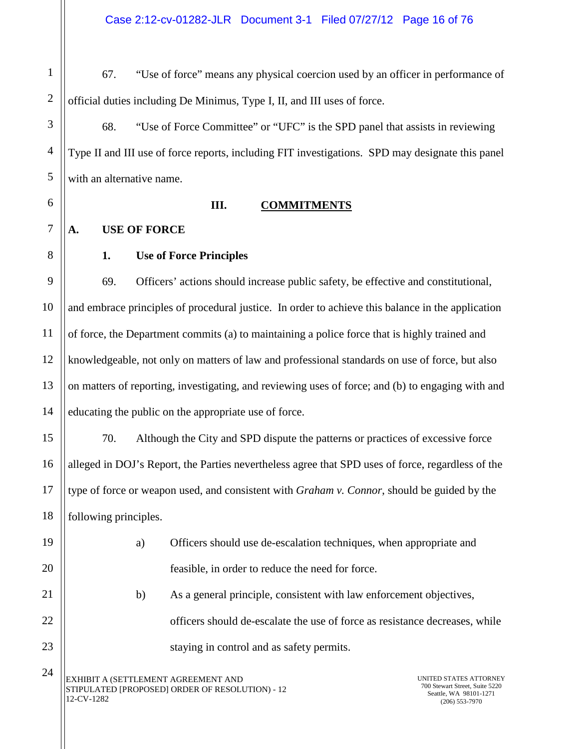67. "Use of force" means any physical coercion used by an officer in performance of official duties including De Minimus, Type I, II, and III uses of force.

68. "Use of Force Committee" or "UFC" is the SPD panel that assists in reviewing Type II and III use of force reports, including FIT investigations. SPD may designate this panel with an alternative name.

## III. COMMITMENTS

### A. USE OF FORCE

#### 1. Use of Force Principles

69. Officers' actions should increase public safety, be effective and constitutional, and embrace principles of procedural justice. In order to achieve this balance in the application of force, the Department commits (a) to maintaining a police force that is highly trained and knowledgeable, not only on matters of law and professional standards on use of force, but also on matters of reporting, investigating, and reviewing uses of force; and (b) to engaging with and educating the public on the appropriate use of force.

70. Although the City and SPD dispute the patterns or practices of excessive force alleged in DOJ's Report, the Parties nevertheless agree that SPD uses of force, regardless of the type of force or weapon used, and consistent with *Graham v. Connor*, should be guided by the following principles.

a) Officers should use de-escalation techniques, when appropriate and feasible, in order to reduce the need for force.

b) As a general principle, consistent with law enforcement objectives, officers should de-escalate the use of force as resistance decreases, while staying in control and as safety permits.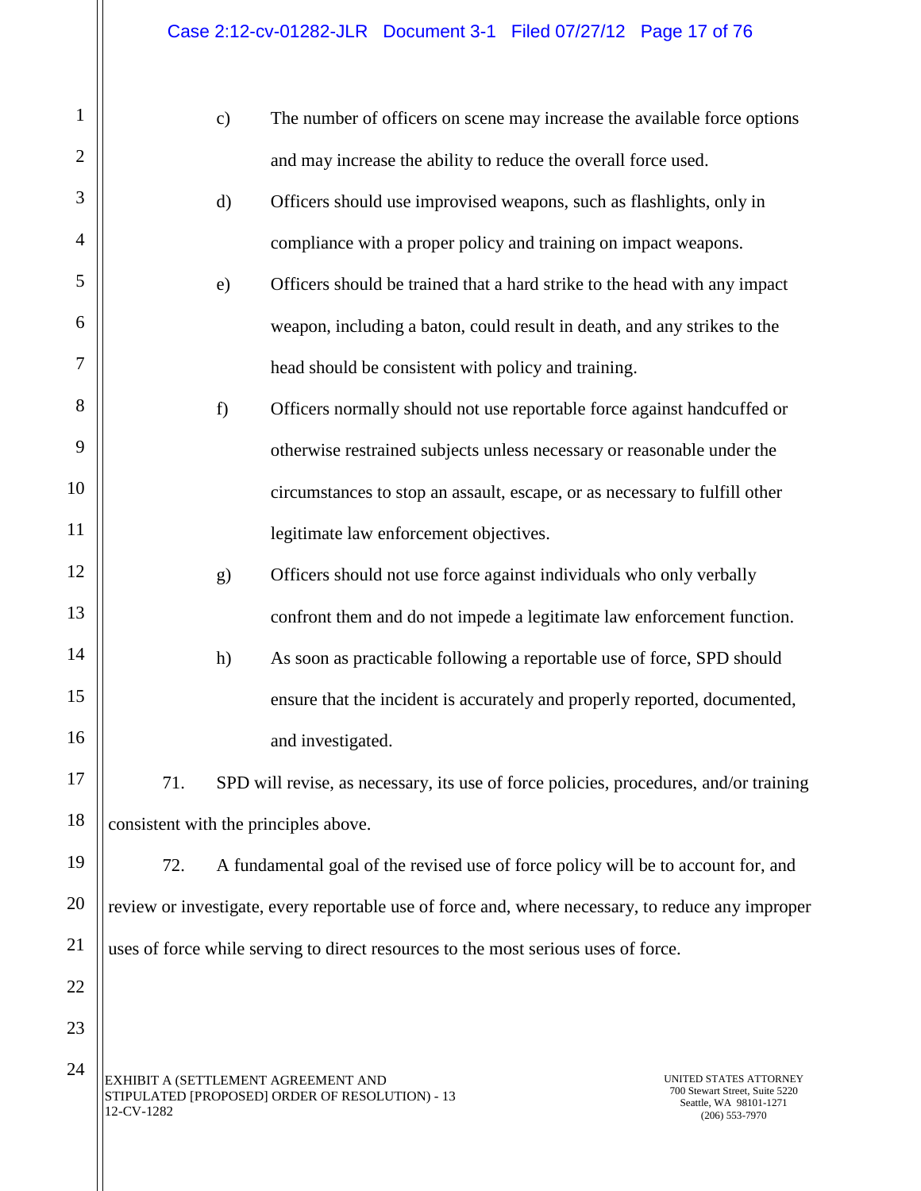c) The number of officers on scene may increase the available force options and may increase the ability to reduce the overall force used.

d) Officers should use improvised weapons, such as flashlights, only in compliance with a proper policy and training on impact weapons.

e) Officers should be trained that a hard strike to the head with any impact weapon, including a baton, could result in death, and any strikes to the head should be consistent with policy and training.

f) Officers normally should not use reportable force against handcuffed or otherwise restrained subjects unless necessary or reasonable under the circumstances to stop an assault, escape, or as necessary to fulfill other legitimate law enforcement objectives.

g) Officers should not use force against individuals who only verbally confront them and do not impede a legitimate law enforcement function.

h) As soon as practicable following a reportable use of force, SPD should ensure that the incident is accurately and properly reported, documented, and investigated.

71. SPD will revise, as necessary, its use of force policies, procedures, and/or training consistent with the principles above.

72. A fundamental goal of the revised use of force policy will be to account for, and review or investigate, every reportable use of force and, where necessary, to reduce any improper uses of force while serving to direct resources to the most serious uses of force.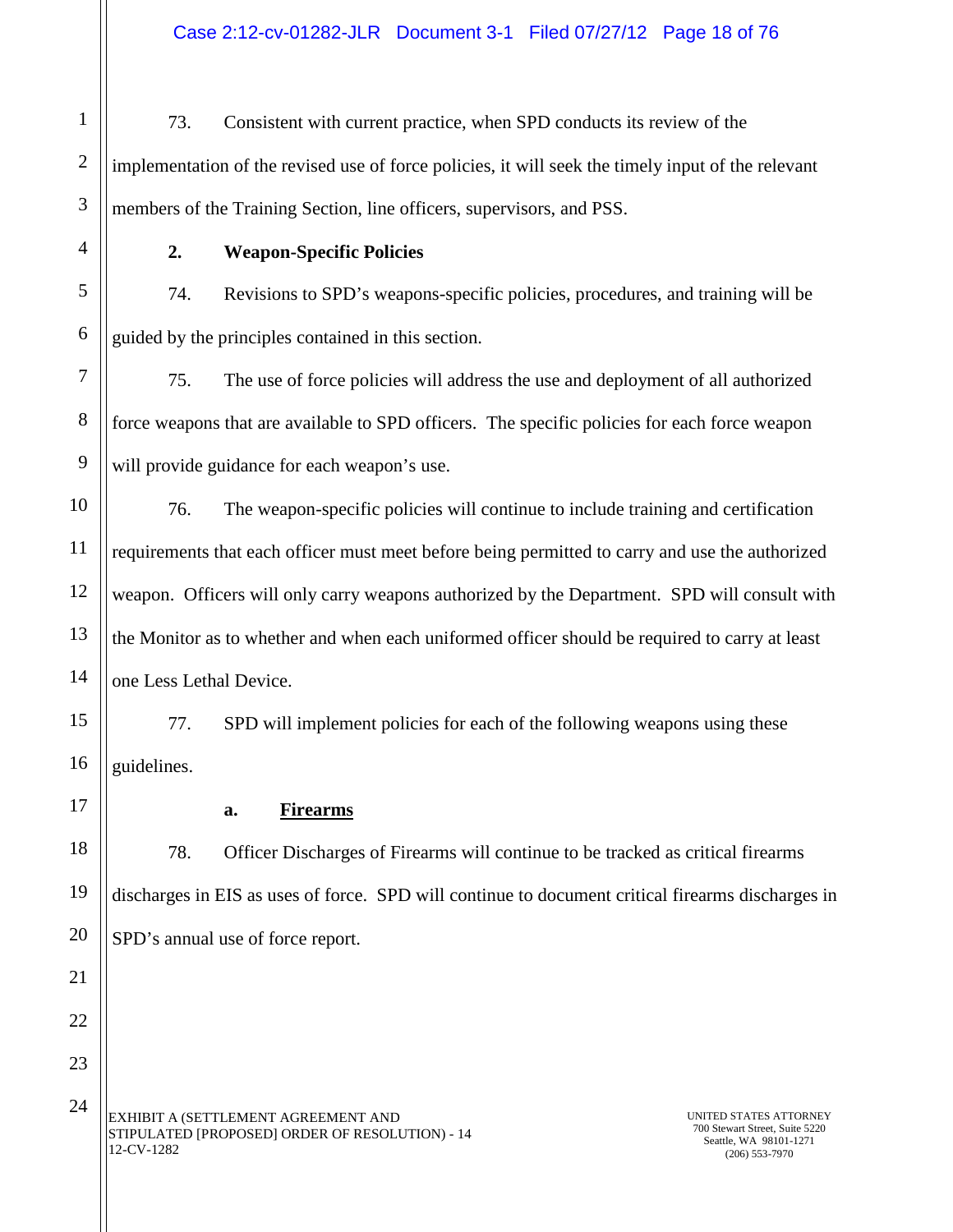73. Consistent with current practice, when SPD conducts its review of the implementation of the revised use of force policies, it will seek the timely input of the relevant members of the Training Section, line officers, supervisors, and PSS.

### 2. Weapon-Specific Policies

74. Revisions to SPD's weapons-specific policies, procedures, and training will be guided by the principles contained in this section.

75. The use of force policies will address the use and deployment of all authorized force weapons that are available to SPD officers. The specific policies for each force weapon will provide guidance for each weapon's use.

76. The weapon-specific policies will continue to include training and certification requirements that each officer must meet before being permitted to carry and use the authorized weapon. Officers will only carry weapons authorized by the Department. SPD will consult with the Monitor as to whether and when each uniformed officer should be required to carry at least one Less Lethal Device.

77. SPD will implement policies for each of the following weapons using these guidelines.

#### a. Firearms

78. Officer Discharges of Firearms will continue to be tracked as critical firearms discharges in EIS as uses of force. SPD will continue to document critical firearms discharges in SPD's annual use of force report.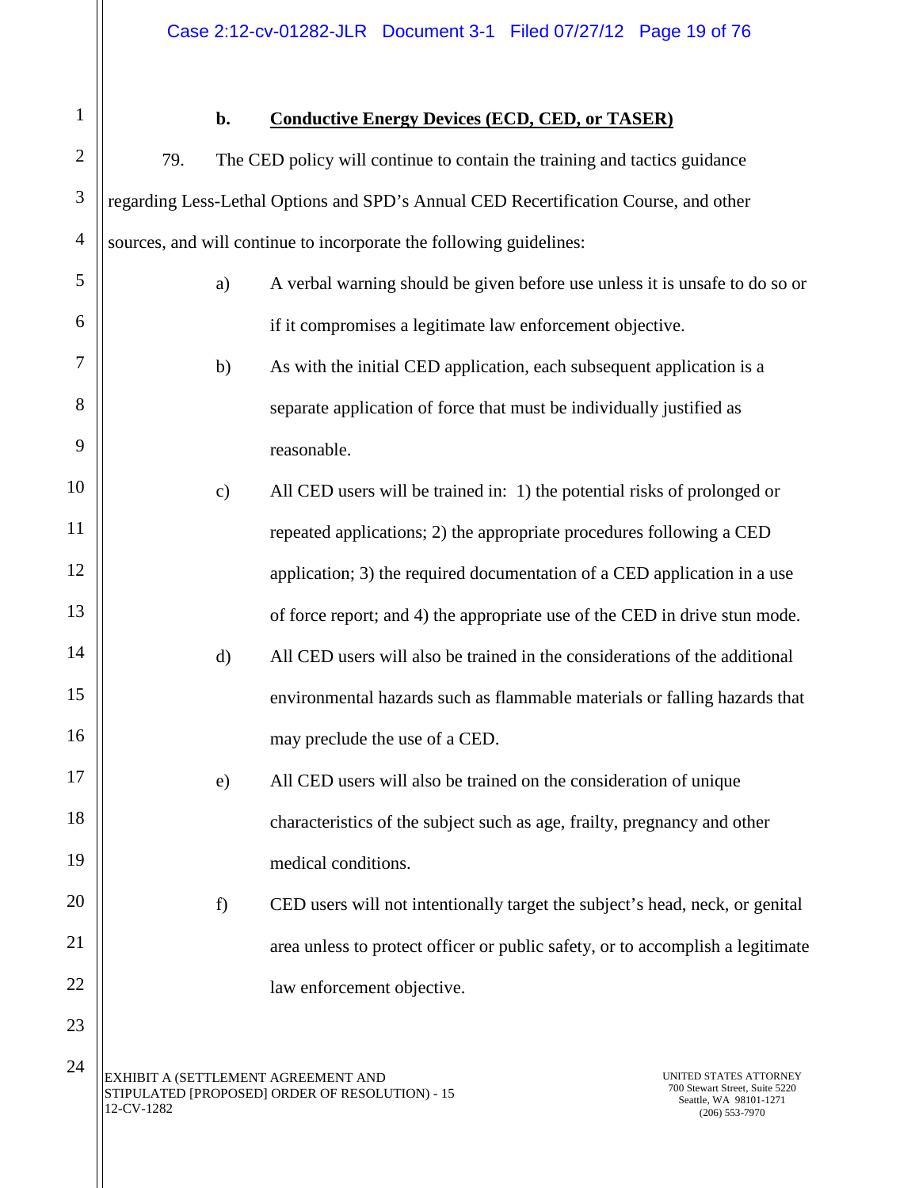### b. Conductive Energy Devices (ECD, CED, or TASER)

79. The CED policy will continue to contain the training and tactics guidance regarding Less-Lethal Options and SPD's Annual CED Recertification Course, and other sources, and will continue to incorporate the following guidelines:

a) A verbal warning should be given before use unless it is unsafe to do so or if it compromises a legitimate law enforcement objective.

b) As with the initial CED application, each subsequent application is a separate application of force that must be individually justified as reasonable.

c) All CED users will be trained in: 1) the potential risks of prolonged or repeated applications; 2) the appropriate procedures following a CED application; 3) the required documentation of a CED application in a use of force report; and 4) the appropriate use of the CED in drive stun mode.

d) All CED users will also be trained in the considerations of the additional environmental hazards such as flammable materials or falling hazards that may preclude the use of a CED.

e) All CED users will also be trained on the consideration of unique characteristics of the subject such as age, frailty, pregnancy and other medical conditions.

f) CED users will not intentionally target the subject's head, neck, or genital area unless to protect officer or public safety, or to accomplish a legitimate law enforcement objective.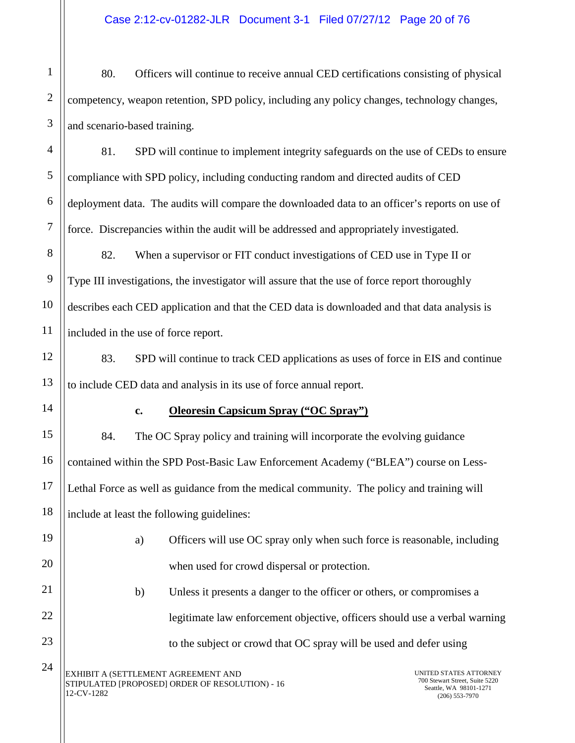80. Officers will continue to receive annual CED certifications consisting of physical competency, weapon retention, SPD policy, including any policy changes, technology changes, and scenario-based training.

81. SPD will continue to implement integrity safeguards on the use of CEDs to ensure compliance with SPD policy, including conducting random and directed audits of CED deployment data. The audits will compare the downloaded data to an officer's reports on use of force. Discrepancies within the audit will be addressed and appropriately investigated.

82. When a supervisor or FIT conduct investigations of CED use in Type II or Type III investigations, the investigator will assure that the use of force report thoroughly describes each CED application and that the CED data is downloaded and that data analysis is included in the use of force report.

83. SPD will continue to track CED applications as uses of force in EIS and continue to include CED data and analysis in its use of force annual report.

### c. Oleoresin Capsicum Spray ("OC Spray")

84. The OC Spray policy and training will incorporate the evolving guidance contained within the SPD Post-Basic Law Enforcement Academy ("BLEA") course on Less-Lethal Force as well as guidance from the medical community. The policy and training will include at least the following guidelines:

a) Officers will use OC spray only when such force is reasonable, including when used for crowd dispersal or protection.

b) Unless it presents a danger to the officer or others, or compromises a legitimate law enforcement objective, officers should use a verbal warning to the subject or crowd that OC spray will be used and defer using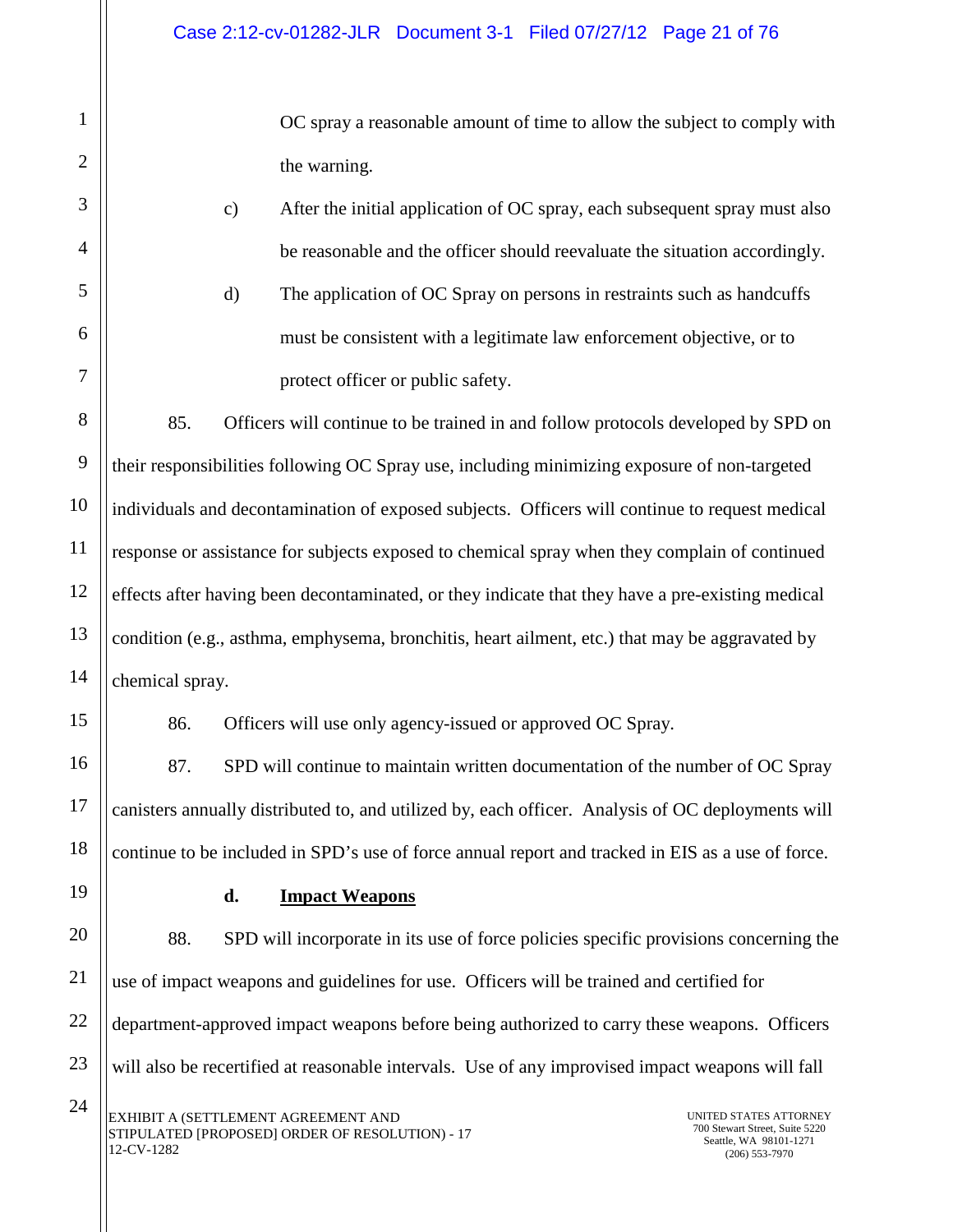OC spray a reasonable amount of time to allow the subject to comply with the warning.

c) After the initial application of OC spray, each subsequent spray must also be reasonable and the officer should reevaluate the situation accordingly.

d) The application of OC Spray on persons in restraints such as handcuffs must be consistent with a legitimate law enforcement objective, or to protect officer or public safety.

85. Officers will continue to be trained in and follow protocols developed by SPD on their responsibilities following OC Spray use, including minimizing exposure of non-targeted individuals and decontamination of exposed subjects. Officers will continue to request medical response or assistance for subjects exposed to chemical spray when they complain of continued effects after having been decontaminated, or they indicate that they have a pre-existing medical condition (e.g., asthma, emphysema, bronchitis, heart ailment, etc.) that may be aggravated by chemical spray.

86. Officers will use only agency-issued or approved OC Spray.

87. SPD will continue to maintain written documentation of the number of OC Spray canisters annually distributed to, and utilized by, each officer. Analysis of OC deployments will continue to be included in SPD's use of force annual report and tracked in EIS as a use of force.

**d. Impact Weapons**

88. SPD will incorporate in its use of force policies specific provisions concerning the use of impact weapons and guidelines for use. Officers will be trained and certified for department-approved impact weapons before being authorized to carry these weapons. Officers will also be recertified at reasonable intervals. Use of any improvised impact weapons will fall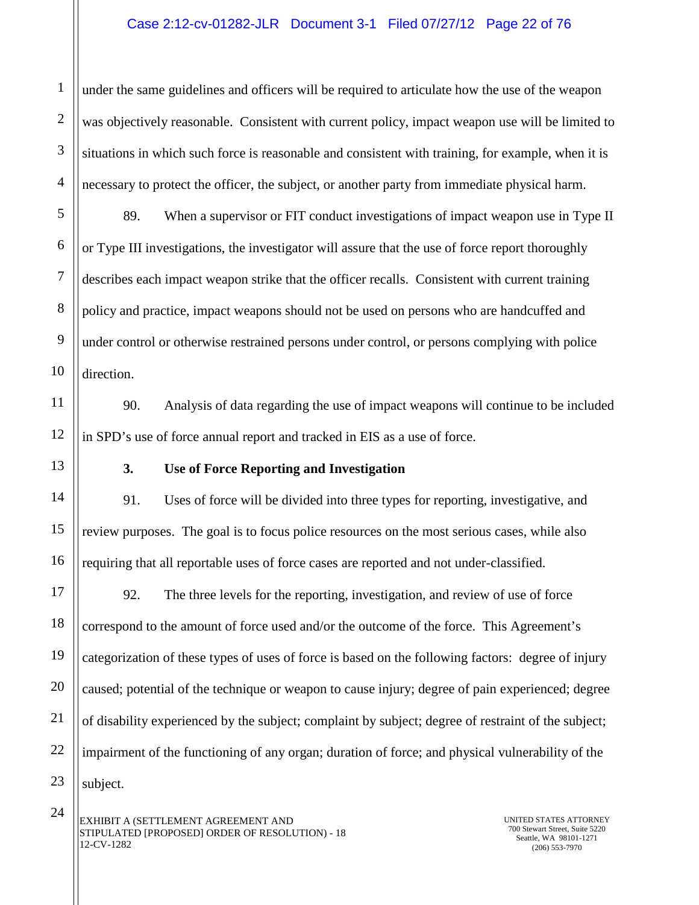under the same guidelines and officers will be required to articulate how the use of the weapon was objectively reasonable. Consistent with current policy, impact weapon use will be limited to situations in which such force is reasonable and consistent with training, for example, when it is necessary to protect the officer, the subject, or another party from immediate physical harm.

89. When a supervisor or FIT conduct investigations of impact weapon use in Type II or Type III investigations, the investigator will assure that the use of force report thoroughly describes each impact weapon strike that the officer recalls. Consistent with current training policy and practice, impact weapons should not be used on persons who are handcuffed and under control or otherwise restrained persons under control, or persons complying with police direction.

90. Analysis of data regarding the use of impact weapons will continue to be included in SPD's use of force annual report and tracked in EIS as a use of force.

### 3. Use of Force Reporting and Investigation

91. Uses of force will be divided into three types for reporting, investigative, and review purposes. The goal is to focus police resources on the most serious cases, while also requiring that all reportable uses of force cases are reported and not under-classified.

92. The three levels for the reporting, investigation, and review of use of force correspond to the amount of force used and/or the outcome of the force. This Agreement's categorization of these types of uses of force is based on the following factors: degree of injury caused; potential of the technique or weapon to cause injury; degree of pain experienced; degree of disability experienced by the subject; complaint by subject; degree of restraint of the subject; impairment of the functioning of any organ; duration of force; and physical vulnerability of the subject.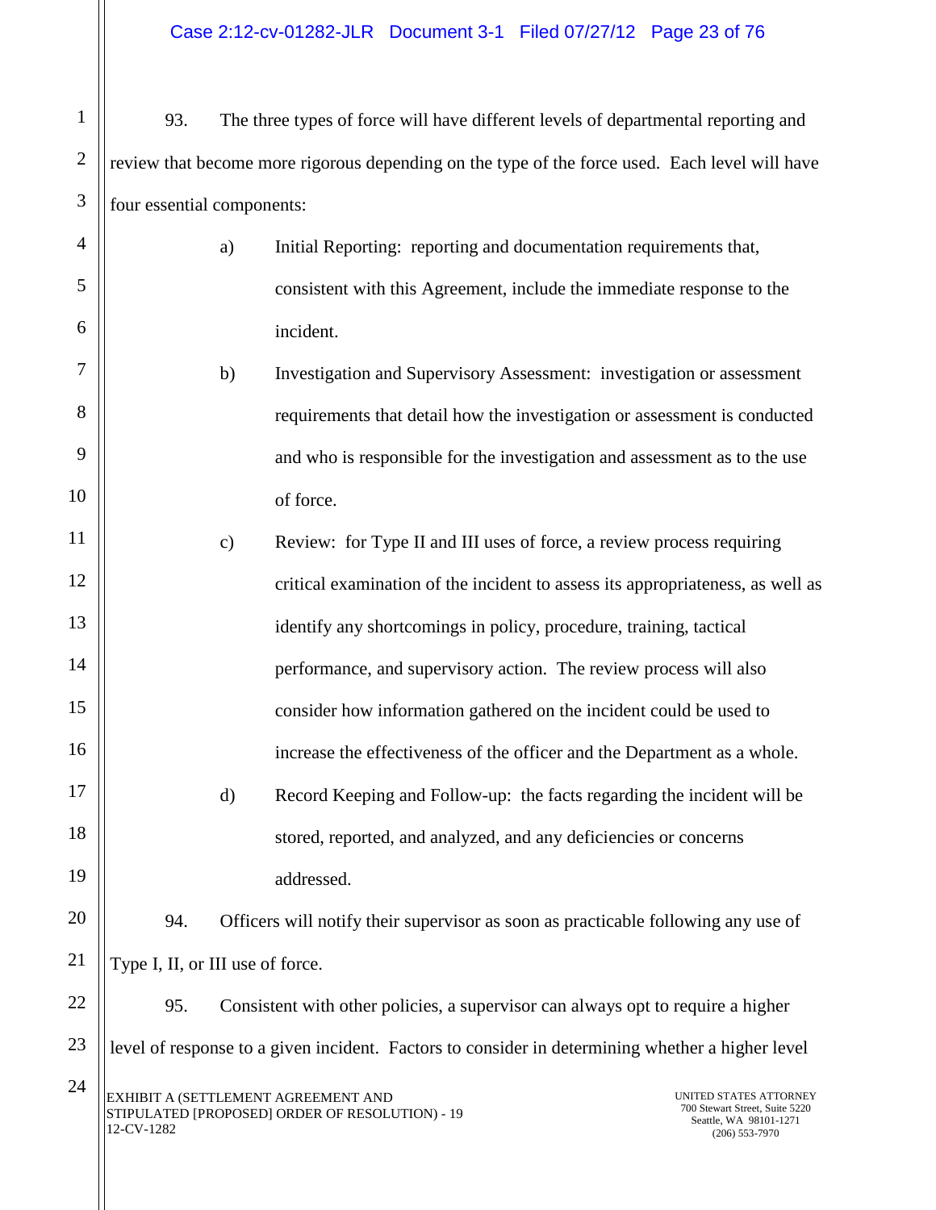93. The three types of force will have different levels of departmental reporting and review that become more rigorous depending on the type of the force used. Each level will have four essential components:

a) Initial Reporting: reporting and documentation requirements that, consistent with this Agreement, include the immediate response to the incident.

b) Investigation and Supervisory Assessment: investigation or assessment requirements that detail how the investigation or assessment is conducted and who is responsible for the investigation and assessment as to the use of force.

c) Review: for Type II and III uses of force, a review process requiring critical examination of the incident to assess its appropriateness, as well as identify any shortcomings in policy, procedure, training, tactical performance, and supervisory action. The review process will also consider how information gathered on the incident could be used to increase the effectiveness of the officer and the Department as a whole.

d) Record Keeping and Follow-up: the facts regarding the incident will be stored, reported, and analyzed, and any deficiencies or concerns addressed.

94. Officers will notify their supervisor as soon as practicable following any use of Type I, II, or III use of force.

95. Consistent with other policies, a supervisor can always opt to require a higher level of response to a given incident. Factors to consider in determining whether a higher level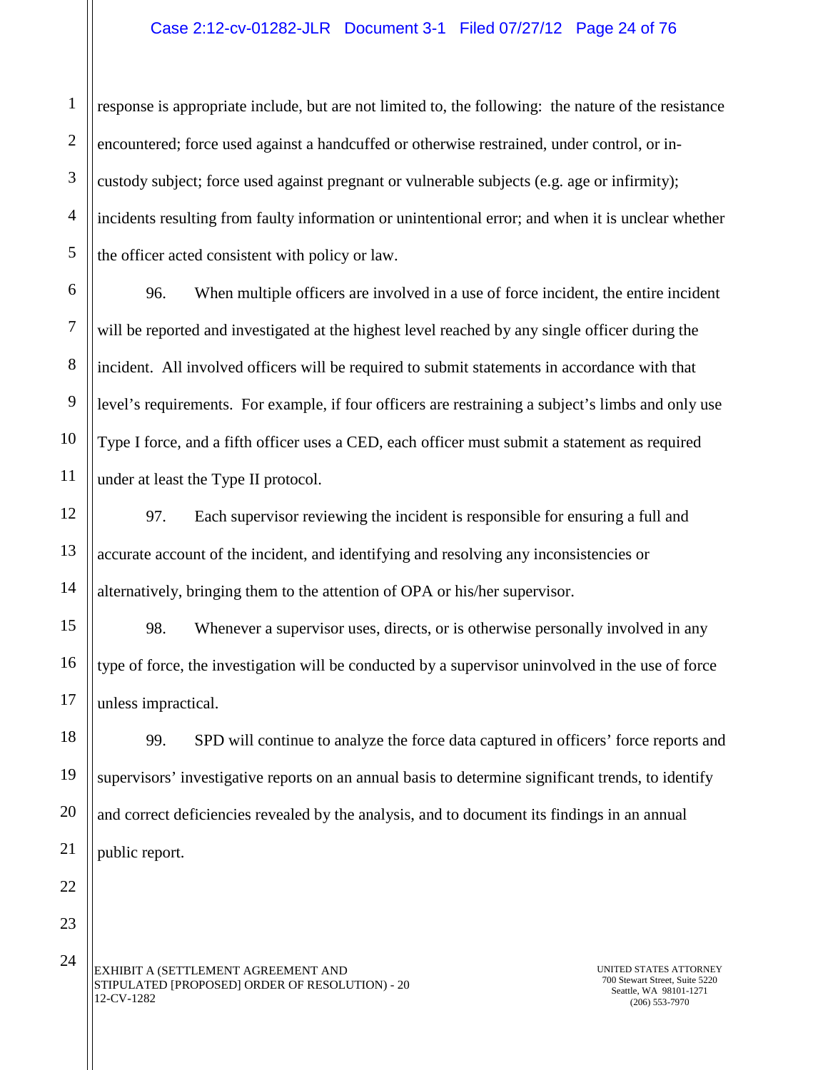response is appropriate include, but are not limited to, the following: the nature of the resistance encountered; force used against a handcuffed or otherwise restrained, under control, or in-custody subject; force used against pregnant or vulnerable subjects (e.g. age or infirmity); incidents resulting from faulty information or unintentional error; and when it is unclear whether the officer acted consistent with policy or law.

96. When multiple officers are involved in a use of force incident, the entire incident will be reported and investigated at the highest level reached by any single officer during the incident. All involved officers will be required to submit statements in accordance with that level's requirements. For example, if four officers are restraining a subject's limbs and only use Type I force, and a fifth officer uses a CED, each officer must submit a statement as required under at least the Type II protocol.

97. Each supervisor reviewing the incident is responsible for ensuring a full and accurate account of the incident, and identifying and resolving any inconsistencies or alternatively, bringing them to the attention of OPA or his/her supervisor.

98. Whenever a supervisor uses, directs, or is otherwise personally involved in any type of force, the investigation will be conducted by a supervisor uninvolved in the use of force unless impractical.

99. SPD will continue to analyze the force data captured in officers' force reports and supervisors' investigative reports on an annual basis to determine significant trends, to identify and correct deficiencies revealed by the analysis, and to document its findings in an annual public report.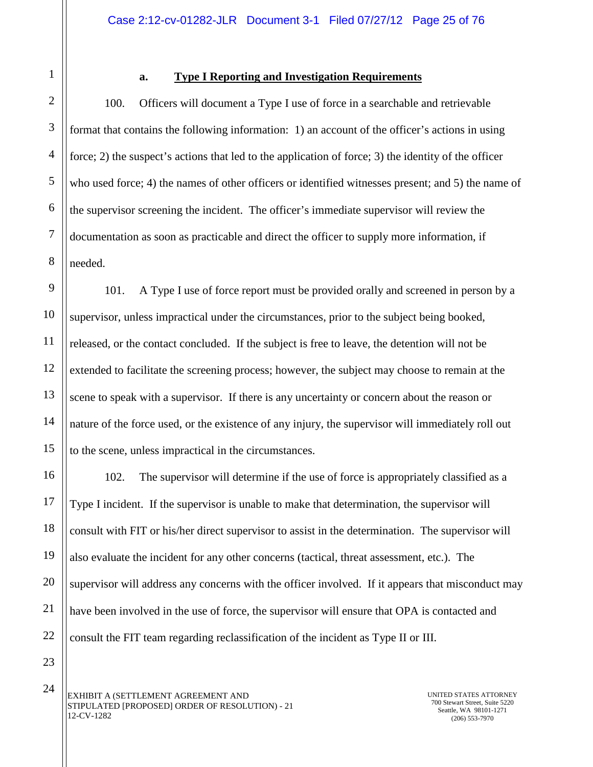### a. Type I Reporting and Investigation Requirements

100. Officers will document a Type I use of force in a searchable and retrievable format that contains the following information: 1) an account of the officer's actions in using force; 2) the suspect's actions that led to the application of force; 3) the identity of the officer who used force; 4) the names of other officers or identified witnesses present; and 5) the name of the supervisor screening the incident. The officer's immediate supervisor will review the documentation as soon as practicable and direct the officer to supply more information, if needed.

101. A Type I use of force report must be provided orally and screened in person by a supervisor, unless impractical under the circumstances, prior to the subject being booked, released, or the contact concluded. If the subject is free to leave, the detention will not be extended to facilitate the screening process; however, the subject may choose to remain at the scene to speak with a supervisor. If there is any uncertainty or concern about the reason or nature of the force used, or the existence of any injury, the supervisor will immediately roll out to the scene, unless impractical in the circumstances.

102. The supervisor will determine if the use of force is appropriately classified as a Type I incident. If the supervisor is unable to make that determination, the supervisor will consult with FIT or his/her direct supervisor to assist in the determination. The supervisor will also evaluate the incident for any other concerns (tactical, threat assessment, etc.). The supervisor will address any concerns with the officer involved. If it appears that misconduct may have been involved in the use of force, the supervisor will ensure that OPA is contacted and consult the FIT team regarding reclassification of the incident as Type II or III.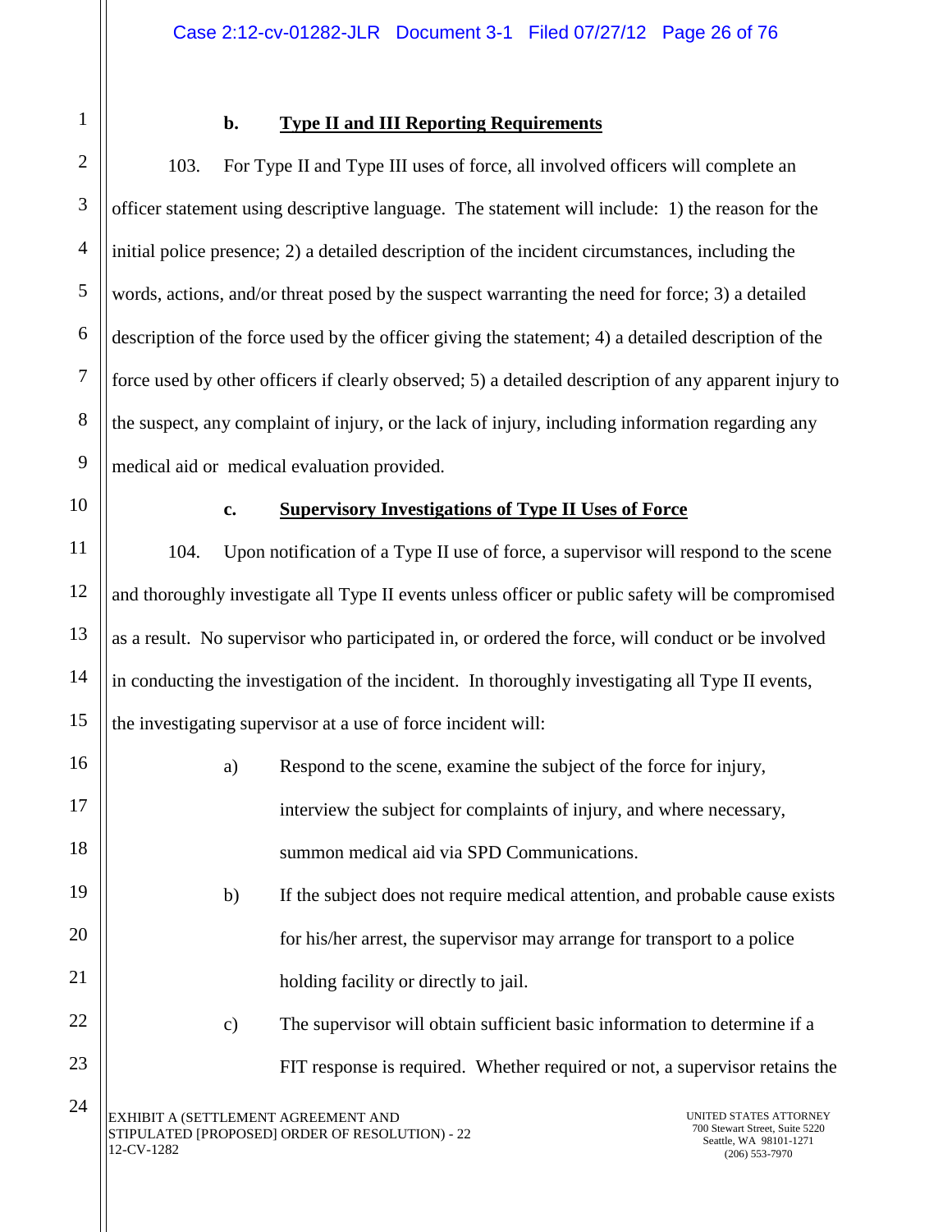**b. Type II and III Reporting Requirements**

103. For Type II and Type III uses of force, all involved officers will complete an officer statement using descriptive language. The statement will include: 1) the reason for the initial police presence; 2) a detailed description of the incident circumstances, including the words, actions, and/or threat posed by the suspect warranting the need for force; 3) a detailed description of the force used by the officer giving the statement; 4) a detailed description of the force used by other officers if clearly observed; 5) a detailed description of any apparent injury to the suspect, any complaint of injury, or the lack of injury, including information regarding any medical aid or medical evaluation provided.

**c. Supervisory Investigations of Type II Uses of Force**

104. Upon notification of a Type II use of force, a supervisor will respond to the scene and thoroughly investigate all Type II events unless officer or public safety will be compromised as a result. No supervisor who participated in, or ordered the force, will conduct or be involved in conducting the investigation of the incident. In thoroughly investigating all Type II events, the investigating supervisor at a use of force incident will:

a) Respond to the scene, examine the subject of the force for injury, interview the subject for complaints of injury, and where necessary, summon medical aid via SPD Communications.

b) If the subject does not require medical attention, and probable cause exists for his/her arrest, the supervisor may arrange for transport to a police holding facility or directly to jail.

c) The supervisor will obtain sufficient basic information to determine if a FIT response is required. Whether required or not, a supervisor retains the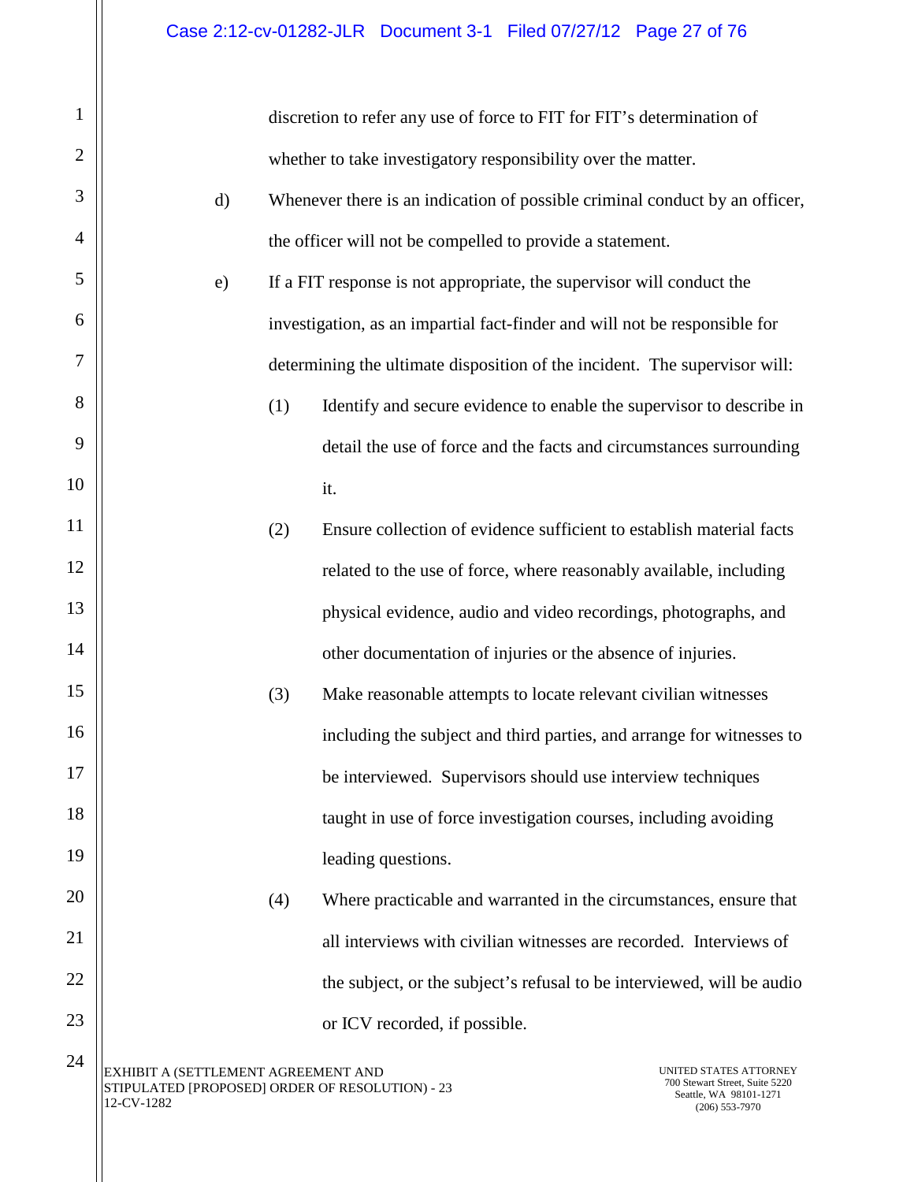discretion to refer any use of force to FIT for FIT's determination of whether to take investigatory responsibility over the matter.

d) Whenever there is an indication of possible criminal conduct by an officer, the officer will not be compelled to provide a statement.

e) If a FIT response is not appropriate, the supervisor will conduct the investigation, as an impartial fact-finder and will not be responsible for determining the ultimate disposition of the incident. The supervisor will:

   (1) Identify and secure evidence to enable the supervisor to describe in detail the use of force and the facts and circumstances surrounding it.

   (2) Ensure collection of evidence sufficient to establish material facts related to the use of force, where reasonably available, including physical evidence, audio and video recordings, photographs, and other documentation of injuries or the absence of injuries.

   (3) Make reasonable attempts to locate relevant civilian witnesses including the subject and third parties, and arrange for witnesses to be interviewed. Supervisors should use interview techniques taught in use of force investigation courses, including avoiding leading questions.

   (4) Where practicable and warranted in the circumstances, ensure that all interviews with civilian witnesses are recorded. Interviews of the subject, or the subject's refusal to be interviewed, will be audio or ICV recorded, if possible.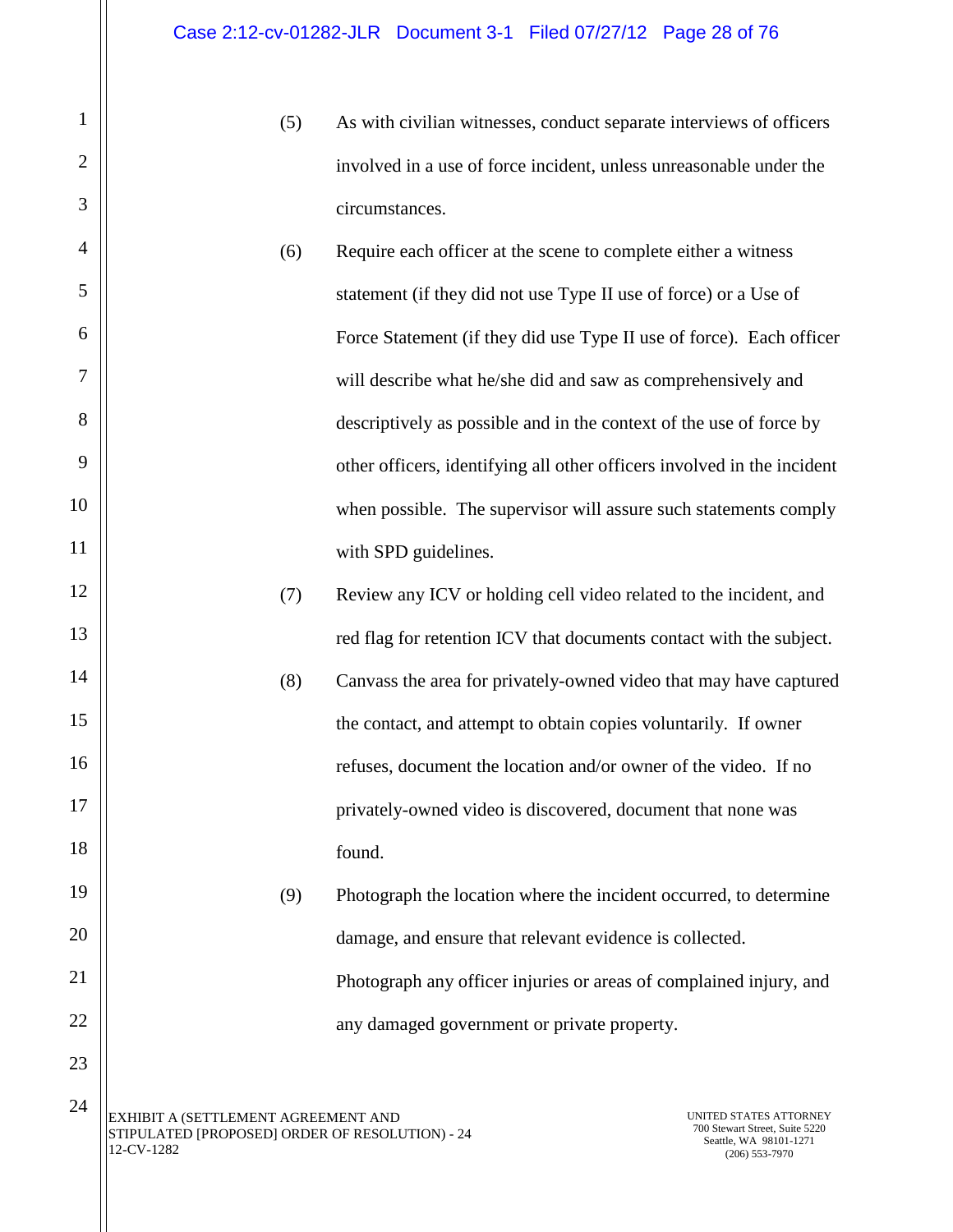(5) As with civilian witnesses, conduct separate interviews of officers involved in a use of force incident, unless unreasonable under the circumstances.

(6) Require each officer at the scene to complete either a witness statement (if they did not use Type II use of force) or a Use of Force Statement (if they did use Type II use of force). Each officer will describe what he/she did and saw as comprehensively and descriptively as possible and in the context of the use of force by other officers, identifying all other officers involved in the incident when possible. The supervisor will assure such statements comply with SPD guidelines.

(7) Review any ICV or holding cell video related to the incident, and red flag for retention ICV that documents contact with the subject.

(8) Canvass the area for privately-owned video that may have captured the contact, and attempt to obtain copies voluntarily. If owner refuses, document the location and/or owner of the video. If no privately-owned video is discovered, document that none was found.

(9) Photograph the location where the incident occurred, to determine damage, and ensure that relevant evidence is collected. Photograph any officer injuries or areas of complained injury, and any damaged government or private property.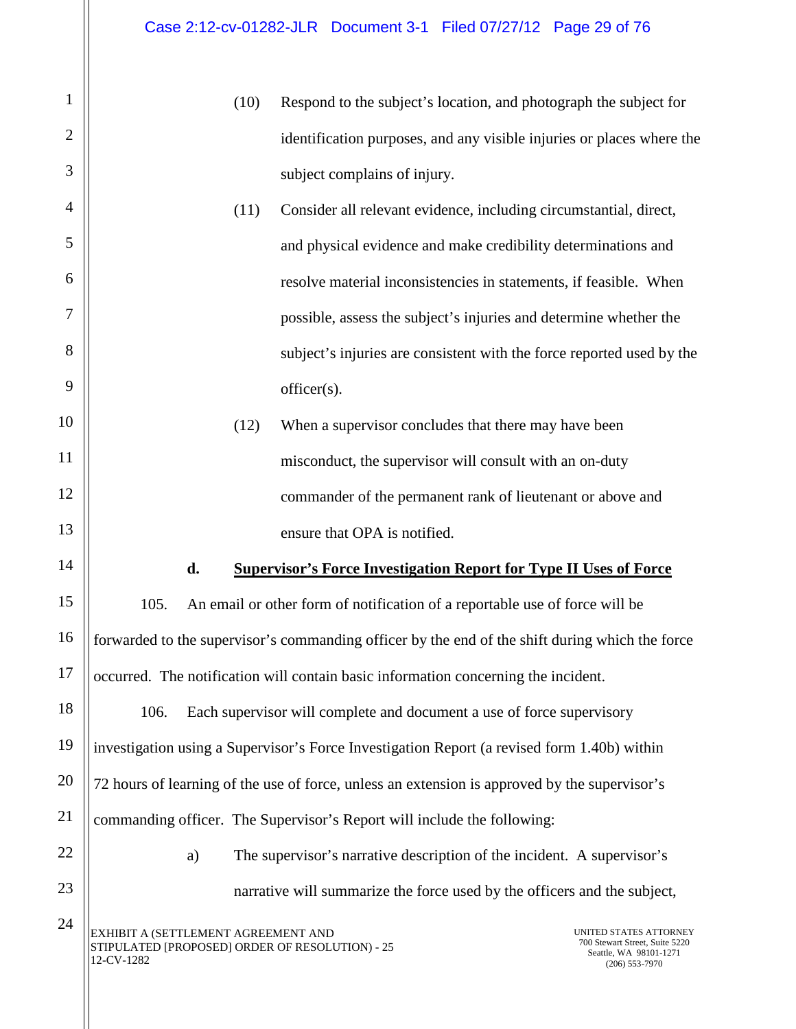(10) Respond to the subject's location, and photograph the subject for identification purposes, and any visible injuries or places where the subject complains of injury.

(11) Consider all relevant evidence, including circumstantial, direct, and physical evidence and make credibility determinations and resolve material inconsistencies in statements, if feasible. When possible, assess the subject's injuries and determine whether the subject's injuries are consistent with the force reported used by the officer(s).

(12) When a supervisor concludes that there may have been misconduct, the supervisor will consult with an on-duty commander of the permanent rank of lieutenant or above and ensure that OPA is notified.

**d. Supervisor's Force Investigation Report for Type II Uses of Force**

105. An email or other form of notification of a reportable use of force will be forwarded to the supervisor's commanding officer by the end of the shift during which the force occurred. The notification will contain basic information concerning the incident.

106. Each supervisor will complete and document a use of force supervisory investigation using a Supervisor's Force Investigation Report (a revised form 1.40b) within 72 hours of learning of the use of force, unless an extension is approved by the supervisor's commanding officer. The Supervisor's Report will include the following:

a) The supervisor's narrative description of the incident. A supervisor's narrative will summarize the force used by the officers and the subject,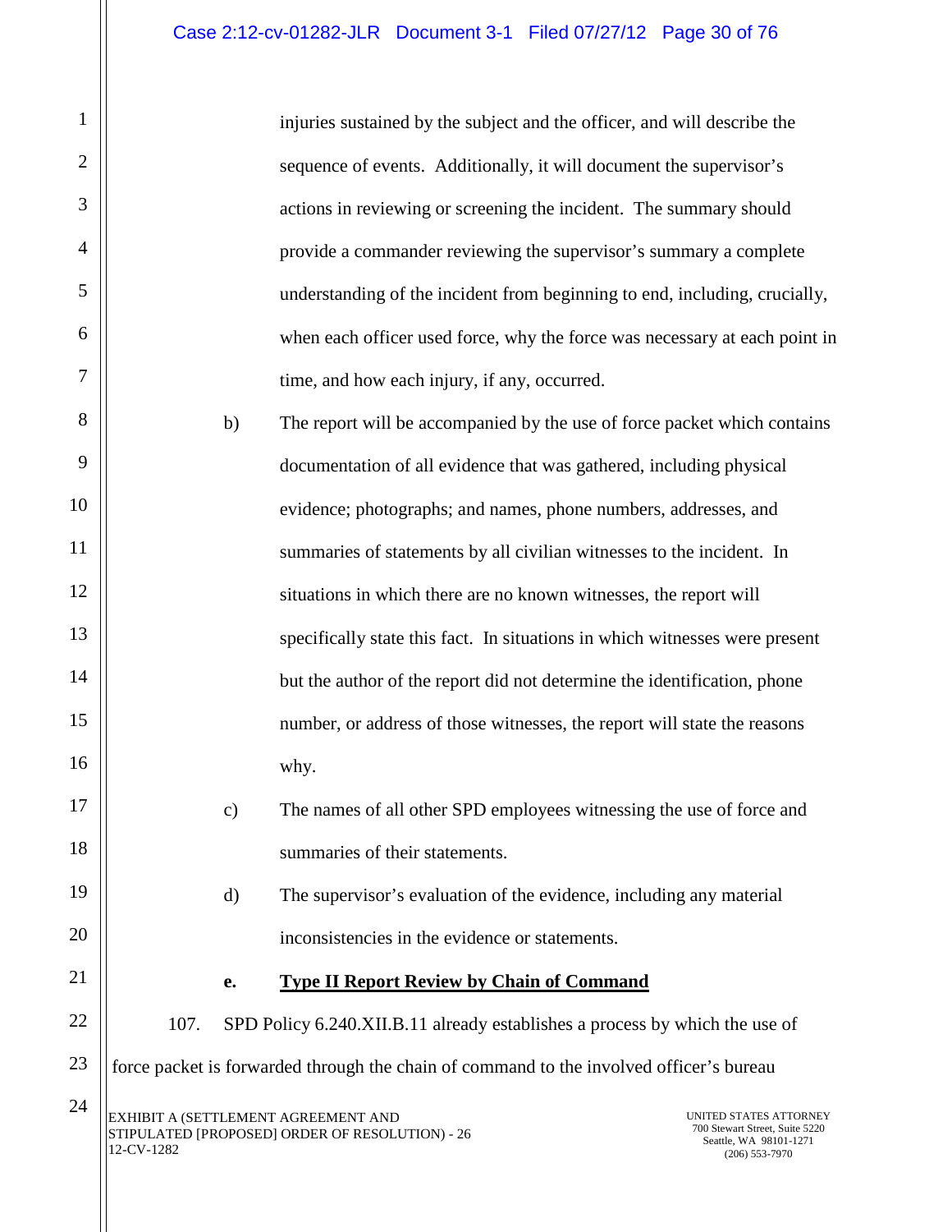injuries sustained by the subject and the officer, and will describe the sequence of events. Additionally, it will document the supervisor's actions in reviewing or screening the incident. The summary should provide a commander reviewing the supervisor's summary a complete understanding of the incident from beginning to end, including, crucially, when each officer used force, why the force was necessary at each point in time, and how each injury, if any, occurred.

b) The report will be accompanied by the use of force packet which contains documentation of all evidence that was gathered, including physical evidence; photographs; and names, phone numbers, addresses, and summaries of statements by all civilian witnesses to the incident. In situations in which there are no known witnesses, the report will specifically state this fact. In situations in which witnesses were present but the author of the report did not determine the identification, phone number, or address of those witnesses, the report will state the reasons why.

c) The names of all other SPD employees witnessing the use of force and summaries of their statements.

d) The supervisor's evaluation of the evidence, including any material inconsistencies in the evidence or statements.

**e. Type II Report Review by Chain of Command**

107. SPD Policy 6.240.XII.B.11 already establishes a process by which the use of force packet is forwarded through the chain of command to the involved officer's bureau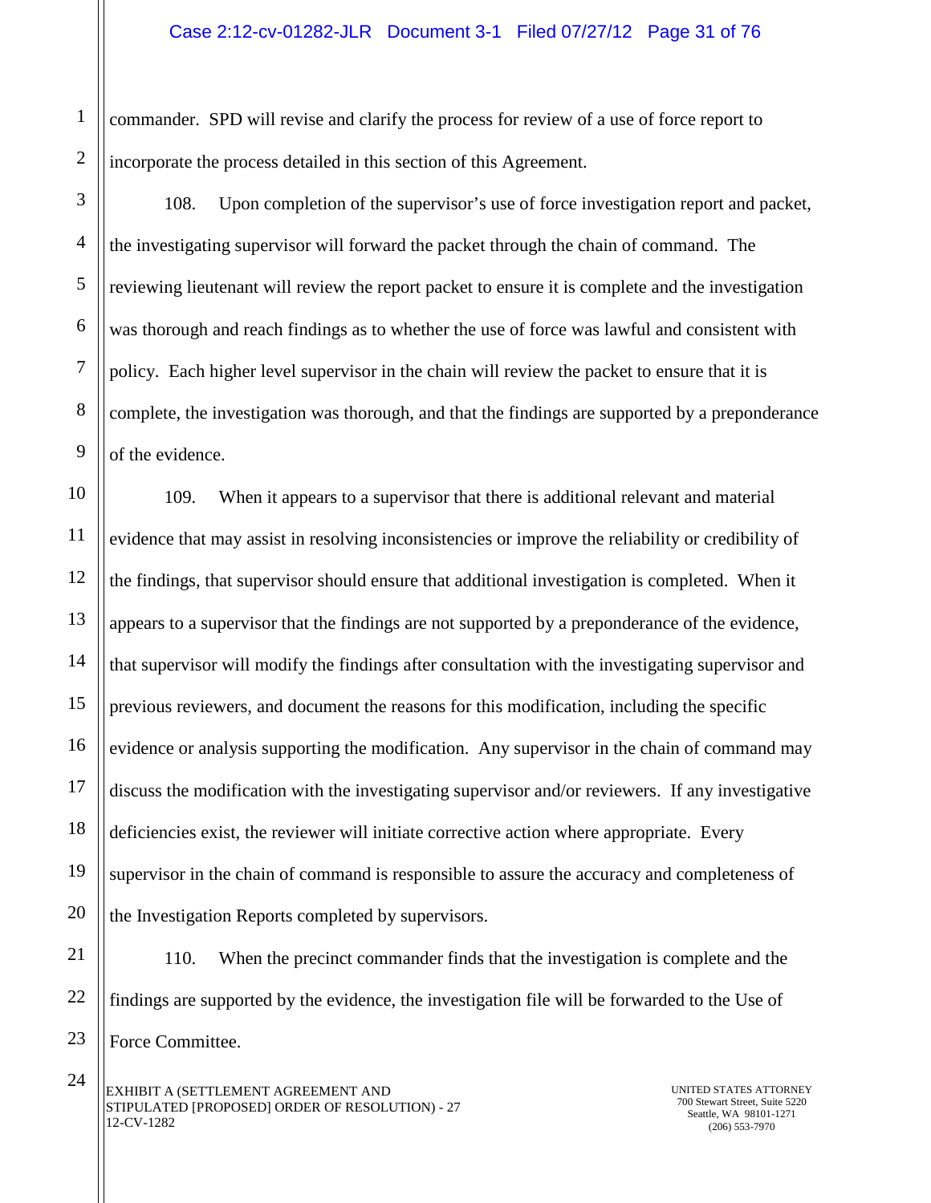commander. SPD will revise and clarify the process for review of a use of force report to incorporate the process detailed in this section of this Agreement.

108. Upon completion of the supervisor's use of force investigation report and packet, the investigating supervisor will forward the packet through the chain of command. The reviewing lieutenant will review the report packet to ensure it is complete and the investigation was thorough and reach findings as to whether the use of force was lawful and consistent with policy. Each higher level supervisor in the chain will review the packet to ensure that it is complete, the investigation was thorough, and that the findings are supported by a preponderance of the evidence.

109. When it appears to a supervisor that there is additional relevant and material evidence that may assist in resolving inconsistencies or improve the reliability or credibility of the findings, that supervisor should ensure that additional investigation is completed. When it appears to a supervisor that the findings are not supported by a preponderance of the evidence, that supervisor will modify the findings after consultation with the investigating supervisor and previous reviewers, and document the reasons for this modification, including the specific evidence or analysis supporting the modification. Any supervisor in the chain of command may discuss the modification with the investigating supervisor and/or reviewers. If any investigative deficiencies exist, the reviewer will initiate corrective action where appropriate. Every supervisor in the chain of command is responsible to assure the accuracy and completeness of the Investigation Reports completed by supervisors.

110. When the precinct commander finds that the investigation is complete and the findings are supported by the evidence, the investigation file will be forwarded to the Use of Force Committee.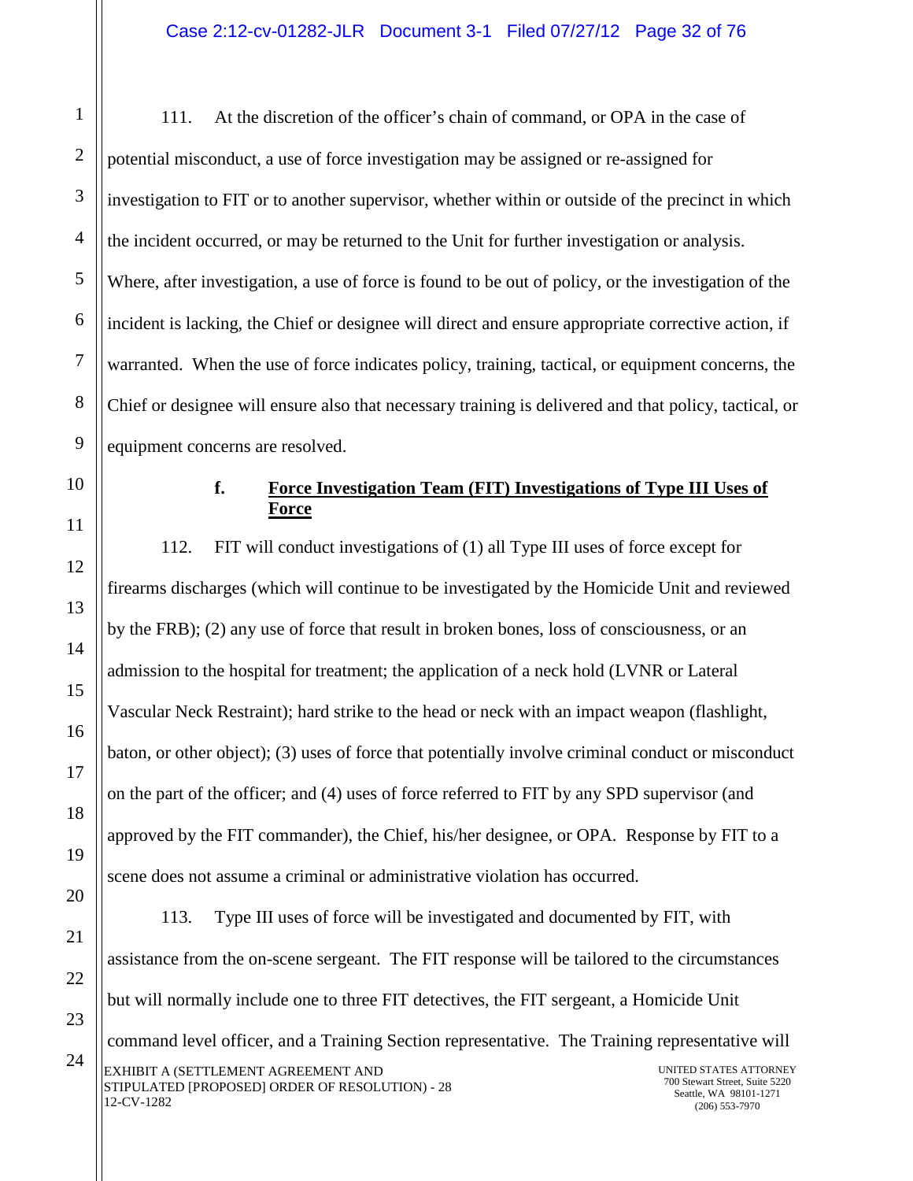111. At the discretion of the officer's chain of command, or OPA in the case of potential misconduct, a use of force investigation may be assigned or re-assigned for investigation to FIT or to another supervisor, whether within or outside of the precinct in which the incident occurred, or may be returned to the Unit for further investigation or analysis. Where, after investigation, a use of force is found to be out of policy, or the investigation of the incident is lacking, the Chief or designee will direct and ensure appropriate corrective action, if warranted. When the use of force indicates policy, training, tactical, or equipment concerns, the Chief or designee will ensure also that necessary training is delivered and that policy, tactical, or equipment concerns are resolved.

#### f. **Force Investigation Team (FIT) Investigations of Type III Uses of Force**

112. FIT will conduct investigations of (1) all Type III uses of force except for firearms discharges (which will continue to be investigated by the Homicide Unit and reviewed by the FRB); (2) any use of force that result in broken bones, loss of consciousness, or an admission to the hospital for treatment; the application of a neck hold (LVNR or Lateral Vascular Neck Restraint); hard strike to the head or neck with an impact weapon (flashlight, baton, or other object); (3) uses of force that potentially involve criminal conduct or misconduct on the part of the officer; and (4) uses of force referred to FIT by any SPD supervisor (and approved by the FIT commander), the Chief, his/her designee, or OPA. Response by FIT to a scene does not assume a criminal or administrative violation has occurred.

113. Type III uses of force will be investigated and documented by FIT, with assistance from the on-scene sergeant. The FIT response will be tailored to the circumstances but will normally include one to three FIT detectives, the FIT sergeant, a Homicide Unit command level officer, and a Training Section representative. The Training representative will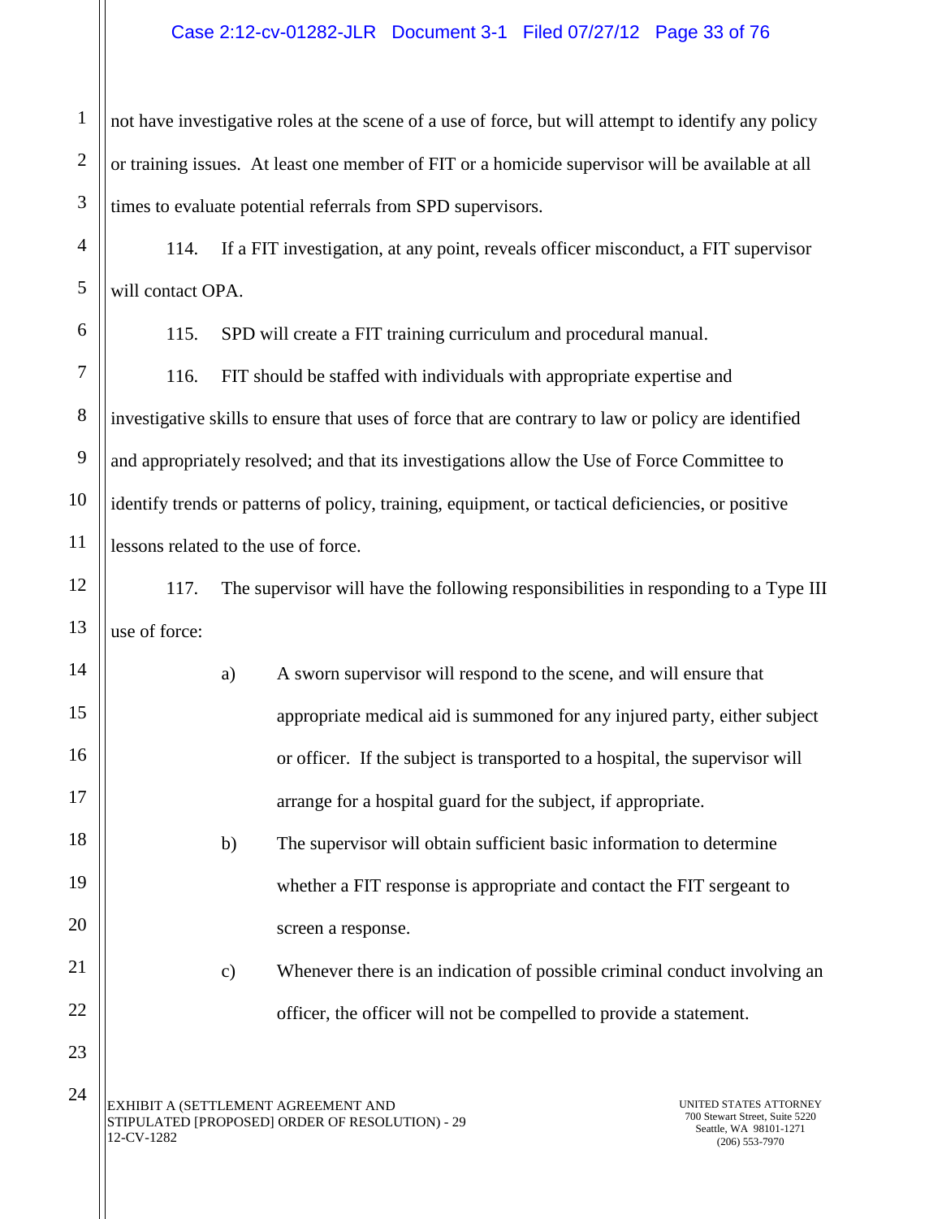not have investigative roles at the scene of a use of force, but will attempt to identify any policy or training issues. At least one member of FIT or a homicide supervisor will be available at all times to evaluate potential referrals from SPD supervisors.

114. If a FIT investigation, at any point, reveals officer misconduct, a FIT supervisor will contact OPA.

115. SPD will create a FIT training curriculum and procedural manual.

116. FIT should be staffed with individuals with appropriate expertise and investigative skills to ensure that uses of force that are contrary to law or policy are identified and appropriately resolved; and that its investigations allow the Use of Force Committee to identify trends or patterns of policy, training, equipment, or tactical deficiencies, or positive lessons related to the use of force.

117. The supervisor will have the following responsibilities in responding to a Type III use of force:

a) A sworn supervisor will respond to the scene, and will ensure that appropriate medical aid is summoned for any injured party, either subject or officer. If the subject is transported to a hospital, the supervisor will arrange for a hospital guard for the subject, if appropriate.

b) The supervisor will obtain sufficient basic information to determine whether a FIT response is appropriate and contact the FIT sergeant to screen a response.

c) Whenever there is an indication of possible criminal conduct involving an officer, the officer will not be compelled to provide a statement.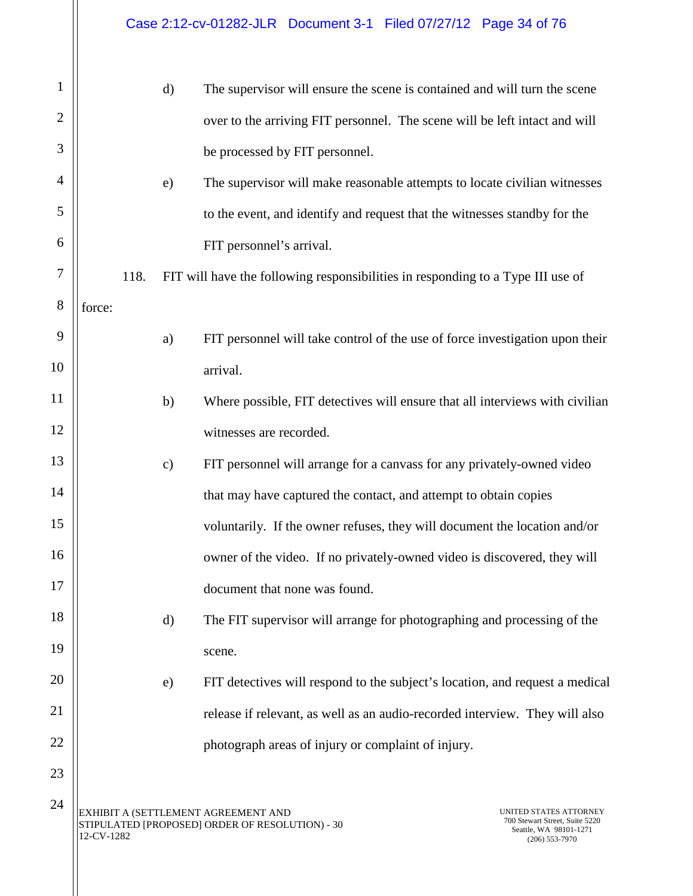d) The supervisor will ensure the scene is contained and will turn the scene over to the arriving FIT personnel. The scene will be left intact and will be processed by FIT personnel.

e) The supervisor will make reasonable attempts to locate civilian witnesses to the event, and identify and request that the witnesses standby for the FIT personnel's arrival.

118. FIT will have the following responsibilities in responding to a Type III use of force:

a) FIT personnel will take control of the use of force investigation upon their arrival.

b) Where possible, FIT detectives will ensure that all interviews with civilian witnesses are recorded.

c) FIT personnel will arrange for a canvass for any privately-owned video that may have captured the contact, and attempt to obtain copies voluntarily. If the owner refuses, they will document the location and/or owner of the video. If no privately-owned video is discovered, they will document that none was found.

d) The FIT supervisor will arrange for photographing and processing of the scene.

e) FIT detectives will respond to the subject's location, and request a medical release if relevant, as well as an audio-recorded interview. They will also photograph areas of injury or complaint of injury.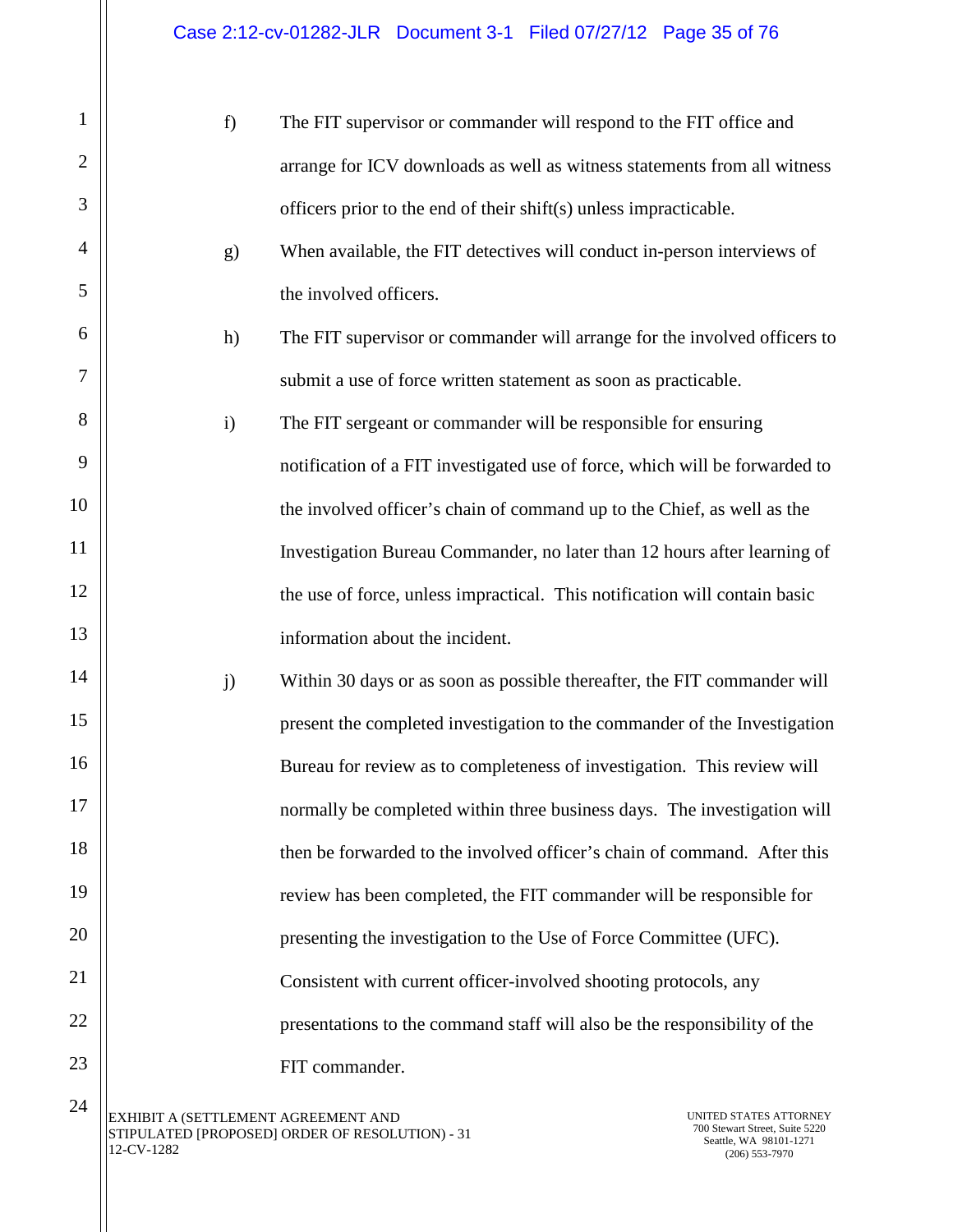f) The FIT supervisor or commander will respond to the FIT office and arrange for ICV downloads as well as witness statements from all witness officers prior to the end of their shift(s) unless impracticable.

g) When available, the FIT detectives will conduct in-person interviews of the involved officers.

h) The FIT supervisor or commander will arrange for the involved officers to submit a use of force written statement as soon as practicable.

i) The FIT sergeant or commander will be responsible for ensuring notification of a FIT investigated use of force, which will be forwarded to the involved officer's chain of command up to the Chief, as well as the Investigation Bureau Commander, no later than 12 hours after learning of the use of force, unless impractical. This notification will contain basic information about the incident.

j) Within 30 days or as soon as possible thereafter, the FIT commander will present the completed investigation to the commander of the Investigation Bureau for review as to completeness of investigation. This review will normally be completed within three business days. The investigation will then be forwarded to the involved officer's chain of command. After this review has been completed, the FIT commander will be responsible for presenting the investigation to the Use of Force Committee (UFC). Consistent with current officer-involved shooting protocols, any presentations to the command staff will also be the responsibility of the FIT commander.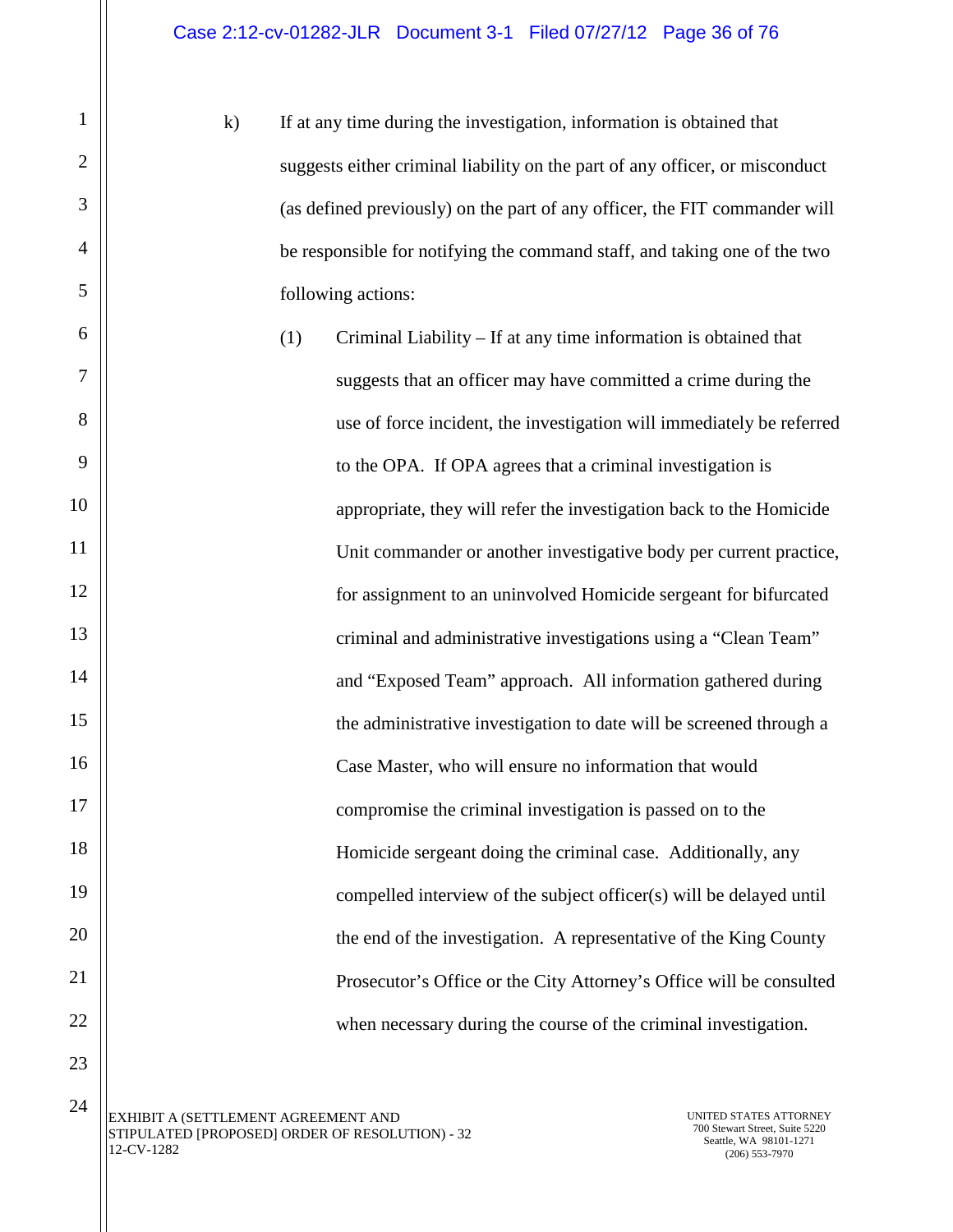k) If at any time during the investigation, information is obtained that suggests either criminal liability on the part of any officer, or misconduct (as defined previously) on the part of any officer, the FIT commander will be responsible for notifying the command staff, and taking one of the two following actions:

(1) Criminal Liability – If at any time information is obtained that suggests that an officer may have committed a crime during the use of force incident, the investigation will immediately be referred to the OPA. If OPA agrees that a criminal investigation is appropriate, they will refer the investigation back to the Homicide Unit commander or another investigative body per current practice, for assignment to an uninvolved Homicide sergeant for bifurcated criminal and administrative investigations using a "Clean Team" and "Exposed Team" approach. All information gathered during the administrative investigation to date will be screened through a Case Master, who will ensure no information that would compromise the criminal investigation is passed on to the Homicide sergeant doing the criminal case. Additionally, any compelled interview of the subject officer(s) will be delayed until the end of the investigation. A representative of the King County Prosecutor's Office or the City Attorney's Office will be consulted when necessary during the course of the criminal investigation.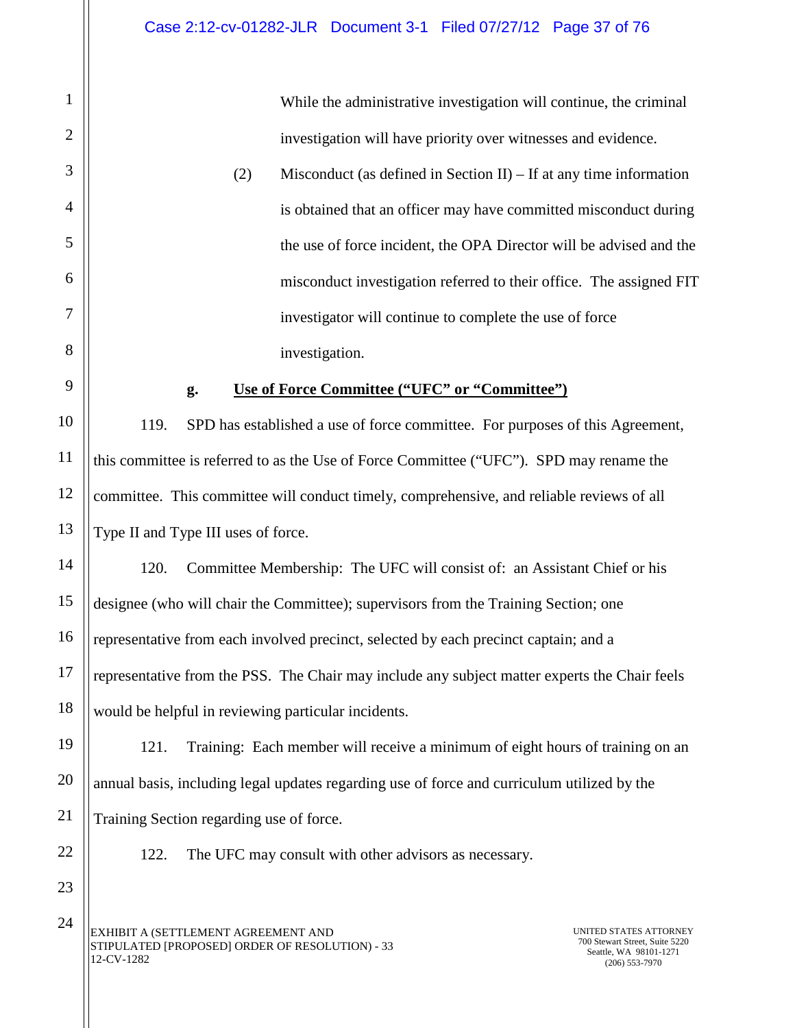While the administrative investigation will continue, the criminal investigation will have priority over witnesses and evidence.

(2) Misconduct (as defined in Section II) – If at any time information is obtained that an officer may have committed misconduct during the use of force incident, the OPA Director will be advised and the misconduct investigation referred to their office. The assigned FIT investigator will continue to complete the use of force investigation.

**g. <u>Use of Force Committee ("UFC" or "Committee")</u>**

119. SPD has established a use of force committee. For purposes of this Agreement, this committee is referred to as the Use of Force Committee ("UFC"). SPD may rename the committee. This committee will conduct timely, comprehensive, and reliable reviews of all Type II and Type III uses of force.

120. Committee Membership: The UFC will consist of: an Assistant Chief or his designee (who will chair the Committee); supervisors from the Training Section; one representative from each involved precinct, selected by each precinct captain; and a representative from the PSS. The Chair may include any subject matter experts the Chair feels would be helpful in reviewing particular incidents.

121. Training: Each member will receive a minimum of eight hours of training on an annual basis, including legal updates regarding use of force and curriculum utilized by the Training Section regarding use of force.

122. The UFC may consult with other advisors as necessary.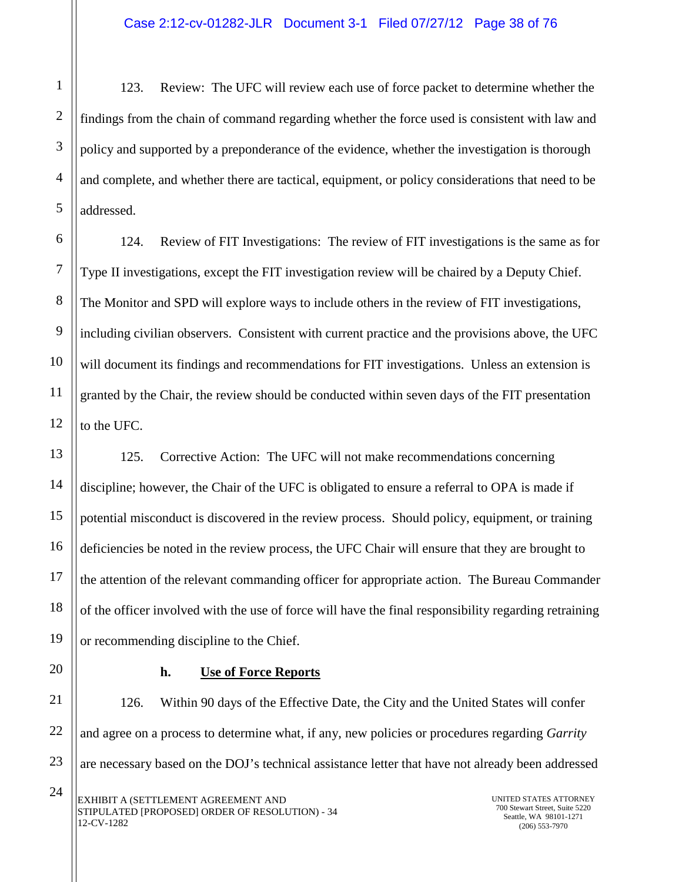123. Review: The UFC will review each use of force packet to determine whether the findings from the chain of command regarding whether the force used is consistent with law and policy and supported by a preponderance of the evidence, whether the investigation is thorough and complete, and whether there are tactical, equipment, or policy considerations that need to be addressed.

124. Review of FIT Investigations: The review of FIT investigations is the same as for Type II investigations, except the FIT investigation review will be chaired by a Deputy Chief. The Monitor and SPD will explore ways to include others in the review of FIT investigations, including civilian observers. Consistent with current practice and the provisions above, the UFC will document its findings and recommendations for FIT investigations. Unless an extension is granted by the Chair, the review should be conducted within seven days of the FIT presentation to the UFC.

125. Corrective Action: The UFC will not make recommendations concerning discipline; however, the Chair of the UFC is obligated to ensure a referral to OPA is made if potential misconduct is discovered in the review process. Should policy, equipment, or training deficiencies be noted in the review process, the UFC Chair will ensure that they are brought to the attention of the relevant commanding officer for appropriate action. The Bureau Commander of the officer involved with the use of force will have the final responsibility regarding retraining or recommending discipline to the Chief.

**h. Use of Force Reports**

126. Within 90 days of the Effective Date, the City and the United States will confer and agree on a process to determine what, if any, new policies or procedures regarding *Garrity* are necessary based on the DOJ's technical assistance letter that have not already been addressed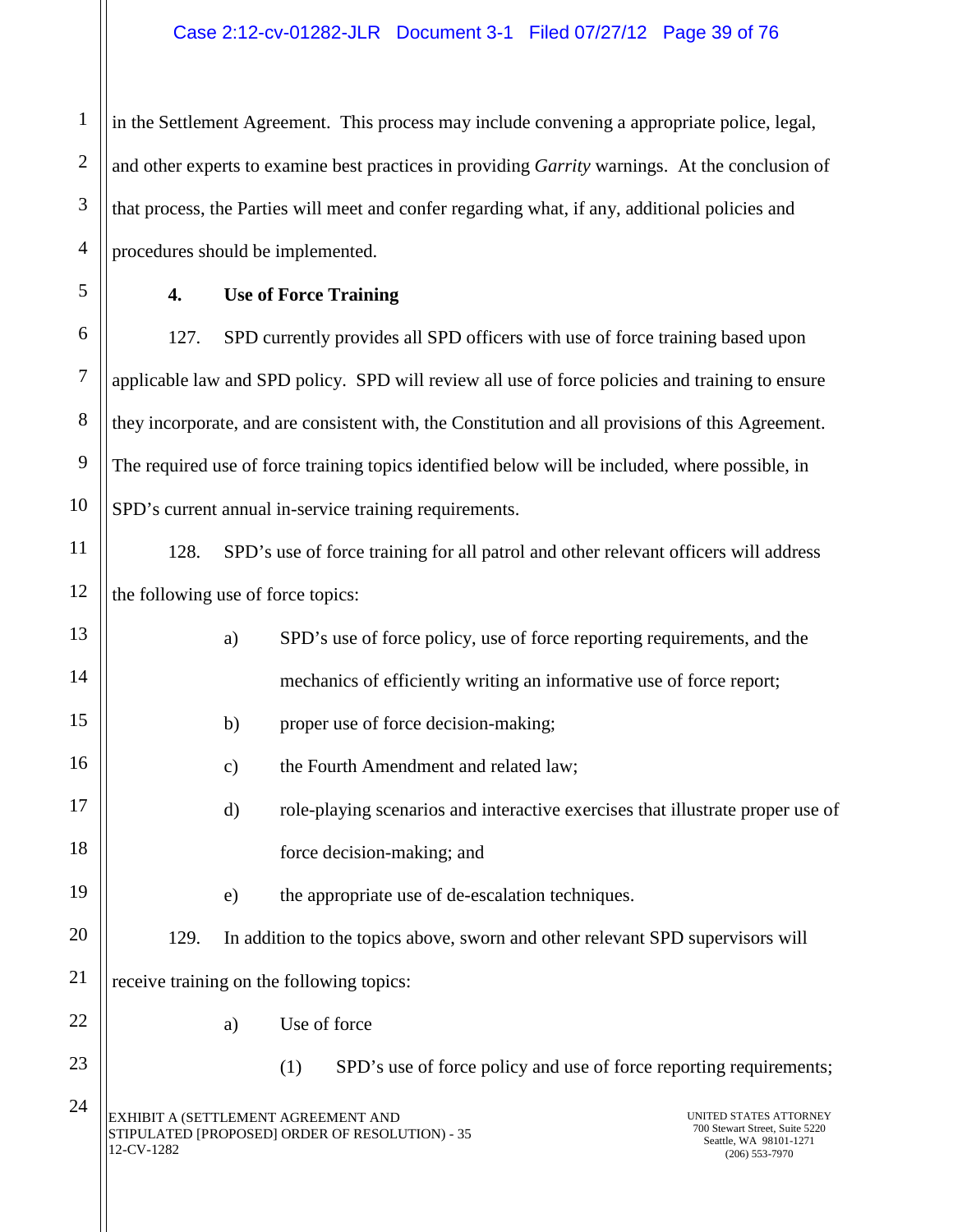in the Settlement Agreement. This process may include convening a appropriate police, legal, and other experts to examine best practices in providing *Garrity* warnings. At the conclusion of that process, the Parties will meet and confer regarding what, if any, additional policies and procedures should be implemented.

**4. Use of Force Training**

127. SPD currently provides all SPD officers with use of force training based upon applicable law and SPD policy. SPD will review all use of force policies and training to ensure they incorporate, and are consistent with, the Constitution and all provisions of this Agreement. The required use of force training topics identified below will be included, where possible, in SPD's current annual in-service training requirements.

128. SPD's use of force training for all patrol and other relevant officers will address the following use of force topics:

a) SPD's use of force policy, use of force reporting requirements, and the mechanics of efficiently writing an informative use of force report;

b) proper use of force decision-making;

c) the Fourth Amendment and related law;

d) role-playing scenarios and interactive exercises that illustrate proper use of force decision-making; and

e) the appropriate use of de-escalation techniques.

129. In addition to the topics above, sworn and other relevant SPD supervisors will receive training on the following topics:

a) Use of force

(1) SPD's use of force policy and use of force reporting requirements;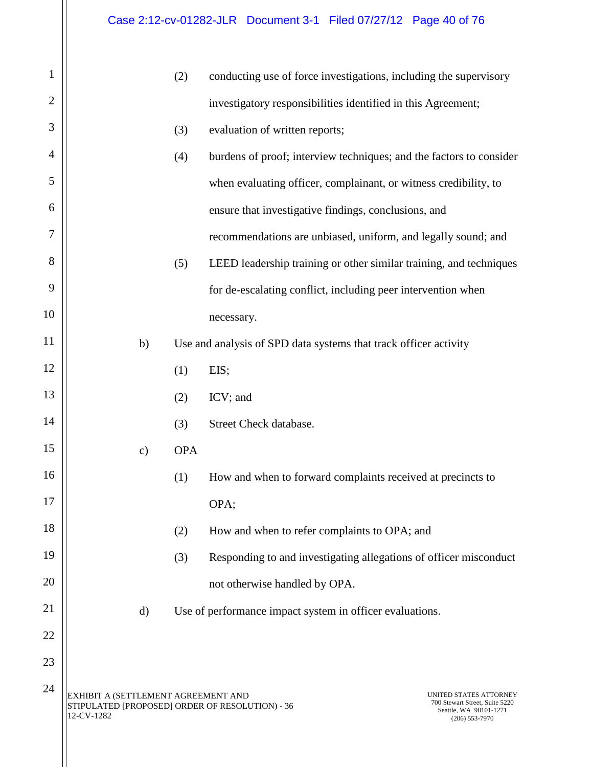(2) conducting use of force investigations, including the supervisory investigatory responsibilities identified in this Agreement;

(3) evaluation of written reports;

(4) burdens of proof; interview techniques; and the factors to consider when evaluating officer, complainant, or witness credibility, to ensure that investigative findings, conclusions, and recommendations are unbiased, uniform, and legally sound; and

(5) LEED leadership training or other similar training, and techniques for de-escalating conflict, including peer intervention when necessary.

b) Use and analysis of SPD data systems that track officer activity

(1) EIS;

(2) ICV; and

(3) Street Check database.

c) OPA

(1) How and when to forward complaints received at precincts to OPA;

(2) How and when to refer complaints to OPA; and

(3) Responding to and investigating allegations of officer misconduct not otherwise handled by OPA.

d) Use of performance impact system in officer evaluations.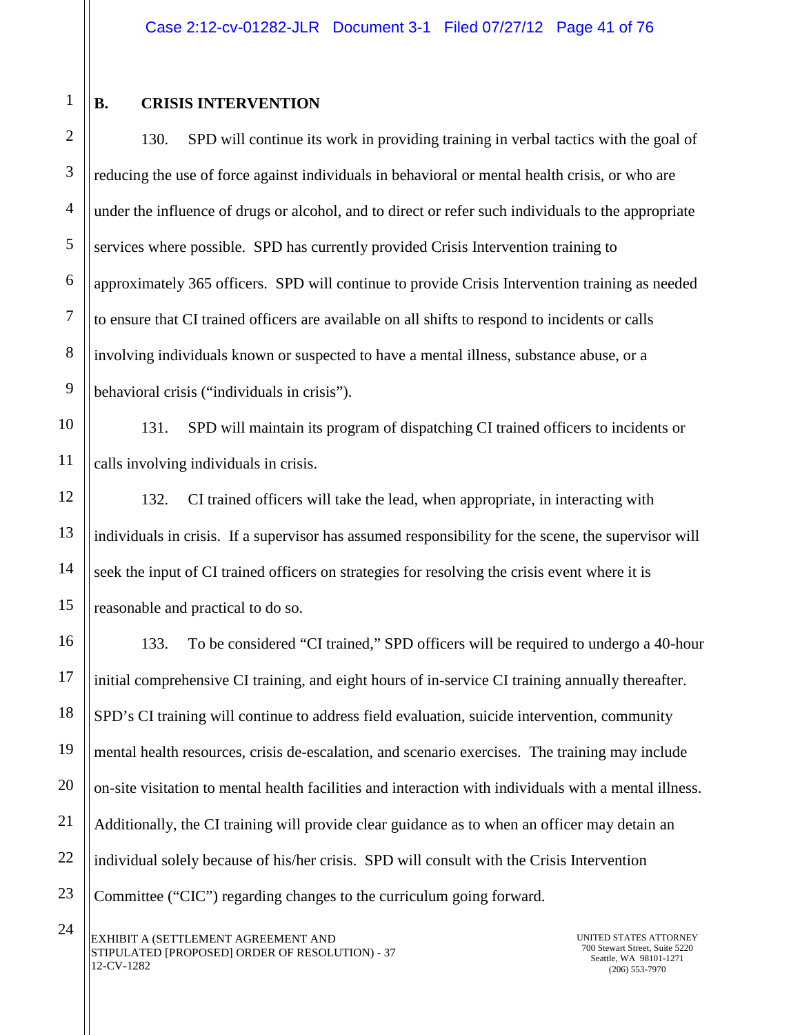## B. CRISIS INTERVENTION

130. SPD will continue its work in providing training in verbal tactics with the goal of reducing the use of force against individuals in behavioral or mental health crisis, or who are under the influence of drugs or alcohol, and to direct or refer such individuals to the appropriate services where possible. SPD has currently provided Crisis Intervention training to approximately 365 officers. SPD will continue to provide Crisis Intervention training as needed to ensure that CI trained officers are available on all shifts to respond to incidents or calls involving individuals known or suspected to have a mental illness, substance abuse, or a behavioral crisis ("individuals in crisis").

131. SPD will maintain its program of dispatching CI trained officers to incidents or calls involving individuals in crisis.

132. CI trained officers will take the lead, when appropriate, in interacting with individuals in crisis. If a supervisor has assumed responsibility for the scene, the supervisor will seek the input of CI trained officers on strategies for resolving the crisis event where it is reasonable and practical to do so.

133. To be considered "CI trained," SPD officers will be required to undergo a 40-hour initial comprehensive CI training, and eight hours of in-service CI training annually thereafter. SPD's CI training will continue to address field evaluation, suicide intervention, community mental health resources, crisis de-escalation, and scenario exercises. The training may include on-site visitation to mental health facilities and interaction with individuals with a mental illness. Additionally, the CI training will provide clear guidance as to when an officer may detain an individual solely because of his/her crisis. SPD will consult with the Crisis Intervention Committee ("CIC") regarding changes to the curriculum going forward.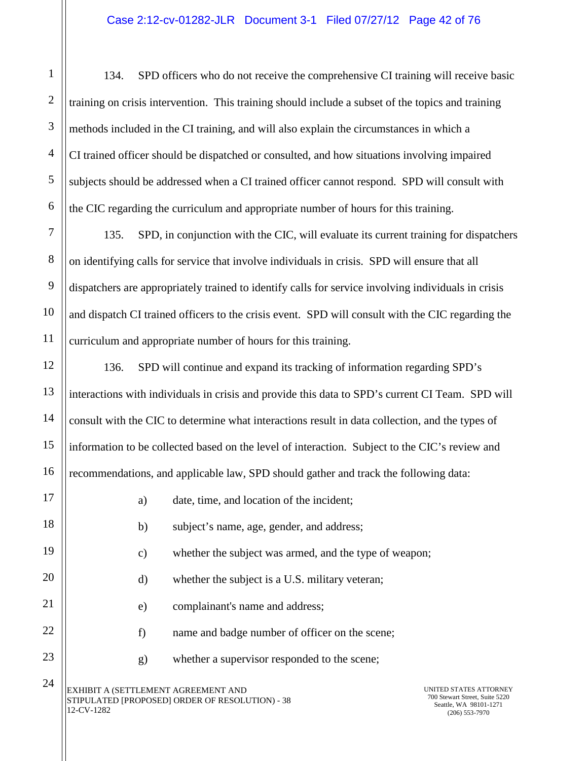134. SPD officers who do not receive the comprehensive CI training will receive basic training on crisis intervention. This training should include a subset of the topics and training methods included in the CI training, and will also explain the circumstances in which a CI trained officer should be dispatched or consulted, and how situations involving impaired subjects should be addressed when a CI trained officer cannot respond. SPD will consult with the CIC regarding the curriculum and appropriate number of hours for this training.

135. SPD, in conjunction with the CIC, will evaluate its current training for dispatchers on identifying calls for service that involve individuals in crisis. SPD will ensure that all dispatchers are appropriately trained to identify calls for service involving individuals in crisis and dispatch CI trained officers to the crisis event. SPD will consult with the CIC regarding the curriculum and appropriate number of hours for this training.

136. SPD will continue and expand its tracking of information regarding SPD's interactions with individuals in crisis and provide this data to SPD's current CI Team. SPD will consult with the CIC to determine what interactions result in data collection, and the types of information to be collected based on the level of interaction. Subject to the CIC's review and recommendations, and applicable law, SPD should gather and track the following data:

a) date, time, and location of the incident;

b) subject's name, age, gender, and address;

c) whether the subject was armed, and the type of weapon;

d) whether the subject is a U.S. military veteran;

e) complainant's name and address;

f) name and badge number of officer on the scene;

g) whether a supervisor responded to the scene;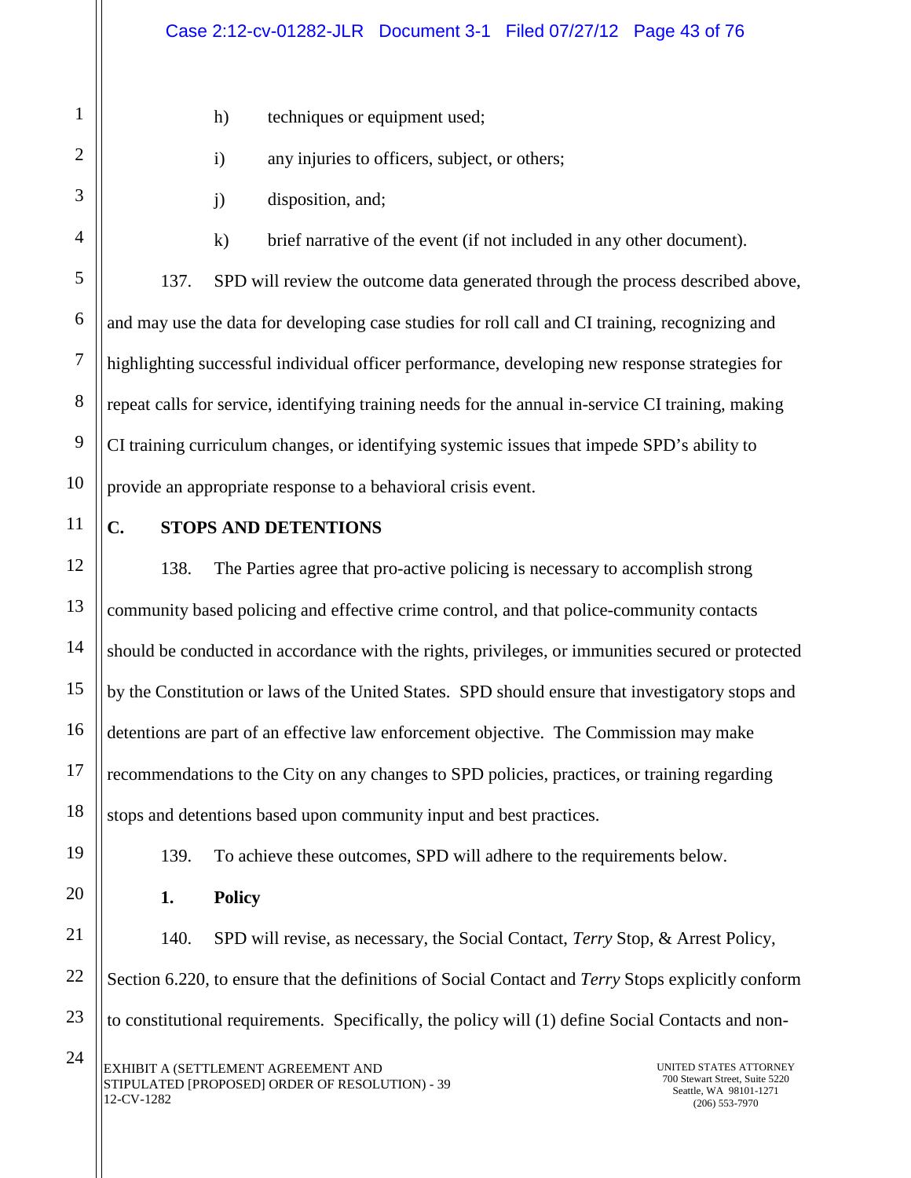h) techniques or equipment used;

i) any injuries to officers, subject, or others;

j) disposition, and;

k) brief narrative of the event (if not included in any other document).

137. SPD will review the outcome data generated through the process described above, and may use the data for developing case studies for roll call and CI training, recognizing and highlighting successful individual officer performance, developing new response strategies for repeat calls for service, identifying training needs for the annual in-service CI training, making CI training curriculum changes, or identifying systemic issues that impede SPD's ability to provide an appropriate response to a behavioral crisis event.

## C. STOPS AND DETENTIONS

138. The Parties agree that pro-active policing is necessary to accomplish strong community based policing and effective crime control, and that police-community contacts should be conducted in accordance with the rights, privileges, or immunities secured or protected by the Constitution or laws of the United States. SPD should ensure that investigatory stops and detentions are part of an effective law enforcement objective. The Commission may make recommendations to the City on any changes to SPD policies, practices, or training regarding stops and detentions based upon community input and best practices.

139. To achieve these outcomes, SPD will adhere to the requirements below.

### 1. Policy

140. SPD will revise, as necessary, the Social Contact, *Terry* Stop, & Arrest Policy, Section 6.220, to ensure that the definitions of Social Contact and *Terry* Stops explicitly conform to constitutional requirements. Specifically, the policy will (1) define Social Contacts and non-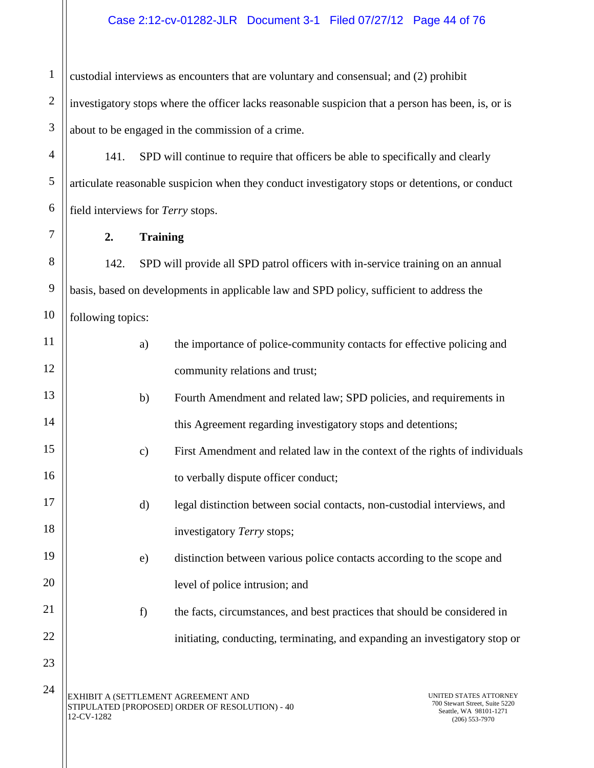custodial interviews as encounters that are voluntary and consensual; and (2) prohibit investigatory stops where the officer lacks reasonable suspicion that a person has been, is, or is about to be engaged in the commission of a crime.

141. SPD will continue to require that officers be able to specifically and clearly articulate reasonable suspicion when they conduct investigatory stops or detentions, or conduct field interviews for *Terry* stops.

**2. Training**

142. SPD will provide all SPD patrol officers with in-service training on an annual basis, based on developments in applicable law and SPD policy, sufficient to address the following topics:

a) the importance of police-community contacts for effective policing and community relations and trust;

b) Fourth Amendment and related law; SPD policies, and requirements in this Agreement regarding investigatory stops and detentions;

c) First Amendment and related law in the context of the rights of individuals to verbally dispute officer conduct;

d) legal distinction between social contacts, non-custodial interviews, and investigatory *Terry* stops;

e) distinction between various police contacts according to the scope and level of police intrusion; and

f) the facts, circumstances, and best practices that should be considered in initiating, conducting, terminating, and expanding an investigatory stop or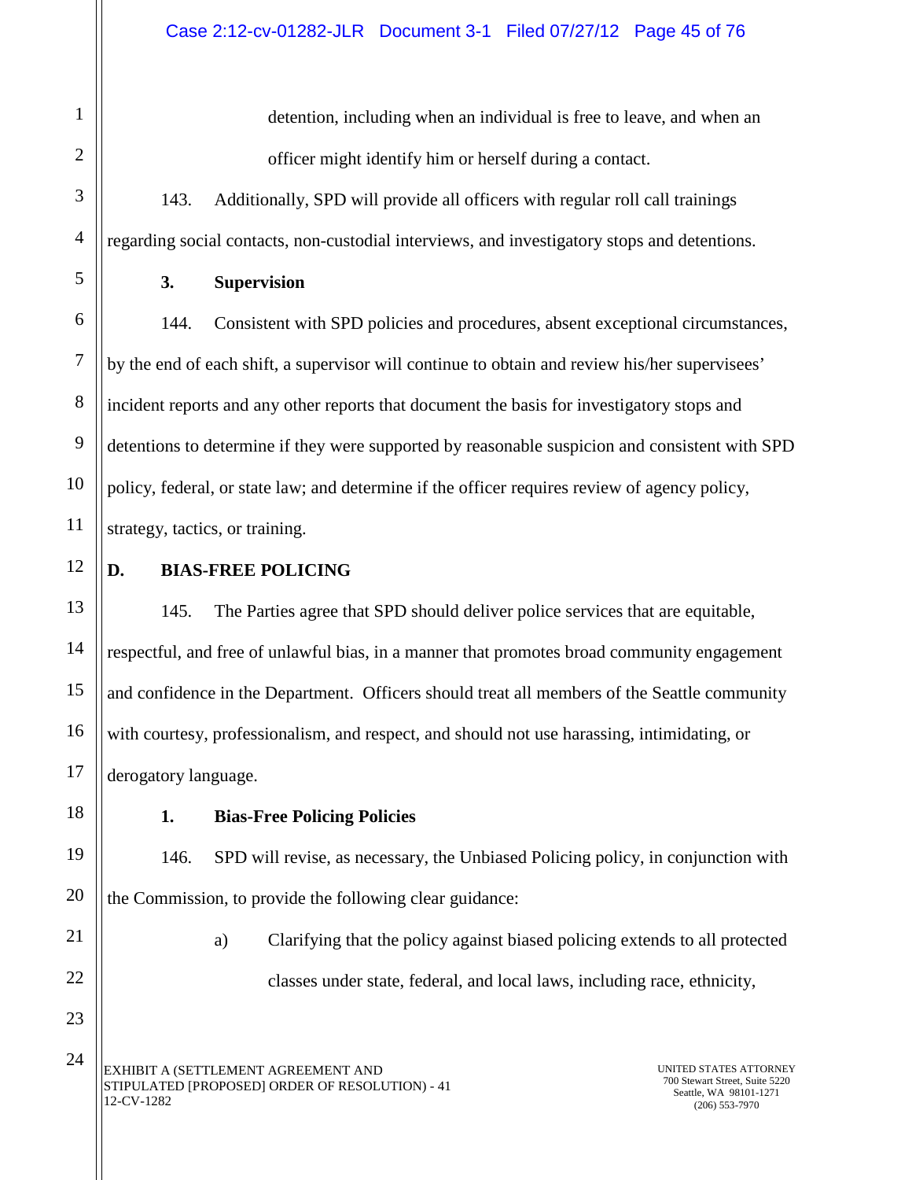detention, including when an individual is free to leave, and when an officer might identify him or herself during a contact.

143. Additionally, SPD will provide all officers with regular roll call trainings regarding social contacts, non-custodial interviews, and investigatory stops and detentions.

### 3. Supervision

144. Consistent with SPD policies and procedures, absent exceptional circumstances, by the end of each shift, a supervisor will continue to obtain and review his/her supervisees' incident reports and any other reports that document the basis for investigatory stops and detentions to determine if they were supported by reasonable suspicion and consistent with SPD policy, federal, or state law; and determine if the officer requires review of agency policy, strategy, tactics, or training.

## D. BIAS-FREE POLICING

145. The Parties agree that SPD should deliver police services that are equitable, respectful, and free of unlawful bias, in a manner that promotes broad community engagement and confidence in the Department. Officers should treat all members of the Seattle community with courtesy, professionalism, and respect, and should not use harassing, intimidating, or derogatory language.

### 1. Bias-Free Policing Policies

146. SPD will revise, as necessary, the Unbiased Policing policy, in conjunction with the Commission, to provide the following clear guidance:

a) Clarifying that the policy against biased policing extends to all protected classes under state, federal, and local laws, including race, ethnicity,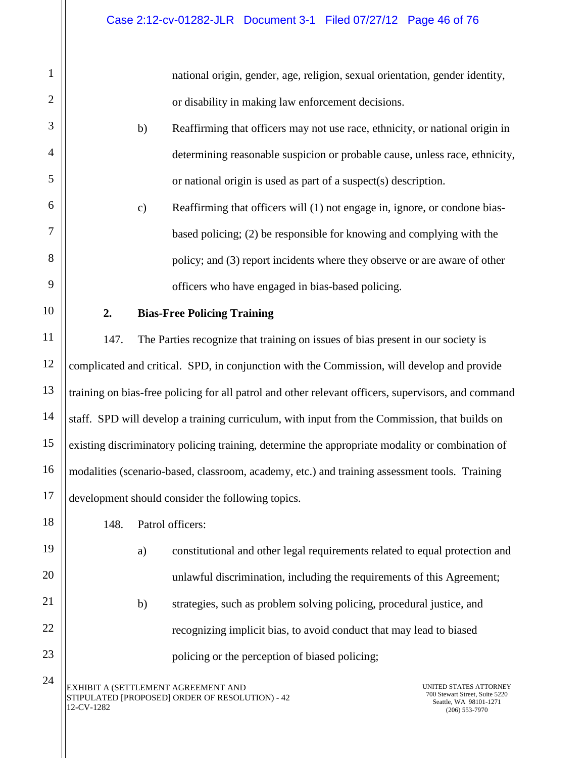national origin, gender, age, religion, sexual orientation, gender identity, or disability in making law enforcement decisions.

b) Reaffirming that officers may not use race, ethnicity, or national origin in determining reasonable suspicion or probable cause, unless race, ethnicity, or national origin is used as part of a suspect(s) description.

c) Reaffirming that officers will (1) not engage in, ignore, or condone bias-based policing; (2) be responsible for knowing and complying with the policy; and (3) report incidents where they observe or are aware of other officers who have engaged in bias-based policing.

**2. Bias-Free Policing Training**

147. The Parties recognize that training on issues of bias present in our society is complicated and critical. SPD, in conjunction with the Commission, will develop and provide training on bias-free policing for all patrol and other relevant officers, supervisors, and command staff. SPD will develop a training curriculum, with input from the Commission, that builds on existing discriminatory policing training, determine the appropriate modality or combination of modalities (scenario-based, classroom, academy, etc.) and training assessment tools. Training development should consider the following topics.

148. Patrol officers:

a) constitutional and other legal requirements related to equal protection and unlawful discrimination, including the requirements of this Agreement;

b) strategies, such as problem solving policing, procedural justice, and recognizing implicit bias, to avoid conduct that may lead to biased policing or the perception of biased policing;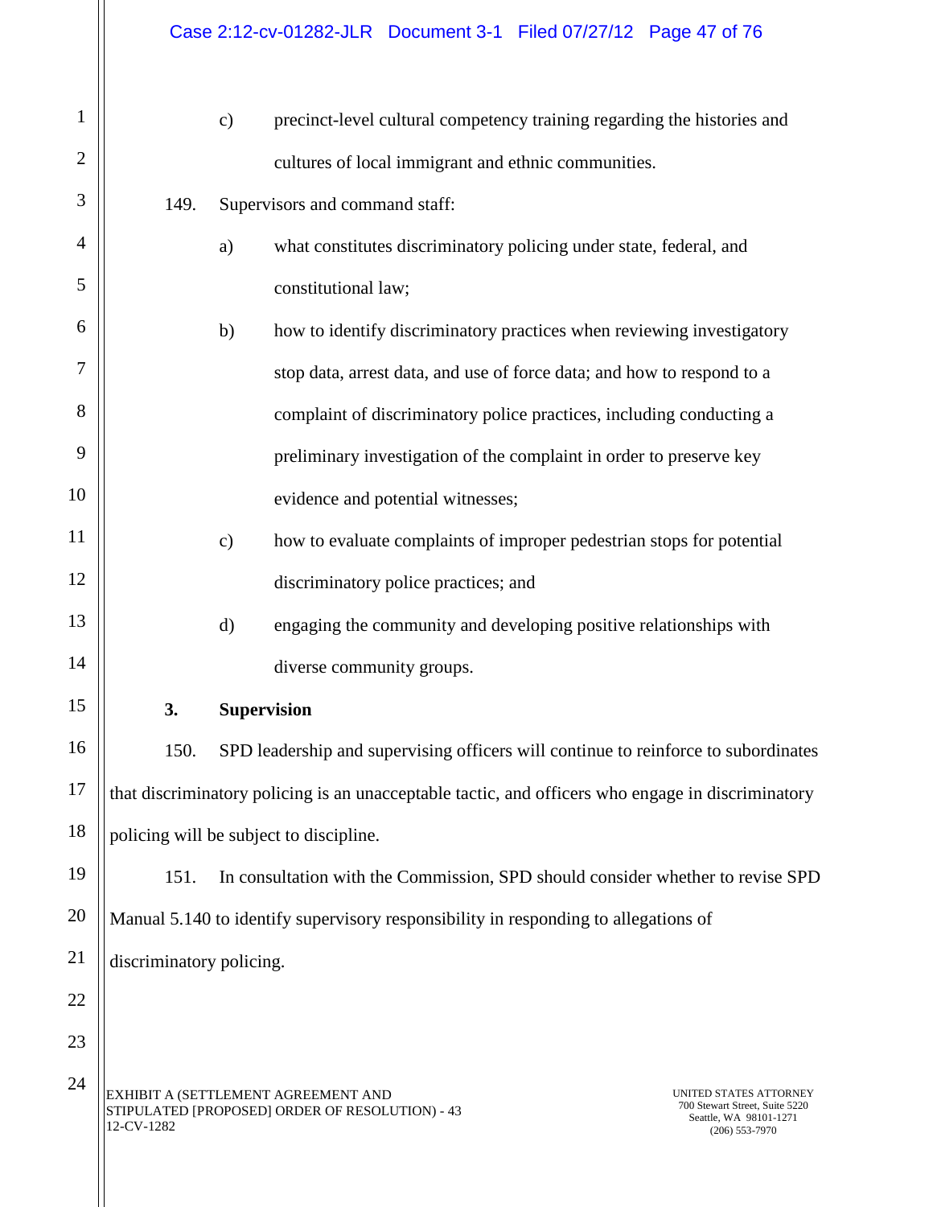c) precinct-level cultural competency training regarding the histories and cultures of local immigrant and ethnic communities.

149. Supervisors and command staff:

a) what constitutes discriminatory policing under state, federal, and constitutional law;

b) how to identify discriminatory practices when reviewing investigatory stop data, arrest data, and use of force data; and how to respond to a complaint of discriminatory police practices, including conducting a preliminary investigation of the complaint in order to preserve key evidence and potential witnesses;

c) how to evaluate complaints of improper pedestrian stops for potential discriminatory police practices; and

d) engaging the community and developing positive relationships with diverse community groups.

**3. Supervision**

150. SPD leadership and supervising officers will continue to reinforce to subordinates that discriminatory policing is an unacceptable tactic, and officers who engage in discriminatory policing will be subject to discipline.

151. In consultation with the Commission, SPD should consider whether to revise SPD Manual 5.140 to identify supervisory responsibility in responding to allegations of discriminatory policing.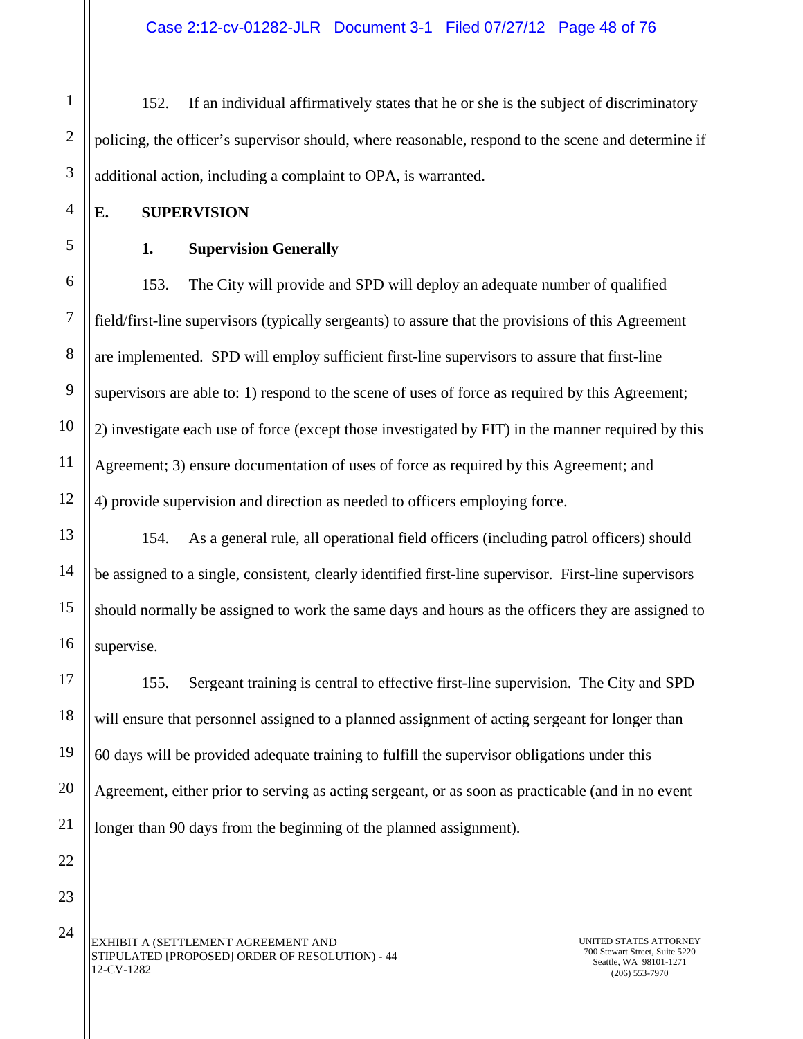152. If an individual affirmatively states that he or she is the subject of discriminatory policing, the officer's supervisor should, where reasonable, respond to the scene and determine if additional action, including a complaint to OPA, is warranted.

## E. SUPERVISION

### 1. Supervision Generally

153. The City will provide and SPD will deploy an adequate number of qualified field/first-line supervisors (typically sergeants) to assure that the provisions of this Agreement are implemented. SPD will employ sufficient first-line supervisors to assure that first-line supervisors are able to: 1) respond to the scene of uses of force as required by this Agreement; 2) investigate each use of force (except those investigated by FIT) in the manner required by this Agreement; 3) ensure documentation of uses of force as required by this Agreement; and 4) provide supervision and direction as needed to officers employing force.

154. As a general rule, all operational field officers (including patrol officers) should be assigned to a single, consistent, clearly identified first-line supervisor. First-line supervisors should normally be assigned to work the same days and hours as the officers they are assigned to supervise.

155. Sergeant training is central to effective first-line supervision. The City and SPD will ensure that personnel assigned to a planned assignment of acting sergeant for longer than 60 days will be provided adequate training to fulfill the supervisor obligations under this Agreement, either prior to serving as acting sergeant, or as soon as practicable (and in no event longer than 90 days from the beginning of the planned assignment).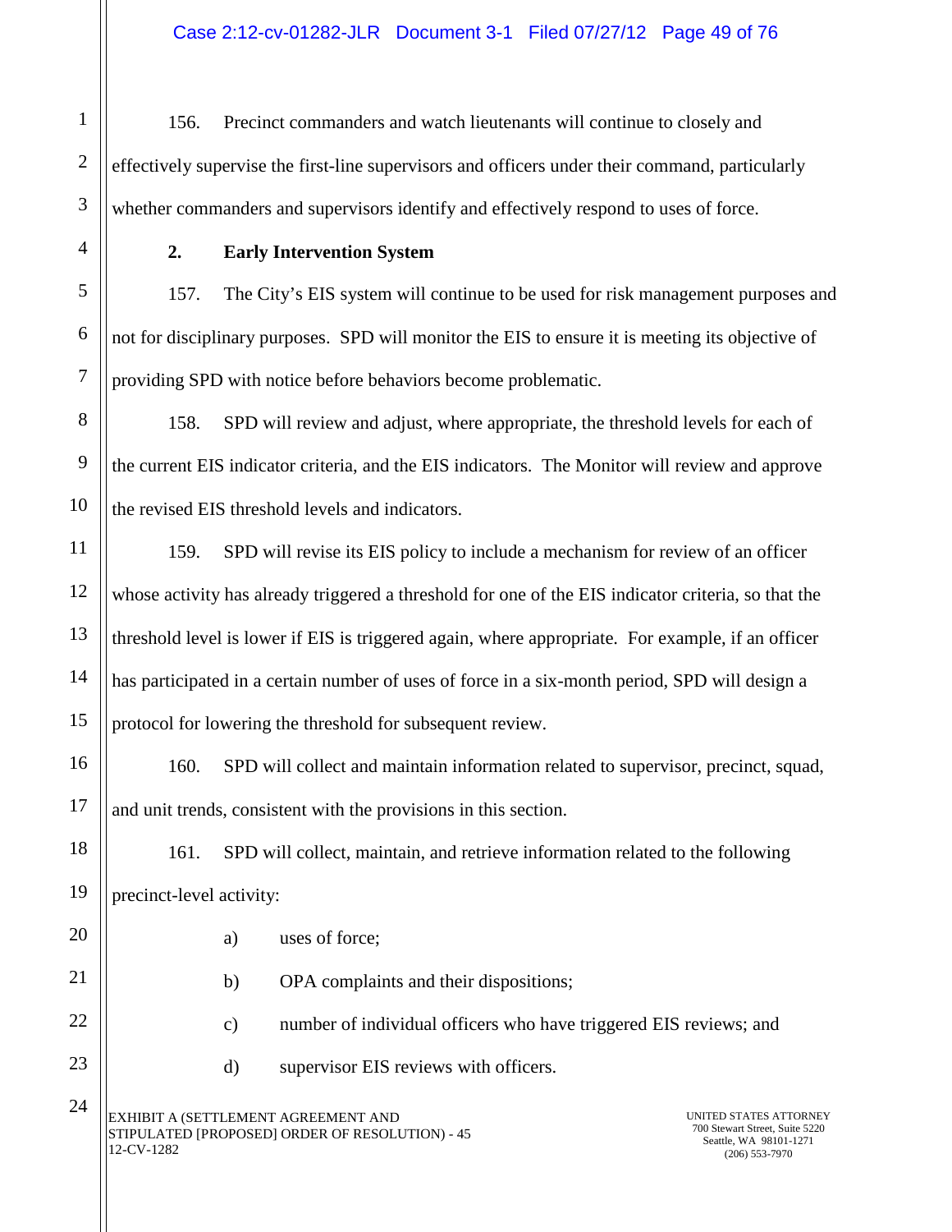156. Precinct commanders and watch lieutenants will continue to closely and effectively supervise the first-line supervisors and officers under their command, particularly whether commanders and supervisors identify and effectively respond to uses of force.

**2. Early Intervention System**

157. The City's EIS system will continue to be used for risk management purposes and not for disciplinary purposes. SPD will monitor the EIS to ensure it is meeting its objective of providing SPD with notice before behaviors become problematic.

158. SPD will review and adjust, where appropriate, the threshold levels for each of the current EIS indicator criteria, and the EIS indicators. The Monitor will review and approve the revised EIS threshold levels and indicators.

159. SPD will revise its EIS policy to include a mechanism for review of an officer whose activity has already triggered a threshold for one of the EIS indicator criteria, so that the threshold level is lower if EIS is triggered again, where appropriate. For example, if an officer has participated in a certain number of uses of force in a six-month period, SPD will design a protocol for lowering the threshold for subsequent review.

160. SPD will collect and maintain information related to supervisor, precinct, squad, and unit trends, consistent with the provisions in this section.

161. SPD will collect, maintain, and retrieve information related to the following precinct-level activity:

a) uses of force;

b) OPA complaints and their dispositions;

c) number of individual officers who have triggered EIS reviews; and

d) supervisor EIS reviews with officers.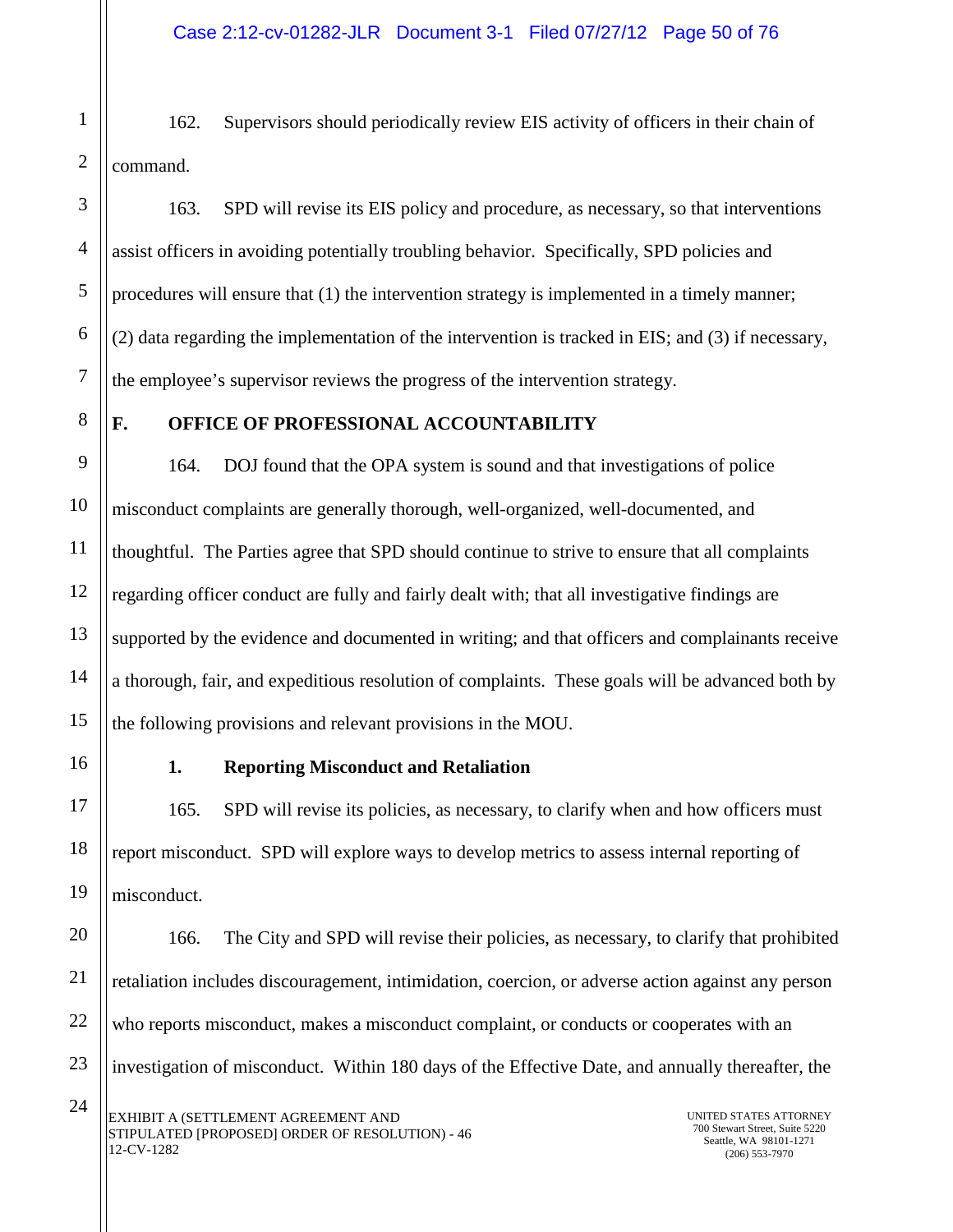162. Supervisors should periodically review EIS activity of officers in their chain of command.

163. SPD will revise its EIS policy and procedure, as necessary, so that interventions assist officers in avoiding potentially troubling behavior. Specifically, SPD policies and procedures will ensure that (1) the intervention strategy is implemented in a timely manner; (2) data regarding the implementation of the intervention is tracked in EIS; and (3) if necessary, the employee's supervisor reviews the progress of the intervention strategy.

## F. OFFICE OF PROFESSIONAL ACCOUNTABILITY

164. DOJ found that the OPA system is sound and that investigations of police misconduct complaints are generally thorough, well-organized, well-documented, and thoughtful. The Parties agree that SPD should continue to strive to ensure that all complaints regarding officer conduct are fully and fairly dealt with; that all investigative findings are supported by the evidence and documented in writing; and that officers and complainants receive a thorough, fair, and expeditious resolution of complaints. These goals will be advanced both by the following provisions and relevant provisions in the MOU.

### 1. Reporting Misconduct and Retaliation

165. SPD will revise its policies, as necessary, to clarify when and how officers must report misconduct. SPD will explore ways to develop metrics to assess internal reporting of misconduct.

166. The City and SPD will revise their policies, as necessary, to clarify that prohibited retaliation includes discouragement, intimidation, coercion, or adverse action against any person who reports misconduct, makes a misconduct complaint, or conducts or cooperates with an investigation of misconduct. Within 180 days of the Effective Date, and annually thereafter, the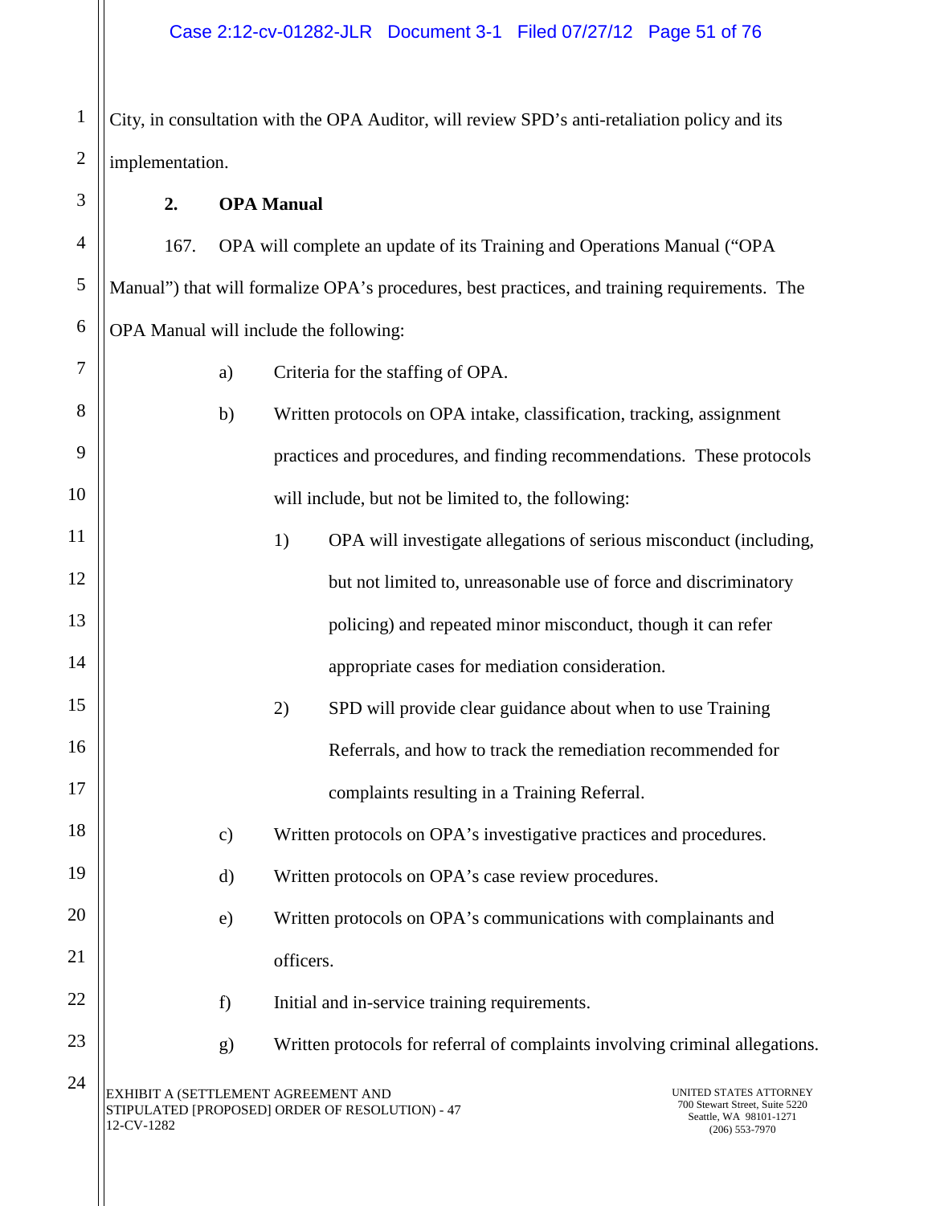City, in consultation with the OPA Auditor, will review SPD's anti-retaliation policy and its implementation.

**2. OPA Manual**

167. OPA will complete an update of its Training and Operations Manual ("OPA Manual") that will formalize OPA's procedures, best practices, and training requirements. The OPA Manual will include the following:

a) Criteria for the staffing of OPA.

b) Written protocols on OPA intake, classification, tracking, assignment practices and procedures, and finding recommendations. These protocols will include, but not be limited to, the following:

   1) OPA will investigate allegations of serious misconduct (including, but not limited to, unreasonable use of force and discriminatory policing) and repeated minor misconduct, though it can refer appropriate cases for mediation consideration.

   2) SPD will provide clear guidance about when to use Training Referrals, and how to track the remediation recommended for complaints resulting in a Training Referral.

c) Written protocols on OPA's investigative practices and procedures.

d) Written protocols on OPA's case review procedures.

e) Written protocols on OPA's communications with complainants and officers.

f) Initial and in-service training requirements.

g) Written protocols for referral of complaints involving criminal allegations.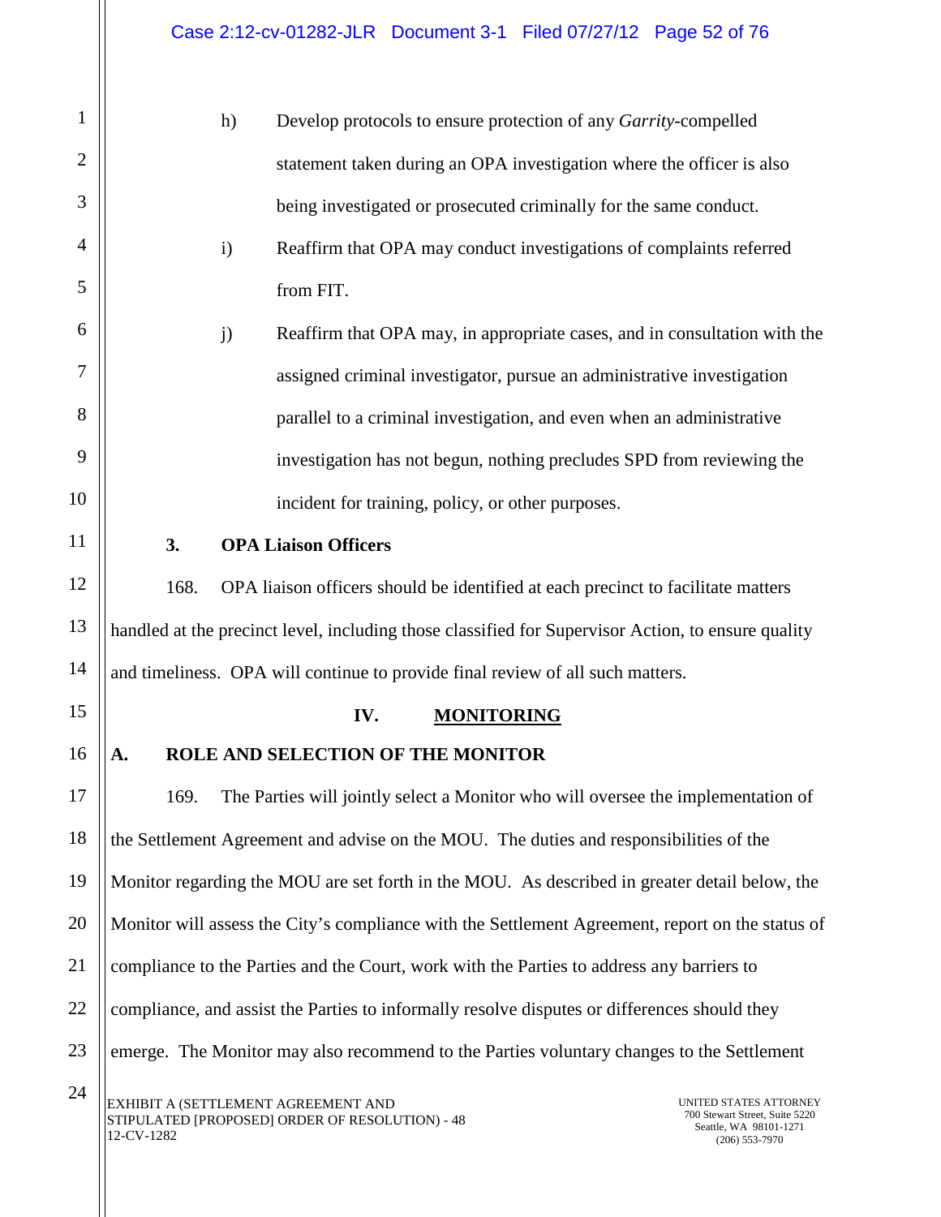h) Develop protocols to ensure protection of any *Garrity*-compelled statement taken during an OPA investigation where the officer is also being investigated or prosecuted criminally for the same conduct.

i) Reaffirm that OPA may conduct investigations of complaints referred from FIT.

j) Reaffirm that OPA may, in appropriate cases, and in consultation with the assigned criminal investigator, pursue an administrative investigation parallel to a criminal investigation, and even when an administrative investigation has not begun, nothing precludes SPD from reviewing the incident for training, policy, or other purposes.

### 3. OPA Liaison Officers

168. OPA liaison officers should be identified at each precinct to facilitate matters handled at the precinct level, including those classified for Supervisor Action, to ensure quality and timeliness. OPA will continue to provide final review of all such matters.

## IV. MONITORING

### A. ROLE AND SELECTION OF THE MONITOR

169. The Parties will jointly select a Monitor who will oversee the implementation of the Settlement Agreement and advise on the MOU. The duties and responsibilities of the Monitor regarding the MOU are set forth in the MOU. As described in greater detail below, the Monitor will assess the City's compliance with the Settlement Agreement, report on the status of compliance to the Parties and the Court, work with the Parties to address any barriers to compliance, and assist the Parties to informally resolve disputes or differences should they emerge. The Monitor may also recommend to the Parties voluntary changes to the Settlement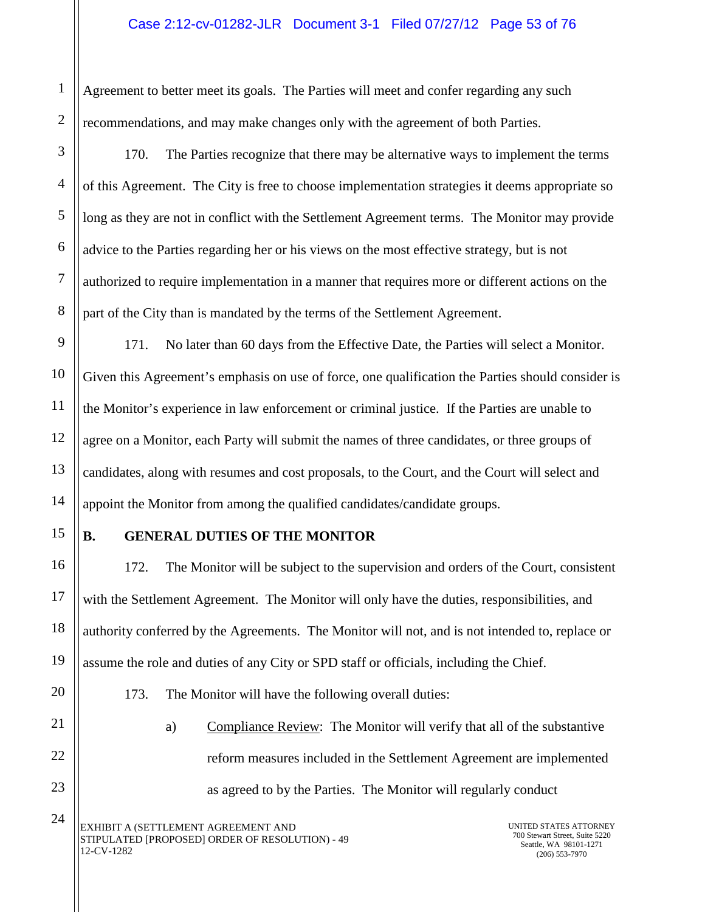Agreement to better meet its goals. The Parties will meet and confer regarding any such recommendations, and may make changes only with the agreement of both Parties.

170. The Parties recognize that there may be alternative ways to implement the terms of this Agreement. The City is free to choose implementation strategies it deems appropriate so long as they are not in conflict with the Settlement Agreement terms. The Monitor may provide advice to the Parties regarding her or his views on the most effective strategy, but is not authorized to require implementation in a manner that requires more or different actions on the part of the City than is mandated by the terms of the Settlement Agreement.

171. No later than 60 days from the Effective Date, the Parties will select a Monitor. Given this Agreement's emphasis on use of force, one qualification the Parties should consider is the Monitor's experience in law enforcement or criminal justice. If the Parties are unable to agree on a Monitor, each Party will submit the names of three candidates, or three groups of candidates, along with resumes and cost proposals, to the Court, and the Court will select and appoint the Monitor from among the qualified candidates/candidate groups.

## B. GENERAL DUTIES OF THE MONITOR

172. The Monitor will be subject to the supervision and orders of the Court, consistent with the Settlement Agreement. The Monitor will only have the duties, responsibilities, and authority conferred by the Agreements. The Monitor will not, and is not intended to, replace or assume the role and duties of any City or SPD staff or officials, including the Chief.

173. The Monitor will have the following overall duties:

a) Compliance Review: The Monitor will verify that all of the substantive reform measures included in the Settlement Agreement are implemented as agreed to by the Parties. The Monitor will regularly conduct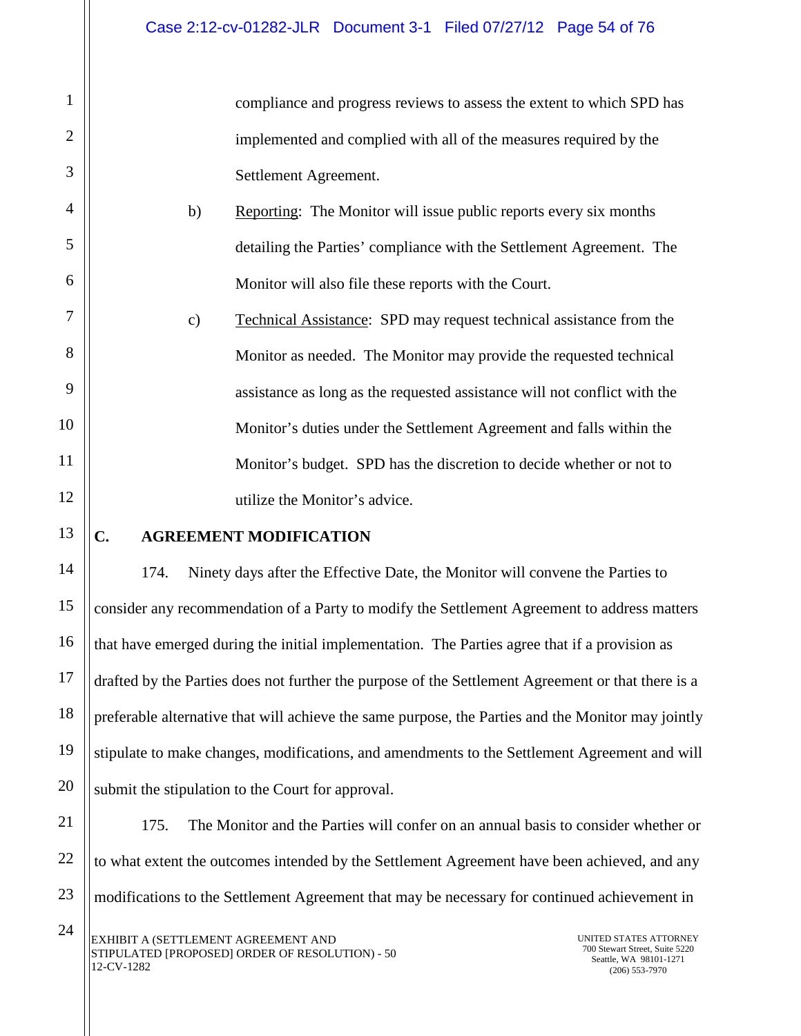compliance and progress reviews to assess the extent to which SPD has implemented and complied with all of the measures required by the Settlement Agreement.

b) Reporting: The Monitor will issue public reports every six months detailing the Parties' compliance with the Settlement Agreement. The Monitor will also file these reports with the Court.

c) Technical Assistance: SPD may request technical assistance from the Monitor as needed. The Monitor may provide the requested technical assistance as long as the requested assistance will not conflict with the Monitor's duties under the Settlement Agreement and falls within the Monitor's budget. SPD has the discretion to decide whether or not to utilize the Monitor's advice.

## C. AGREEMENT MODIFICATION

174. Ninety days after the Effective Date, the Monitor will convene the Parties to consider any recommendation of a Party to modify the Settlement Agreement to address matters that have emerged during the initial implementation. The Parties agree that if a provision as drafted by the Parties does not further the purpose of the Settlement Agreement or that there is a preferable alternative that will achieve the same purpose, the Parties and the Monitor may jointly stipulate to make changes, modifications, and amendments to the Settlement Agreement and will submit the stipulation to the Court for approval.

175. The Monitor and the Parties will confer on an annual basis to consider whether or to what extent the outcomes intended by the Settlement Agreement have been achieved, and any modifications to the Settlement Agreement that may be necessary for continued achievement in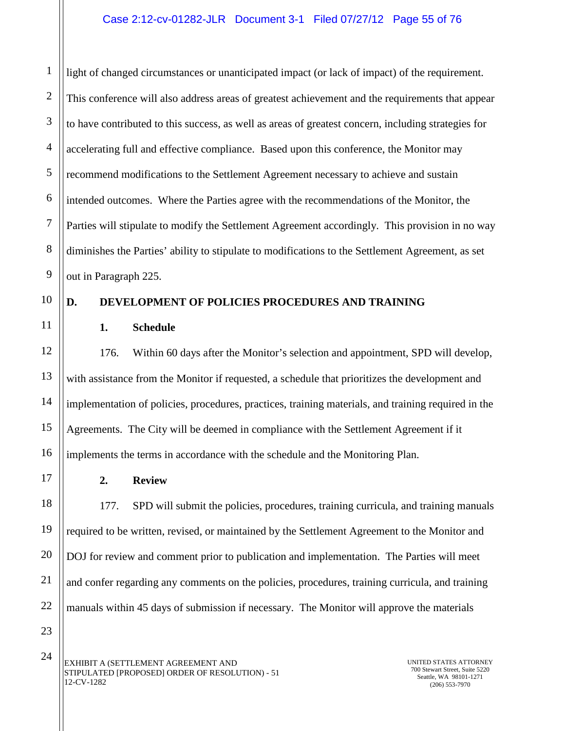light of changed circumstances or unanticipated impact (or lack of impact) of the requirement. This conference will also address areas of greatest achievement and the requirements that appear to have contributed to this success, as well as areas of greatest concern, including strategies for accelerating full and effective compliance. Based upon this conference, the Monitor may recommend modifications to the Settlement Agreement necessary to achieve and sustain intended outcomes. Where the Parties agree with the recommendations of the Monitor, the Parties will stipulate to modify the Settlement Agreement accordingly. This provision in no way diminishes the Parties' ability to stipulate to modifications to the Settlement Agreement, as set out in Paragraph 225.

## D. DEVELOPMENT OF POLICIES PROCEDURES AND TRAINING

### 1. Schedule

176. Within 60 days after the Monitor's selection and appointment, SPD will develop, with assistance from the Monitor if requested, a schedule that prioritizes the development and implementation of policies, procedures, practices, training materials, and training required in the Agreements. The City will be deemed in compliance with the Settlement Agreement if it implements the terms in accordance with the schedule and the Monitoring Plan.

### 2. Review

177. SPD will submit the policies, procedures, training curricula, and training manuals required to be written, revised, or maintained by the Settlement Agreement to the Monitor and DOJ for review and comment prior to publication and implementation. The Parties will meet and confer regarding any comments on the policies, procedures, training curricula, and training manuals within 45 days of submission if necessary. The Monitor will approve the materials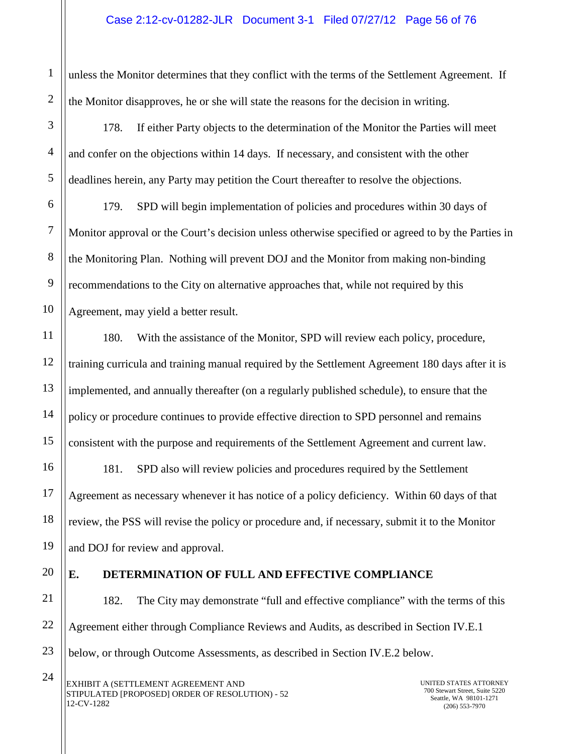unless the Monitor determines that they conflict with the terms of the Settlement Agreement. If the Monitor disapproves, he or she will state the reasons for the decision in writing.

178. If either Party objects to the determination of the Monitor the Parties will meet and confer on the objections within 14 days. If necessary, and consistent with the other deadlines herein, any Party may petition the Court thereafter to resolve the objections.

179. SPD will begin implementation of policies and procedures within 30 days of Monitor approval or the Court's decision unless otherwise specified or agreed to by the Parties in the Monitoring Plan. Nothing will prevent DOJ and the Monitor from making non-binding recommendations to the City on alternative approaches that, while not required by this Agreement, may yield a better result.

180. With the assistance of the Monitor, SPD will review each policy, procedure, training curricula and training manual required by the Settlement Agreement 180 days after it is implemented, and annually thereafter (on a regularly published schedule), to ensure that the policy or procedure continues to provide effective direction to SPD personnel and remains consistent with the purpose and requirements of the Settlement Agreement and current law.

181. SPD also will review policies and procedures required by the Settlement Agreement as necessary whenever it has notice of a policy deficiency. Within 60 days of that review, the PSS will revise the policy or procedure and, if necessary, submit it to the Monitor and DOJ for review and approval.

## E. DETERMINATION OF FULL AND EFFECTIVE COMPLIANCE

182. The City may demonstrate "full and effective compliance" with the terms of this Agreement either through Compliance Reviews and Audits, as described in Section IV.E.1 below, or through Outcome Assessments, as described in Section IV.E.2 below.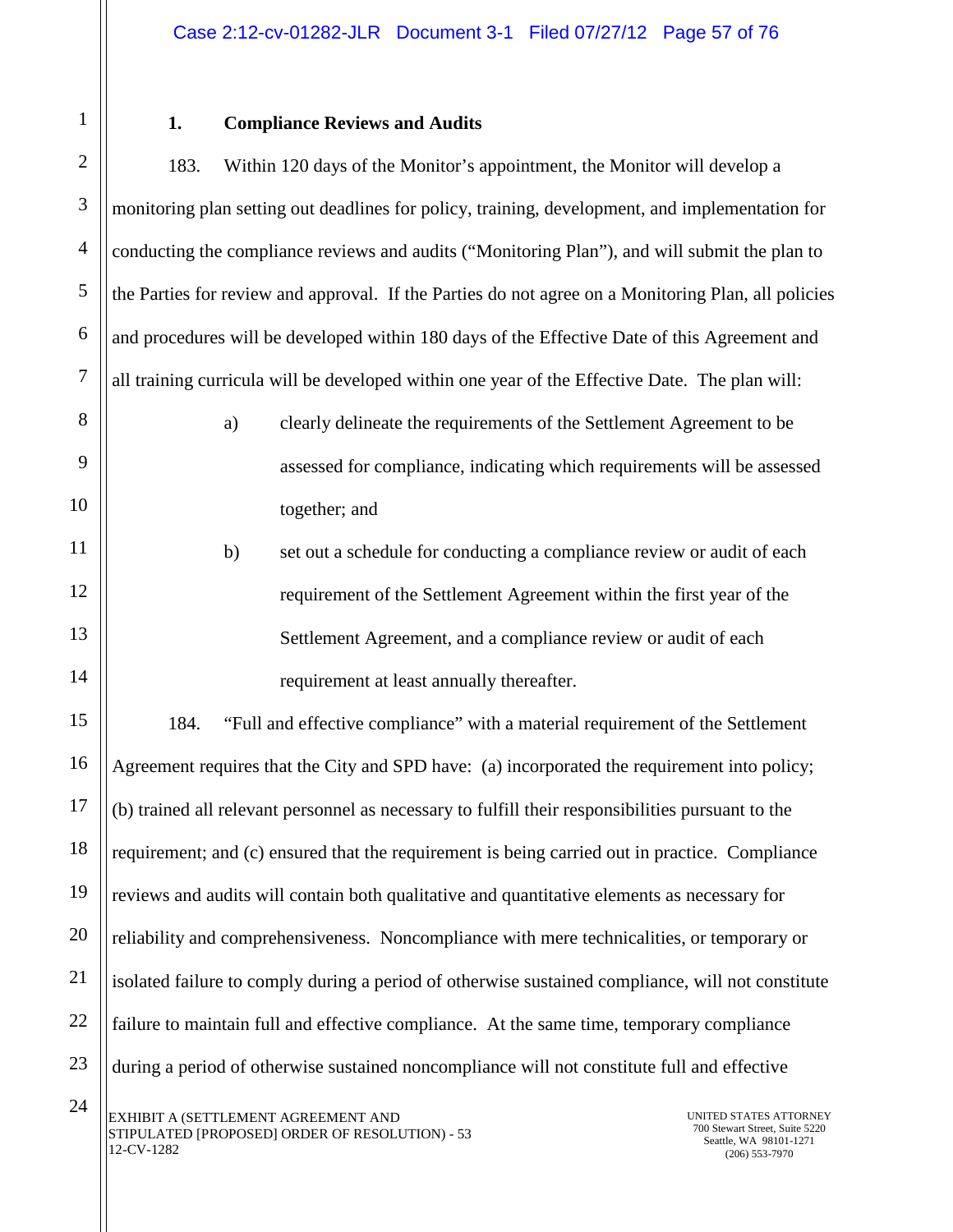### 1. Compliance Reviews and Audits

183. Within 120 days of the Monitor's appointment, the Monitor will develop a monitoring plan setting out deadlines for policy, training, development, and implementation for conducting the compliance reviews and audits ("Monitoring Plan"), and will submit the plan to the Parties for review and approval. If the Parties do not agree on a Monitoring Plan, all policies and procedures will be developed within 180 days of the Effective Date of this Agreement and all training curricula will be developed within one year of the Effective Date. The plan will:

a) clearly delineate the requirements of the Settlement Agreement to be assessed for compliance, indicating which requirements will be assessed together; and

b) set out a schedule for conducting a compliance review or audit of each requirement of the Settlement Agreement within the first year of the Settlement Agreement, and a compliance review or audit of each requirement at least annually thereafter.

184. "Full and effective compliance" with a material requirement of the Settlement Agreement requires that the City and SPD have: (a) incorporated the requirement into policy; (b) trained all relevant personnel as necessary to fulfill their responsibilities pursuant to the requirement; and (c) ensured that the requirement is being carried out in practice. Compliance reviews and audits will contain both qualitative and quantitative elements as necessary for reliability and comprehensiveness. Noncompliance with mere technicalities, or temporary or isolated failure to comply during a period of otherwise sustained compliance, will not constitute failure to maintain full and effective compliance. At the same time, temporary compliance during a period of otherwise sustained noncompliance will not constitute full and effective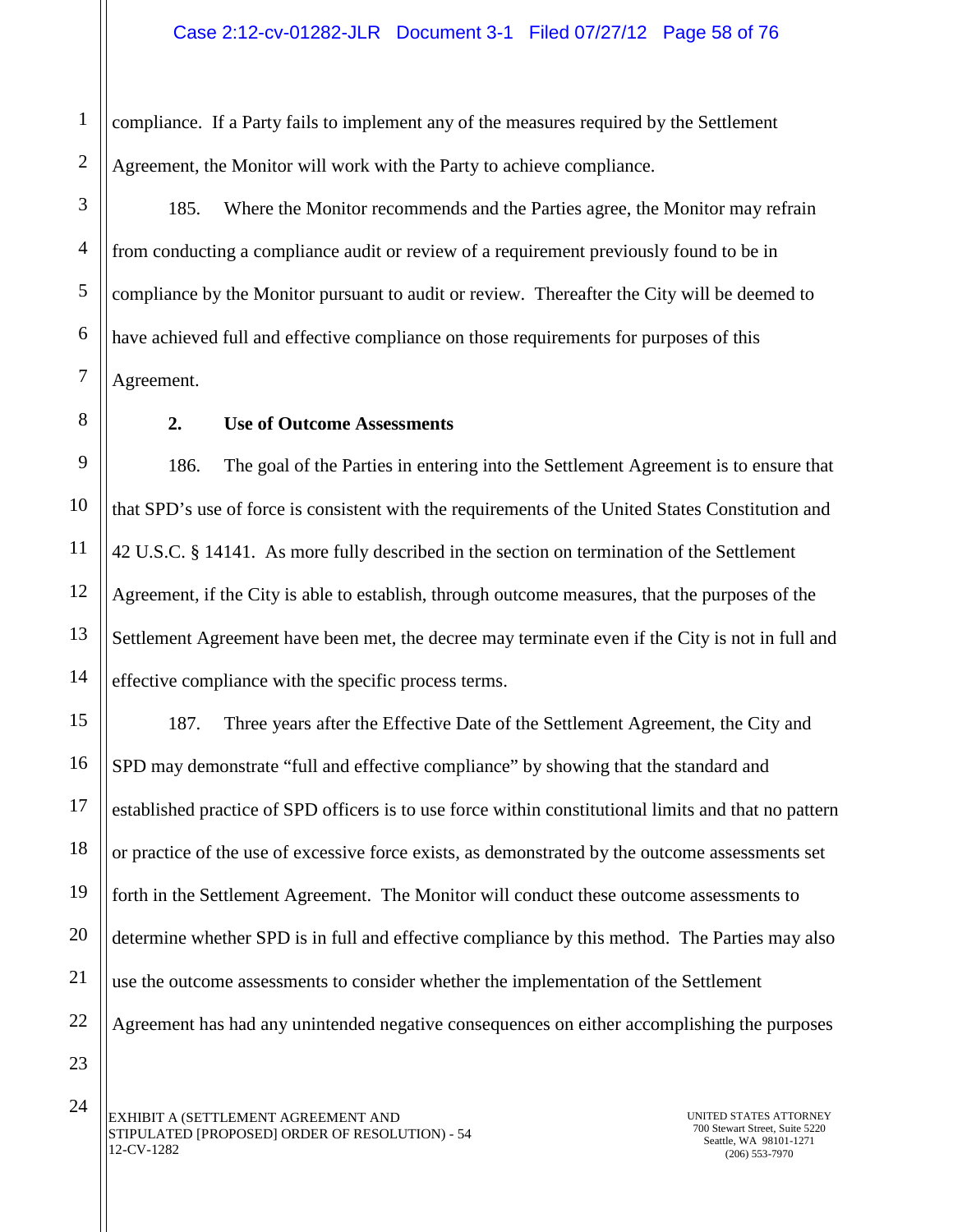compliance. If a Party fails to implement any of the measures required by the Settlement Agreement, the Monitor will work with the Party to achieve compliance.

185. Where the Monitor recommends and the Parties agree, the Monitor may refrain from conducting a compliance audit or review of a requirement previously found to be in compliance by the Monitor pursuant to audit or review. Thereafter the City will be deemed to have achieved full and effective compliance on those requirements for purposes of this Agreement.

**2. Use of Outcome Assessments**

186. The goal of the Parties in entering into the Settlement Agreement is to ensure that that SPD's use of force is consistent with the requirements of the United States Constitution and 42 U.S.C. § 14141. As more fully described in the section on termination of the Settlement Agreement, if the City is able to establish, through outcome measures, that the purposes of the Settlement Agreement have been met, the decree may terminate even if the City is not in full and effective compliance with the specific process terms.

187. Three years after the Effective Date of the Settlement Agreement, the City and SPD may demonstrate "full and effective compliance" by showing that the standard and established practice of SPD officers is to use force within constitutional limits and that no pattern or practice of the use of excessive force exists, as demonstrated by the outcome assessments set forth in the Settlement Agreement. The Monitor will conduct these outcome assessments to determine whether SPD is in full and effective compliance by this method. The Parties may also use the outcome assessments to consider whether the implementation of the Settlement Agreement has had any unintended negative consequences on either accomplishing the purposes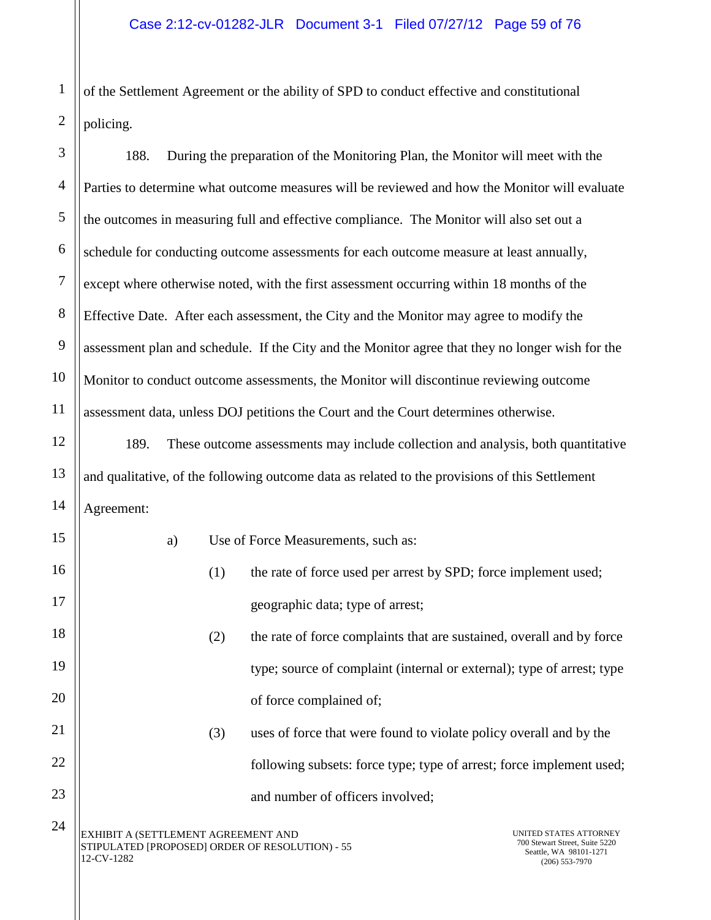of the Settlement Agreement or the ability of SPD to conduct effective and constitutional policing.

188. During the preparation of the Monitoring Plan, the Monitor will meet with the Parties to determine what outcome measures will be reviewed and how the Monitor will evaluate the outcomes in measuring full and effective compliance. The Monitor will also set out a schedule for conducting outcome assessments for each outcome measure at least annually, except where otherwise noted, with the first assessment occurring within 18 months of the Effective Date. After each assessment, the City and the Monitor may agree to modify the assessment plan and schedule. If the City and the Monitor agree that they no longer wish for the Monitor to conduct outcome assessments, the Monitor will discontinue reviewing outcome assessment data, unless DOJ petitions the Court and the Court determines otherwise.

189. These outcome assessments may include collection and analysis, both quantitative and qualitative, of the following outcome data as related to the provisions of this Settlement Agreement:

a) Use of Force Measurements, such as:

(1) the rate of force used per arrest by SPD; force implement used; geographic data; type of arrest;

(2) the rate of force complaints that are sustained, overall and by force type; source of complaint (internal or external); type of arrest; type of force complained of;

(3) uses of force that were found to violate policy overall and by the following subsets: force type; type of arrest; force implement used; and number of officers involved;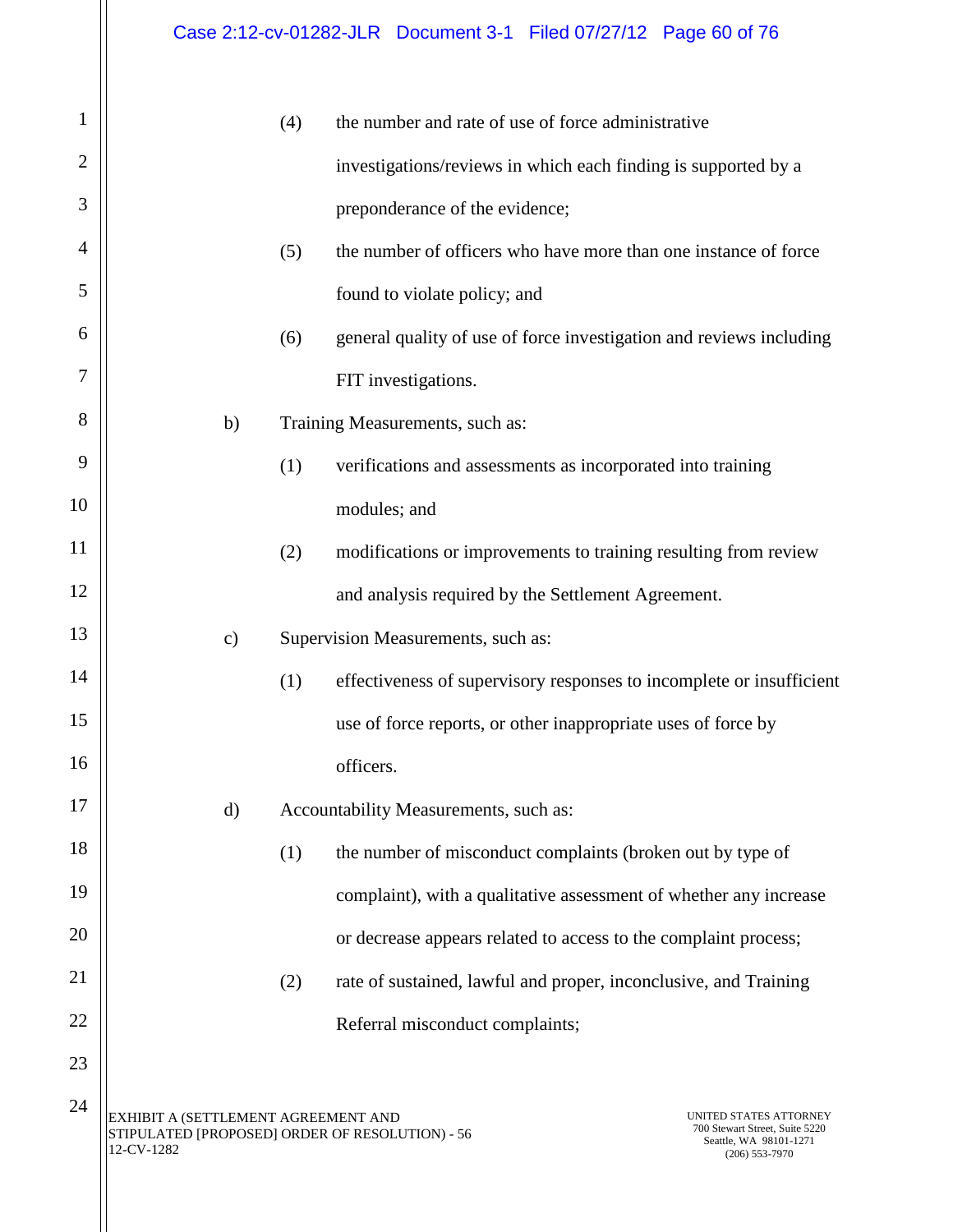(4) the number and rate of use of force administrative investigations/reviews in which each finding is supported by a preponderance of the evidence;

(5) the number of officers who have more than one instance of force found to violate policy; and

(6) general quality of use of force investigation and reviews including FIT investigations.

b) Training Measurements, such as:

(1) verifications and assessments as incorporated into training modules; and

(2) modifications or improvements to training resulting from review and analysis required by the Settlement Agreement.

c) Supervision Measurements, such as:

(1) effectiveness of supervisory responses to incomplete or insufficient use of force reports, or other inappropriate uses of force by officers.

d) Accountability Measurements, such as:

(1) the number of misconduct complaints (broken out by type of complaint), with a qualitative assessment of whether any increase or decrease appears related to access to the complaint process;

(2) rate of sustained, lawful and proper, inconclusive, and Training Referral misconduct complaints;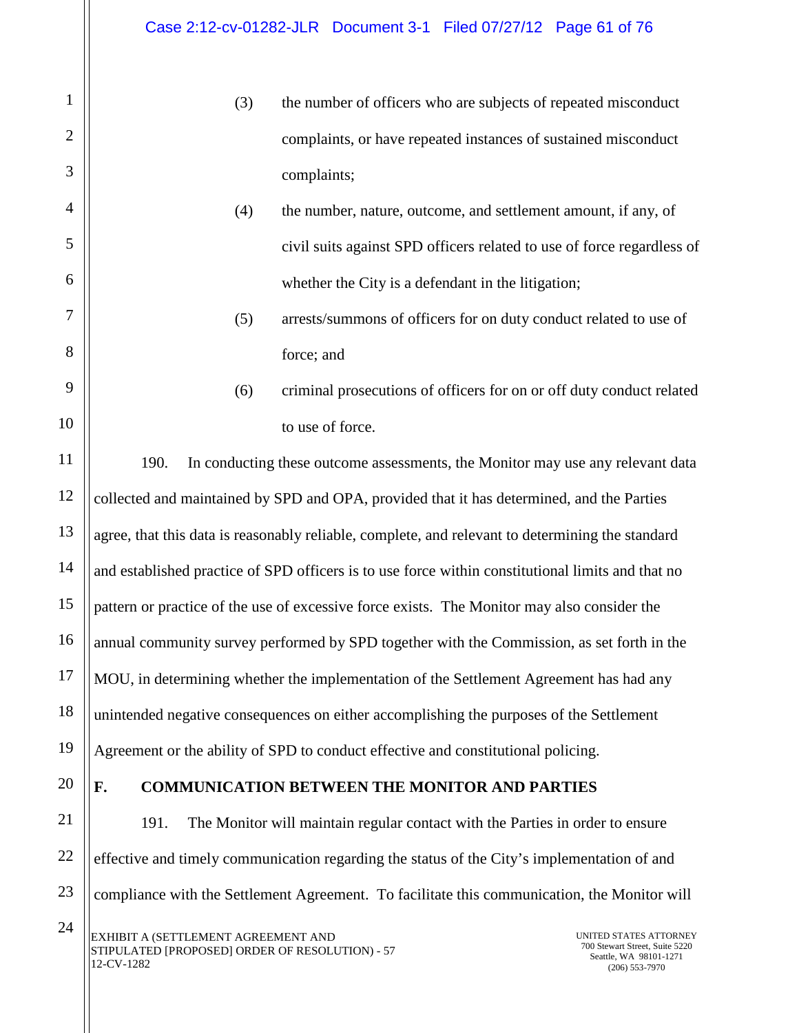(3) the number of officers who are subjects of repeated misconduct complaints, or have repeated instances of sustained misconduct complaints;

(4) the number, nature, outcome, and settlement amount, if any, of civil suits against SPD officers related to use of force regardless of whether the City is a defendant in the litigation;

(5) arrests/summons of officers for on duty conduct related to use of force; and

(6) criminal prosecutions of officers for on or off duty conduct related to use of force.

190. In conducting these outcome assessments, the Monitor may use any relevant data collected and maintained by SPD and OPA, provided that it has determined, and the Parties agree, that this data is reasonably reliable, complete, and relevant to determining the standard and established practice of SPD officers is to use force within constitutional limits and that no pattern or practice of the use of excessive force exists. The Monitor may also consider the annual community survey performed by SPD together with the Commission, as set forth in the MOU, in determining whether the implementation of the Settlement Agreement has had any unintended negative consequences on either accomplishing the purposes of the Settlement Agreement or the ability of SPD to conduct effective and constitutional policing.

## F. COMMUNICATION BETWEEN THE MONITOR AND PARTIES

191. The Monitor will maintain regular contact with the Parties in order to ensure effective and timely communication regarding the status of the City's implementation of and compliance with the Settlement Agreement. To facilitate this communication, the Monitor will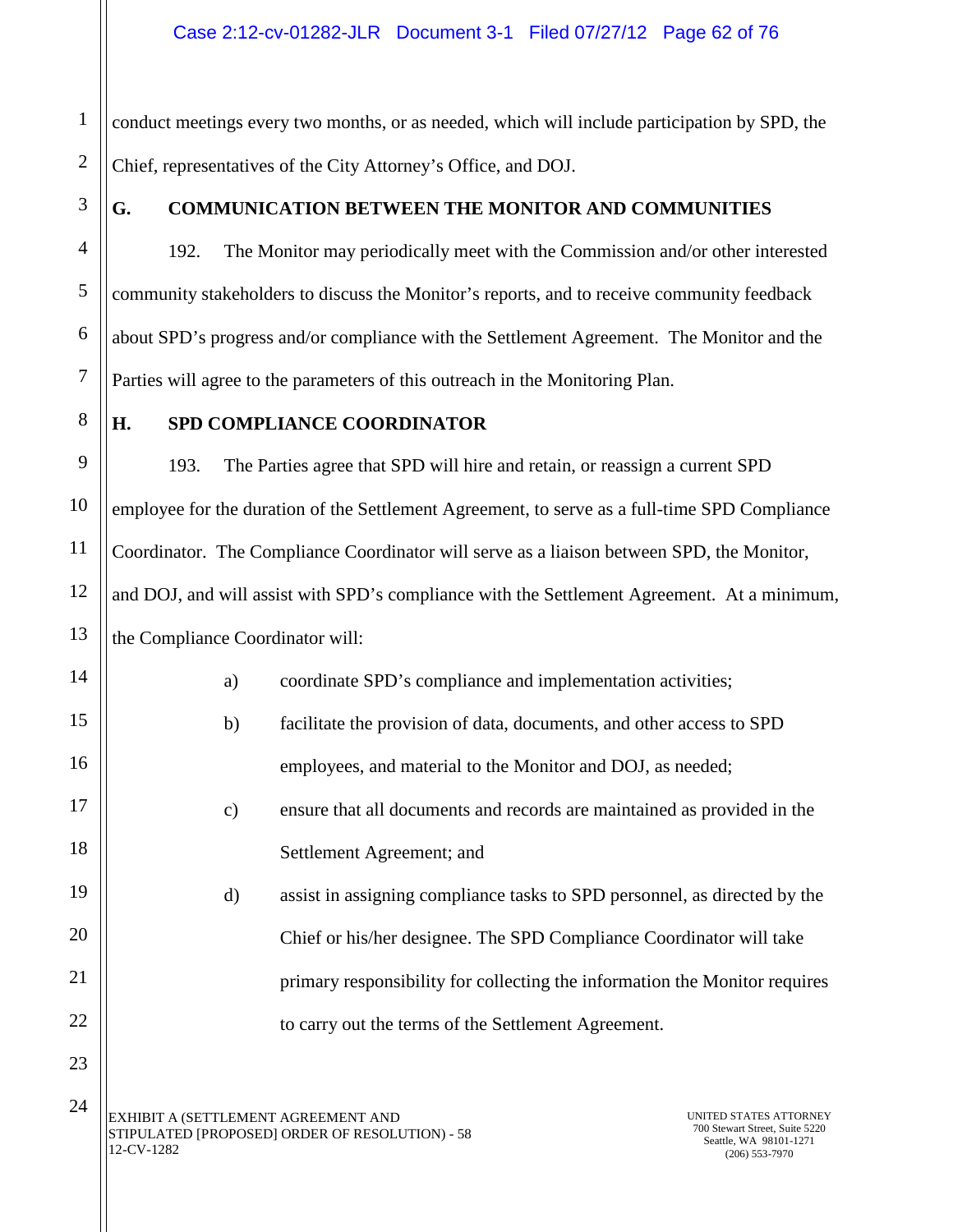conduct meetings every two months, or as needed, which will include participation by SPD, the Chief, representatives of the City Attorney's Office, and DOJ.

### G. COMMUNICATION BETWEEN THE MONITOR AND COMMUNITIES

192. The Monitor may periodically meet with the Commission and/or other interested community stakeholders to discuss the Monitor's reports, and to receive community feedback about SPD's progress and/or compliance with the Settlement Agreement. The Monitor and the Parties will agree to the parameters of this outreach in the Monitoring Plan.

### H. SPD COMPLIANCE COORDINATOR

193. The Parties agree that SPD will hire and retain, or reassign a current SPD employee for the duration of the Settlement Agreement, to serve as a full-time SPD Compliance Coordinator. The Compliance Coordinator will serve as a liaison between SPD, the Monitor, and DOJ, and will assist with SPD's compliance with the Settlement Agreement. At a minimum, the Compliance Coordinator will:

a) coordinate SPD's compliance and implementation activities;

b) facilitate the provision of data, documents, and other access to SPD employees, and material to the Monitor and DOJ, as needed;

c) ensure that all documents and records are maintained as provided in the Settlement Agreement; and

d) assist in assigning compliance tasks to SPD personnel, as directed by the Chief or his/her designee. The SPD Compliance Coordinator will take primary responsibility for collecting the information the Monitor requires to carry out the terms of the Settlement Agreement.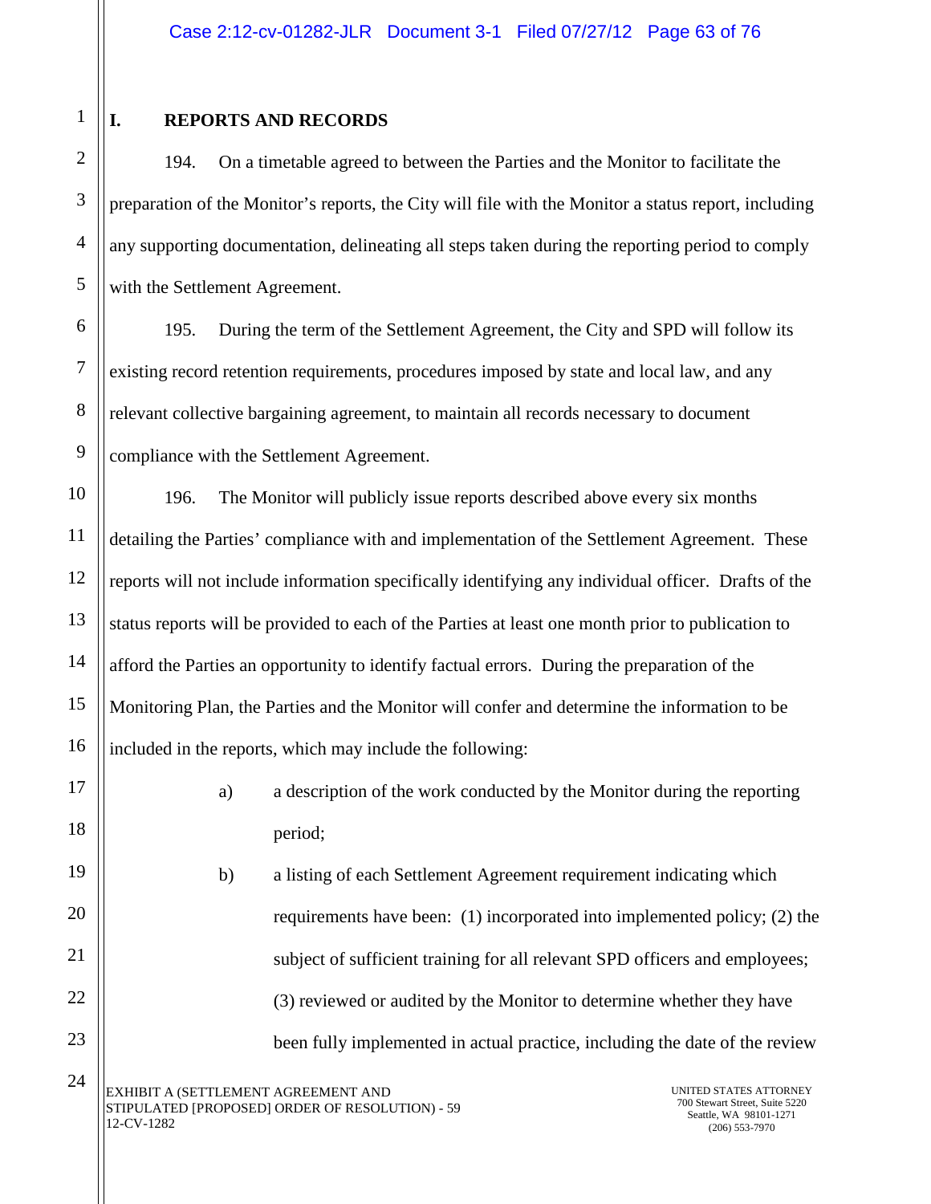## I. REPORTS AND RECORDS

194. On a timetable agreed to between the Parties and the Monitor to facilitate the preparation of the Monitor's reports, the City will file with the Monitor a status report, including any supporting documentation, delineating all steps taken during the reporting period to comply with the Settlement Agreement.

195. During the term of the Settlement Agreement, the City and SPD will follow its existing record retention requirements, procedures imposed by state and local law, and any relevant collective bargaining agreement, to maintain all records necessary to document compliance with the Settlement Agreement.

196. The Monitor will publicly issue reports described above every six months detailing the Parties' compliance with and implementation of the Settlement Agreement. These reports will not include information specifically identifying any individual officer. Drafts of the status reports will be provided to each of the Parties at least one month prior to publication to afford the Parties an opportunity to identify factual errors. During the preparation of the Monitoring Plan, the Parties and the Monitor will confer and determine the information to be included in the reports, which may include the following:

a) a description of the work conducted by the Monitor during the reporting period;

b) a listing of each Settlement Agreement requirement indicating which requirements have been: (1) incorporated into implemented policy; (2) the subject of sufficient training for all relevant SPD officers and employees; (3) reviewed or audited by the Monitor to determine whether they have been fully implemented in actual practice, including the date of the review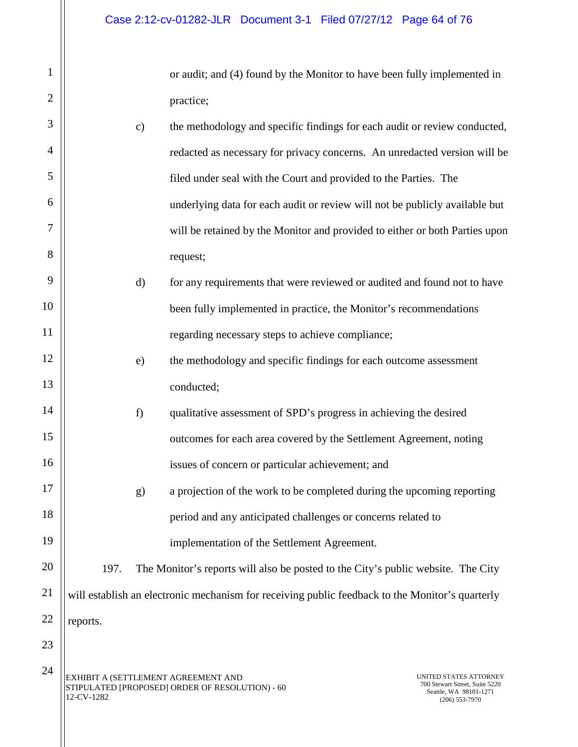or audit; and (4) found by the Monitor to have been fully implemented in practice;

c) the methodology and specific findings for each audit or review conducted, redacted as necessary for privacy concerns. An unredacted version will be filed under seal with the Court and provided to the Parties. The underlying data for each audit or review will not be publicly available but will be retained by the Monitor and provided to either or both Parties upon request;

d) for any requirements that were reviewed or audited and found not to have been fully implemented in practice, the Monitor's recommendations regarding necessary steps to achieve compliance;

e) the methodology and specific findings for each outcome assessment conducted;

f) qualitative assessment of SPD's progress in achieving the desired outcomes for each area covered by the Settlement Agreement, noting issues of concern or particular achievement; and

g) a projection of the work to be completed during the upcoming reporting period and any anticipated challenges or concerns related to implementation of the Settlement Agreement.

197. The Monitor's reports will also be posted to the City's public website. The City will establish an electronic mechanism for receiving public feedback to the Monitor's quarterly reports.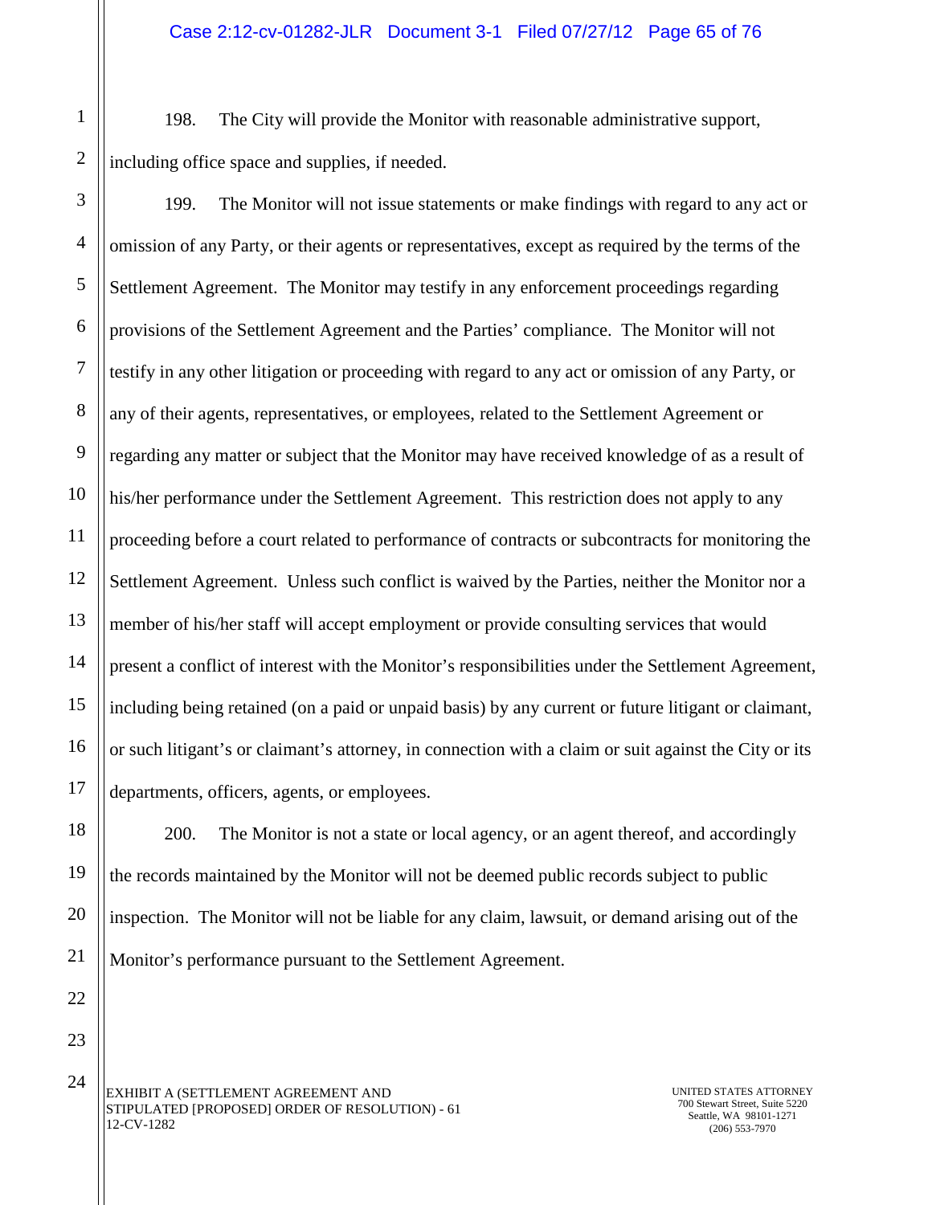198. The City will provide the Monitor with reasonable administrative support, including office space and supplies, if needed.

199. The Monitor will not issue statements or make findings with regard to any act or omission of any Party, or their agents or representatives, except as required by the terms of the Settlement Agreement. The Monitor may testify in any enforcement proceedings regarding provisions of the Settlement Agreement and the Parties' compliance. The Monitor will not testify in any other litigation or proceeding with regard to any act or omission of any Party, or any of their agents, representatives, or employees, related to the Settlement Agreement or regarding any matter or subject that the Monitor may have received knowledge of as a result of his/her performance under the Settlement Agreement. This restriction does not apply to any proceeding before a court related to performance of contracts or subcontracts for monitoring the Settlement Agreement. Unless such conflict is waived by the Parties, neither the Monitor nor a member of his/her staff will accept employment or provide consulting services that would present a conflict of interest with the Monitor's responsibilities under the Settlement Agreement, including being retained (on a paid or unpaid basis) by any current or future litigant or claimant, or such litigant's or claimant's attorney, in connection with a claim or suit against the City or its departments, officers, agents, or employees.

200. The Monitor is not a state or local agency, or an agent thereof, and accordingly the records maintained by the Monitor will not be deemed public records subject to public inspection. The Monitor will not be liable for any claim, lawsuit, or demand arising out of the Monitor's performance pursuant to the Settlement Agreement.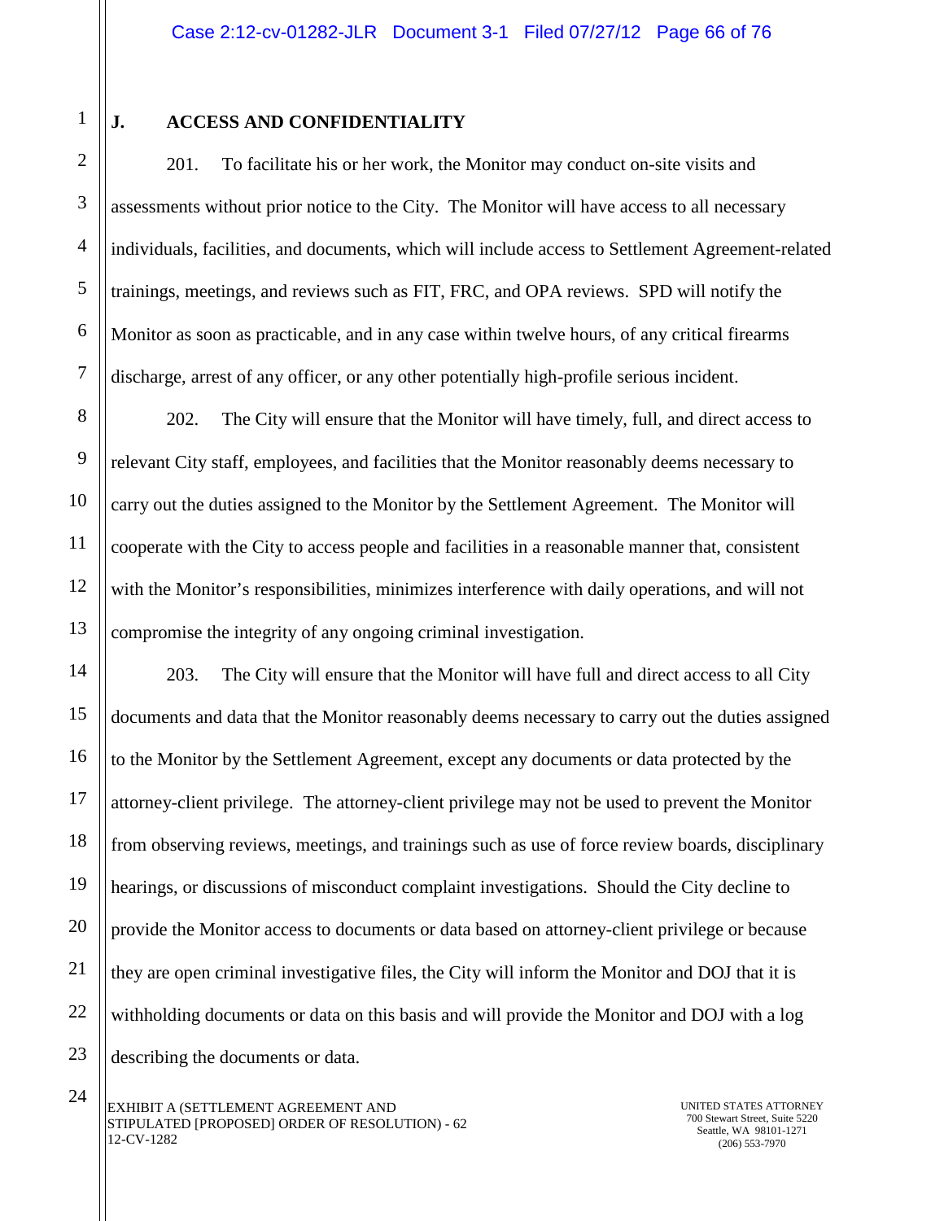## J. ACCESS AND CONFIDENTIALITY

201. To facilitate his or her work, the Monitor may conduct on-site visits and assessments without prior notice to the City. The Monitor will have access to all necessary individuals, facilities, and documents, which will include access to Settlement Agreement-related trainings, meetings, and reviews such as FIT, FRC, and OPA reviews. SPD will notify the Monitor as soon as practicable, and in any case within twelve hours, of any critical firearms discharge, arrest of any officer, or any other potentially high-profile serious incident.

202. The City will ensure that the Monitor will have timely, full, and direct access to relevant City staff, employees, and facilities that the Monitor reasonably deems necessary to carry out the duties assigned to the Monitor by the Settlement Agreement. The Monitor will cooperate with the City to access people and facilities in a reasonable manner that, consistent with the Monitor's responsibilities, minimizes interference with daily operations, and will not compromise the integrity of any ongoing criminal investigation.

203. The City will ensure that the Monitor will have full and direct access to all City documents and data that the Monitor reasonably deems necessary to carry out the duties assigned to the Monitor by the Settlement Agreement, except any documents or data protected by the attorney-client privilege. The attorney-client privilege may not be used to prevent the Monitor from observing reviews, meetings, and trainings such as use of force review boards, disciplinary hearings, or discussions of misconduct complaint investigations. Should the City decline to provide the Monitor access to documents or data based on attorney-client privilege or because they are open criminal investigative files, the City will inform the Monitor and DOJ that it is withholding documents or data on this basis and will provide the Monitor and DOJ with a log describing the documents or data.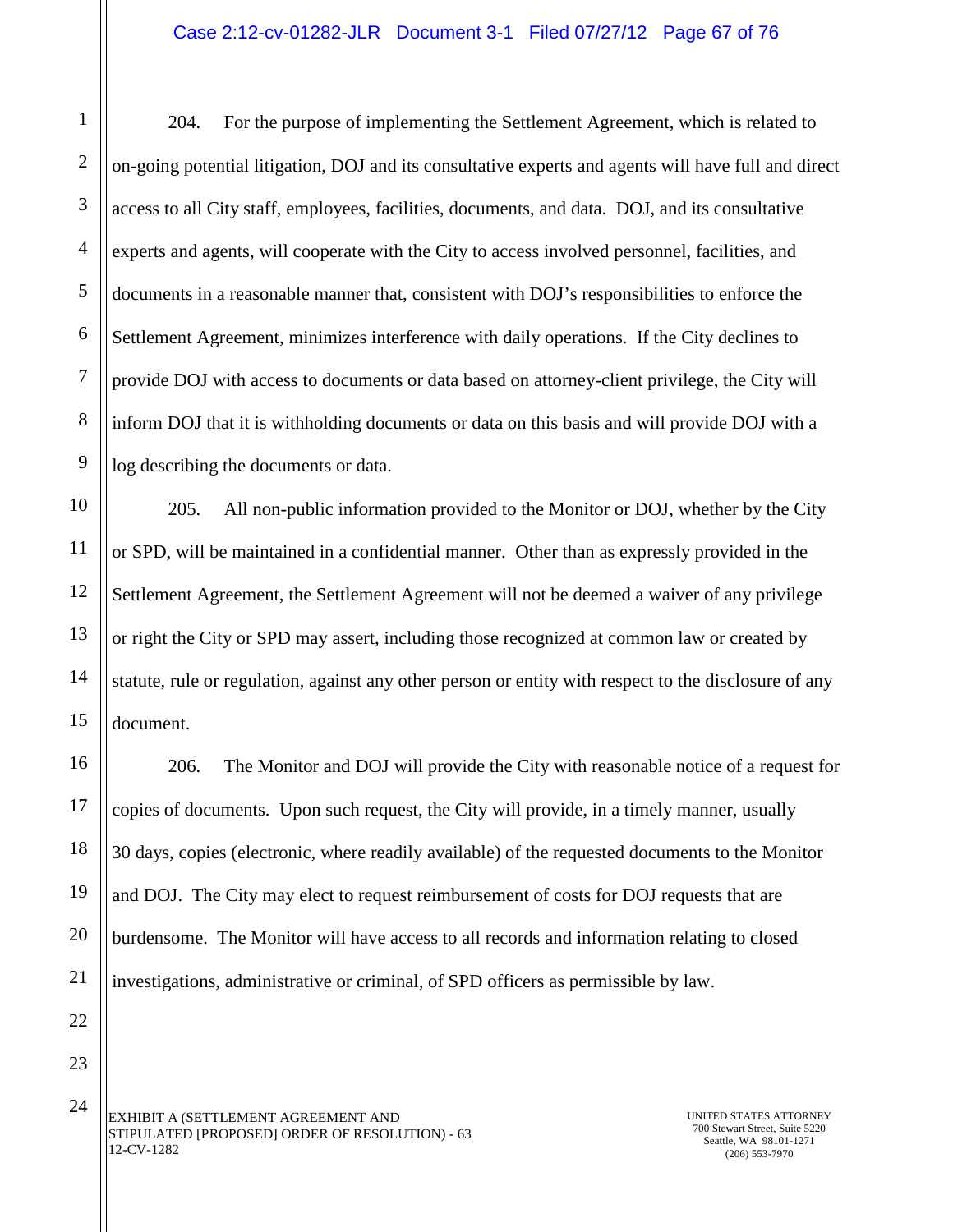204. For the purpose of implementing the Settlement Agreement, which is related to on-going potential litigation, DOJ and its consultative experts and agents will have full and direct access to all City staff, employees, facilities, documents, and data. DOJ, and its consultative experts and agents, will cooperate with the City to access involved personnel, facilities, and documents in a reasonable manner that, consistent with DOJ's responsibilities to enforce the Settlement Agreement, minimizes interference with daily operations. If the City declines to provide DOJ with access to documents or data based on attorney-client privilege, the City will inform DOJ that it is withholding documents or data on this basis and will provide DOJ with a log describing the documents or data.

205. All non-public information provided to the Monitor or DOJ, whether by the City or SPD, will be maintained in a confidential manner. Other than as expressly provided in the Settlement Agreement, the Settlement Agreement will not be deemed a waiver of any privilege or right the City or SPD may assert, including those recognized at common law or created by statute, rule or regulation, against any other person or entity with respect to the disclosure of any document.

206. The Monitor and DOJ will provide the City with reasonable notice of a request for copies of documents. Upon such request, the City will provide, in a timely manner, usually 30 days, copies (electronic, where readily available) of the requested documents to the Monitor and DOJ. The City may elect to request reimbursement of costs for DOJ requests that are burdensome. The Monitor will have access to all records and information relating to closed investigations, administrative or criminal, of SPD officers as permissible by law.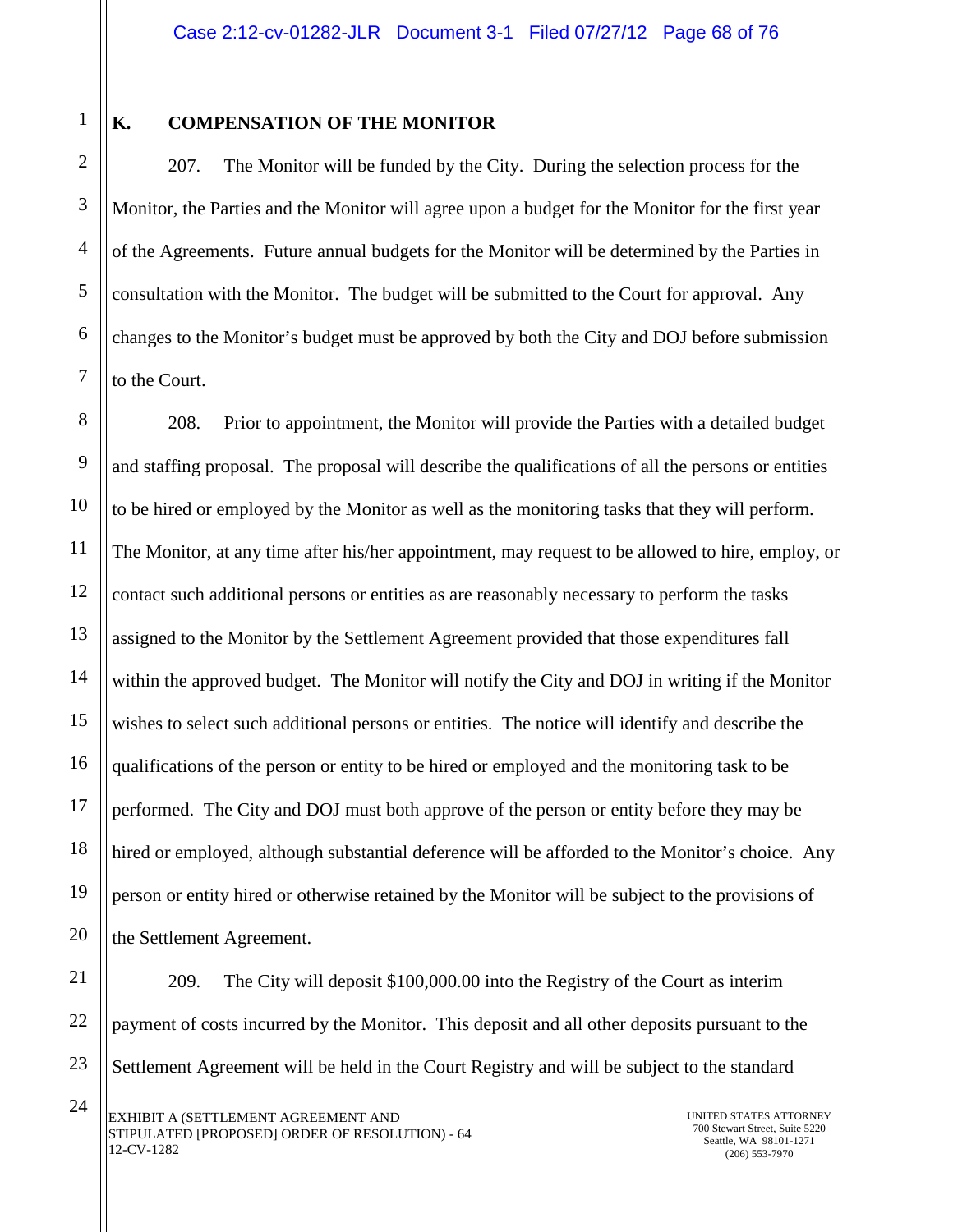## K. COMPENSATION OF THE MONITOR

207. The Monitor will be funded by the City. During the selection process for the Monitor, the Parties and the Monitor will agree upon a budget for the Monitor for the first year of the Agreements. Future annual budgets for the Monitor will be determined by the Parties in consultation with the Monitor. The budget will be submitted to the Court for approval. Any changes to the Monitor's budget must be approved by both the City and DOJ before submission to the Court.

208. Prior to appointment, the Monitor will provide the Parties with a detailed budget and staffing proposal. The proposal will describe the qualifications of all the persons or entities to be hired or employed by the Monitor as well as the monitoring tasks that they will perform. The Monitor, at any time after his/her appointment, may request to be allowed to hire, employ, or contact such additional persons or entities as are reasonably necessary to perform the tasks assigned to the Monitor by the Settlement Agreement provided that those expenditures fall within the approved budget. The Monitor will notify the City and DOJ in writing if the Monitor wishes to select such additional persons or entities. The notice will identify and describe the qualifications of the person or entity to be hired or employed and the monitoring task to be performed. The City and DOJ must both approve of the person or entity before they may be hired or employed, although substantial deference will be afforded to the Monitor's choice. Any person or entity hired or otherwise retained by the Monitor will be subject to the provisions of the Settlement Agreement.

209. The City will deposit $100,000.00 into the Registry of the Court as interim payment of costs incurred by the Monitor. This deposit and all other deposits pursuant to the Settlement Agreement will be held in the Court Registry and will be subject to the standard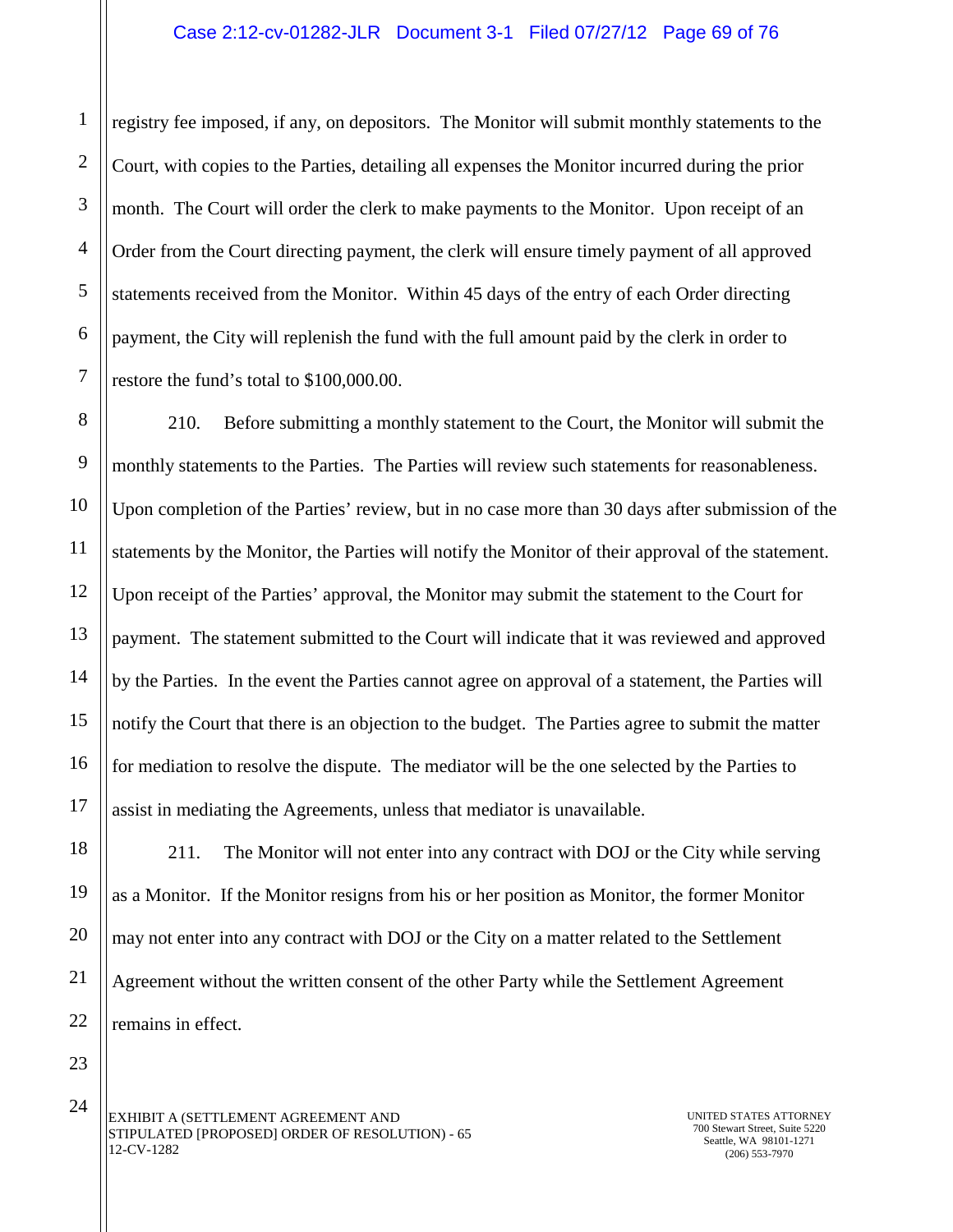registry fee imposed, if any, on depositors. The Monitor will submit monthly statements to the Court, with copies to the Parties, detailing all expenses the Monitor incurred during the prior month. The Court will order the clerk to make payments to the Monitor. Upon receipt of an Order from the Court directing payment, the clerk will ensure timely payment of all approved statements received from the Monitor. Within 45 days of the entry of each Order directing payment, the City will replenish the fund with the full amount paid by the clerk in order to restore the fund's total to $100,000.00.

210. Before submitting a monthly statement to the Court, the Monitor will submit the monthly statements to the Parties. The Parties will review such statements for reasonableness. Upon completion of the Parties' review, but in no case more than 30 days after submission of the statements by the Monitor, the Parties will notify the Monitor of their approval of the statement. Upon receipt of the Parties' approval, the Monitor may submit the statement to the Court for payment. The statement submitted to the Court will indicate that it was reviewed and approved by the Parties. In the event the Parties cannot agree on approval of a statement, the Parties will notify the Court that there is an objection to the budget. The Parties agree to submit the matter for mediation to resolve the dispute. The mediator will be the one selected by the Parties to assist in mediating the Agreements, unless that mediator is unavailable.

211. The Monitor will not enter into any contract with DOJ or the City while serving as a Monitor. If the Monitor resigns from his or her position as Monitor, the former Monitor may not enter into any contract with DOJ or the City on a matter related to the Settlement Agreement without the written consent of the other Party while the Settlement Agreement remains in effect.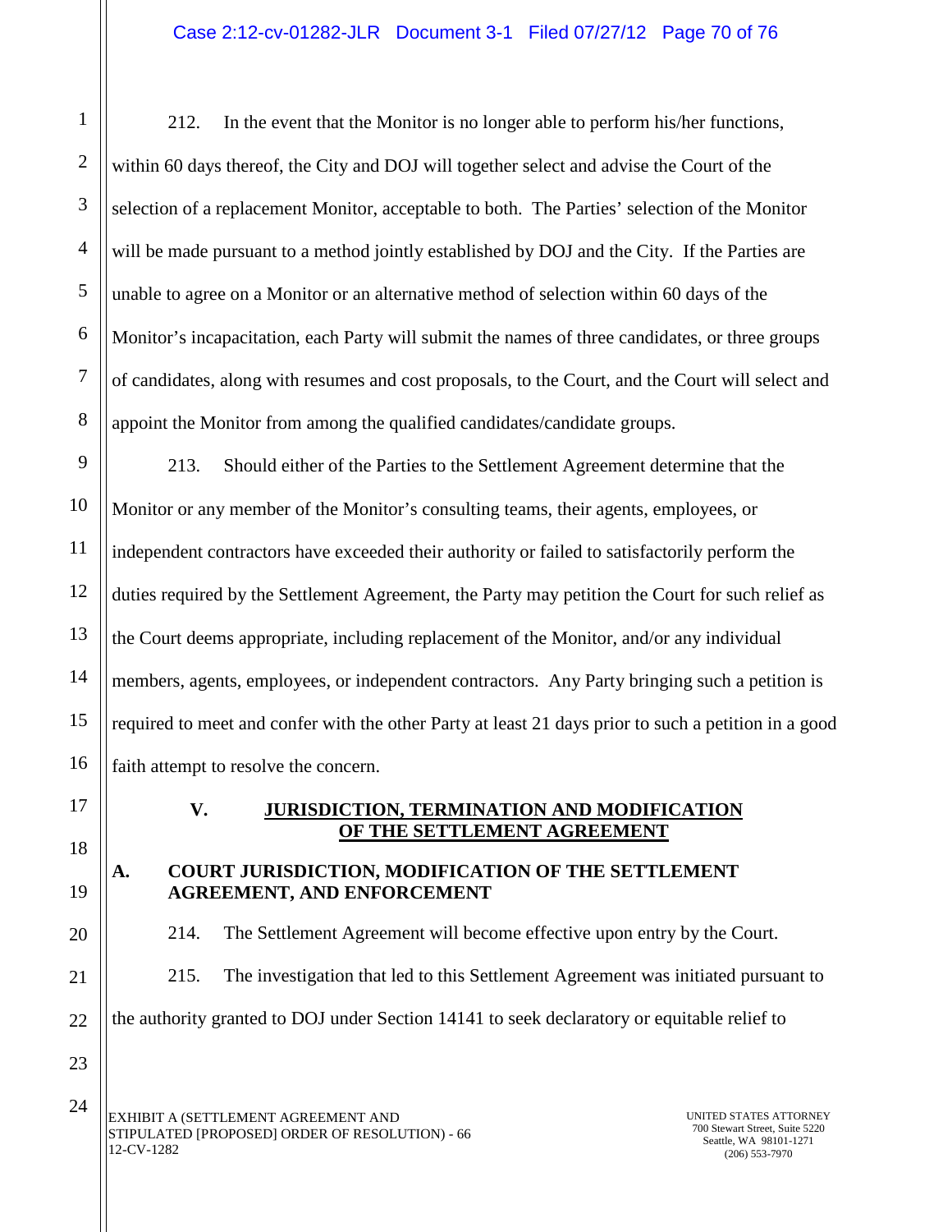212. In the event that the Monitor is no longer able to perform his/her functions, within 60 days thereof, the City and DOJ will together select and advise the Court of the selection of a replacement Monitor, acceptable to both. The Parties' selection of the Monitor will be made pursuant to a method jointly established by DOJ and the City. If the Parties are unable to agree on a Monitor or an alternative method of selection within 60 days of the Monitor's incapacitation, each Party will submit the names of three candidates, or three groups of candidates, along with resumes and cost proposals, to the Court, and the Court will select and appoint the Monitor from among the qualified candidates/candidate groups.

213. Should either of the Parties to the Settlement Agreement determine that the Monitor or any member of the Monitor's consulting teams, their agents, employees, or independent contractors have exceeded their authority or failed to satisfactorily perform the duties required by the Settlement Agreement, the Party may petition the Court for such relief as the Court deems appropriate, including replacement of the Monitor, and/or any individual members, agents, employees, or independent contractors. Any Party bringing such a petition is required to meet and confer with the other Party at least 21 days prior to such a petition in a good faith attempt to resolve the concern.

## V. JURISDICTION, TERMINATION AND MODIFICATION OF THE SETTLEMENT AGREEMENT

### A. COURT JURISDICTION, MODIFICATION OF THE SETTLEMENT AGREEMENT, AND ENFORCEMENT

214. The Settlement Agreement will become effective upon entry by the Court.

215. The investigation that led to this Settlement Agreement was initiated pursuant to the authority granted to DOJ under Section 14141 to seek declaratory or equitable relief to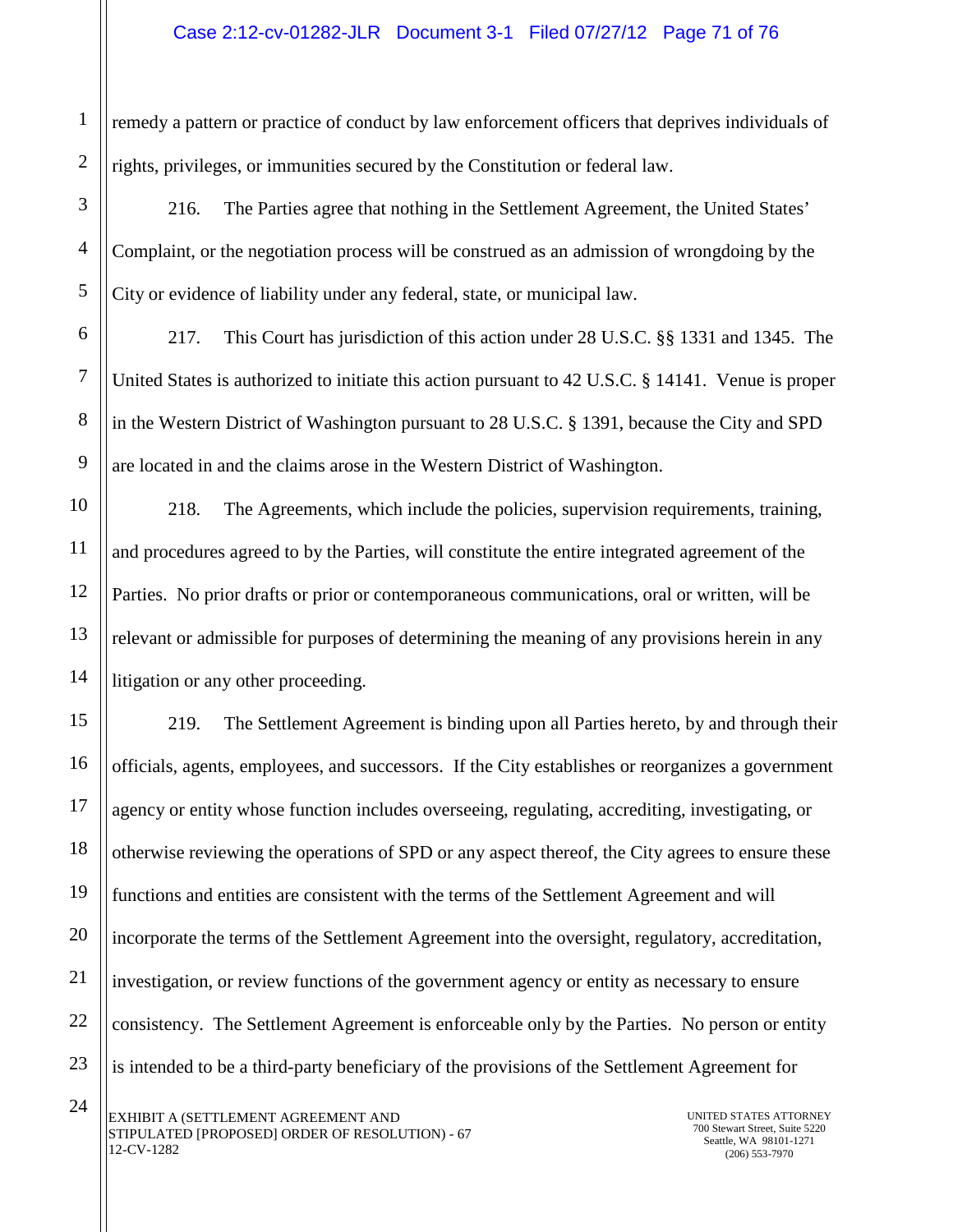remedy a pattern or practice of conduct by law enforcement officers that deprives individuals of rights, privileges, or immunities secured by the Constitution or federal law.

216. The Parties agree that nothing in the Settlement Agreement, the United States' Complaint, or the negotiation process will be construed as an admission of wrongdoing by the City or evidence of liability under any federal, state, or municipal law.

217. This Court has jurisdiction of this action under 28 U.S.C. §§ 1331 and 1345. The United States is authorized to initiate this action pursuant to 42 U.S.C. § 14141. Venue is proper in the Western District of Washington pursuant to 28 U.S.C. § 1391, because the City and SPD are located in and the claims arose in the Western District of Washington.

218. The Agreements, which include the policies, supervision requirements, training, and procedures agreed to by the Parties, will constitute the entire integrated agreement of the Parties. No prior drafts or prior or contemporaneous communications, oral or written, will be relevant or admissible for purposes of determining the meaning of any provisions herein in any litigation or any other proceeding.

219. The Settlement Agreement is binding upon all Parties hereto, by and through their officials, agents, employees, and successors. If the City establishes or reorganizes a government agency or entity whose function includes overseeing, regulating, accrediting, investigating, or otherwise reviewing the operations of SPD or any aspect thereof, the City agrees to ensure these functions and entities are consistent with the terms of the Settlement Agreement and will incorporate the terms of the Settlement Agreement into the oversight, regulatory, accreditation, investigation, or review functions of the government agency or entity as necessary to ensure consistency. The Settlement Agreement is enforceable only by the Parties. No person or entity is intended to be a third-party beneficiary of the provisions of the Settlement Agreement for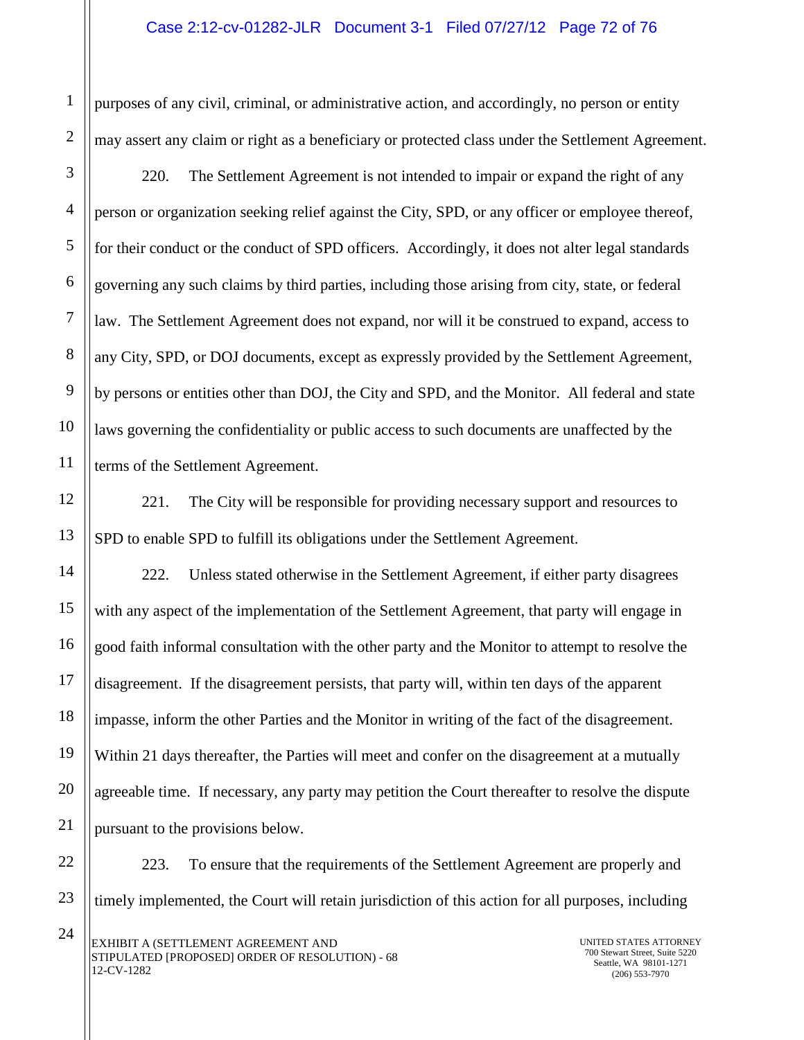purposes of any civil, criminal, or administrative action, and accordingly, no person or entity may assert any claim or right as a beneficiary or protected class under the Settlement Agreement.

220. The Settlement Agreement is not intended to impair or expand the right of any person or organization seeking relief against the City, SPD, or any officer or employee thereof, for their conduct or the conduct of SPD officers. Accordingly, it does not alter legal standards governing any such claims by third parties, including those arising from city, state, or federal law. The Settlement Agreement does not expand, nor will it be construed to expand, access to any City, SPD, or DOJ documents, except as expressly provided by the Settlement Agreement, by persons or entities other than DOJ, the City and SPD, and the Monitor. All federal and state laws governing the confidentiality or public access to such documents are unaffected by the terms of the Settlement Agreement.

221. The City will be responsible for providing necessary support and resources to SPD to enable SPD to fulfill its obligations under the Settlement Agreement.

222. Unless stated otherwise in the Settlement Agreement, if either party disagrees with any aspect of the implementation of the Settlement Agreement, that party will engage in good faith informal consultation with the other party and the Monitor to attempt to resolve the disagreement. If the disagreement persists, that party will, within ten days of the apparent impasse, inform the other Parties and the Monitor in writing of the fact of the disagreement. Within 21 days thereafter, the Parties will meet and confer on the disagreement at a mutually agreeable time. If necessary, any party may petition the Court thereafter to resolve the dispute pursuant to the provisions below.

223. To ensure that the requirements of the Settlement Agreement are properly and timely implemented, the Court will retain jurisdiction of this action for all purposes, including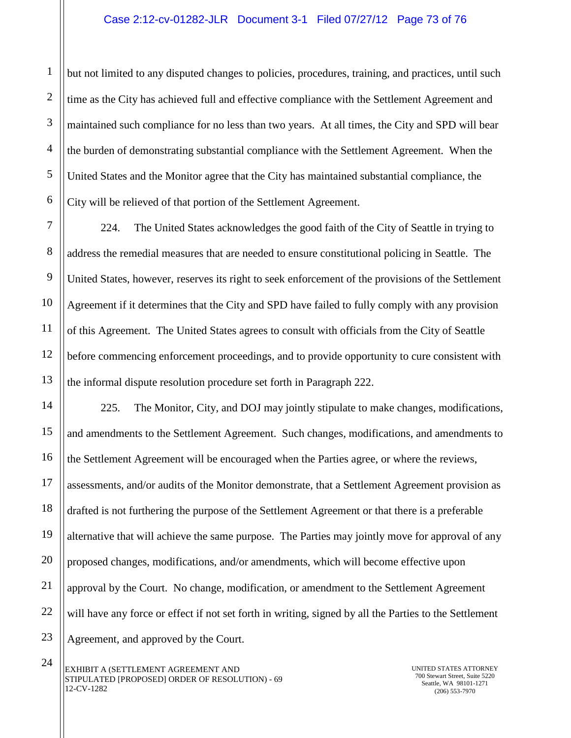but not limited to any disputed changes to policies, procedures, training, and practices, until such time as the City has achieved full and effective compliance with the Settlement Agreement and maintained such compliance for no less than two years. At all times, the City and SPD will bear the burden of demonstrating substantial compliance with the Settlement Agreement. When the United States and the Monitor agree that the City has maintained substantial compliance, the City will be relieved of that portion of the Settlement Agreement.

224. The United States acknowledges the good faith of the City of Seattle in trying to address the remedial measures that are needed to ensure constitutional policing in Seattle. The United States, however, reserves its right to seek enforcement of the provisions of the Settlement Agreement if it determines that the City and SPD have failed to fully comply with any provision of this Agreement. The United States agrees to consult with officials from the City of Seattle before commencing enforcement proceedings, and to provide opportunity to cure consistent with the informal dispute resolution procedure set forth in Paragraph 222.

225. The Monitor, City, and DOJ may jointly stipulate to make changes, modifications, and amendments to the Settlement Agreement. Such changes, modifications, and amendments to the Settlement Agreement will be encouraged when the Parties agree, or where the reviews, assessments, and/or audits of the Monitor demonstrate, that a Settlement Agreement provision as drafted is not furthering the purpose of the Settlement Agreement or that there is a preferable alternative that will achieve the same purpose. The Parties may jointly move for approval of any proposed changes, modifications, and/or amendments, which will become effective upon approval by the Court. No change, modification, or amendment to the Settlement Agreement will have any force or effect if not set forth in writing, signed by all the Parties to the Settlement Agreement, and approved by the Court.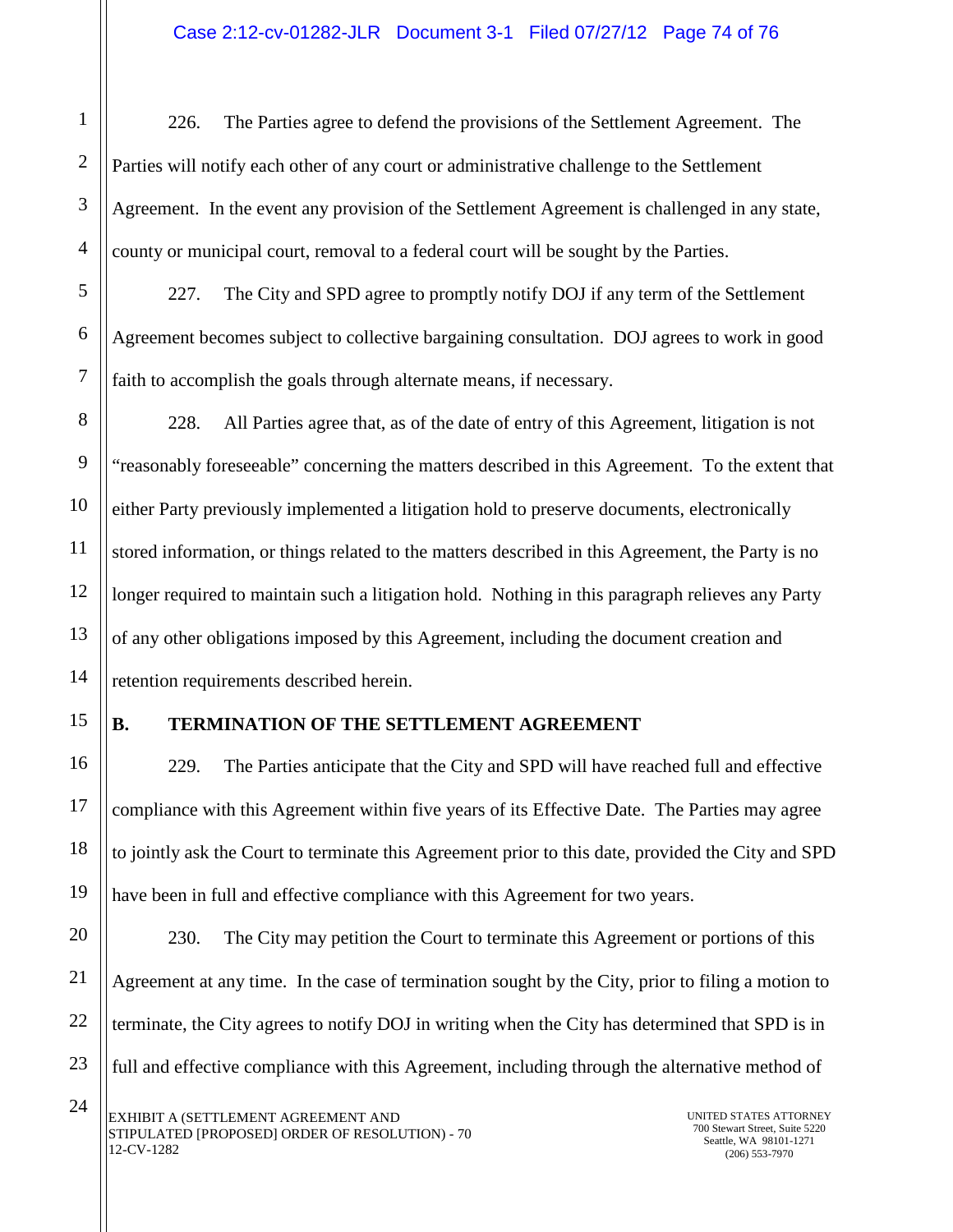226. The Parties agree to defend the provisions of the Settlement Agreement. The Parties will notify each other of any court or administrative challenge to the Settlement Agreement. In the event any provision of the Settlement Agreement is challenged in any state, county or municipal court, removal to a federal court will be sought by the Parties.

227. The City and SPD agree to promptly notify DOJ if any term of the Settlement Agreement becomes subject to collective bargaining consultation. DOJ agrees to work in good faith to accomplish the goals through alternate means, if necessary.

228. All Parties agree that, as of the date of entry of this Agreement, litigation is not "reasonably foreseeable" concerning the matters described in this Agreement. To the extent that either Party previously implemented a litigation hold to preserve documents, electronically stored information, or things related to the matters described in this Agreement, the Party is no longer required to maintain such a litigation hold. Nothing in this paragraph relieves any Party of any other obligations imposed by this Agreement, including the document creation and retention requirements described herein.

## B. TERMINATION OF THE SETTLEMENT AGREEMENT

229. The Parties anticipate that the City and SPD will have reached full and effective compliance with this Agreement within five years of its Effective Date. The Parties may agree to jointly ask the Court to terminate this Agreement prior to this date, provided the City and SPD have been in full and effective compliance with this Agreement for two years.

230. The City may petition the Court to terminate this Agreement or portions of this Agreement at any time. In the case of termination sought by the City, prior to filing a motion to terminate, the City agrees to notify DOJ in writing when the City has determined that SPD is in full and effective compliance with this Agreement, including through the alternative method of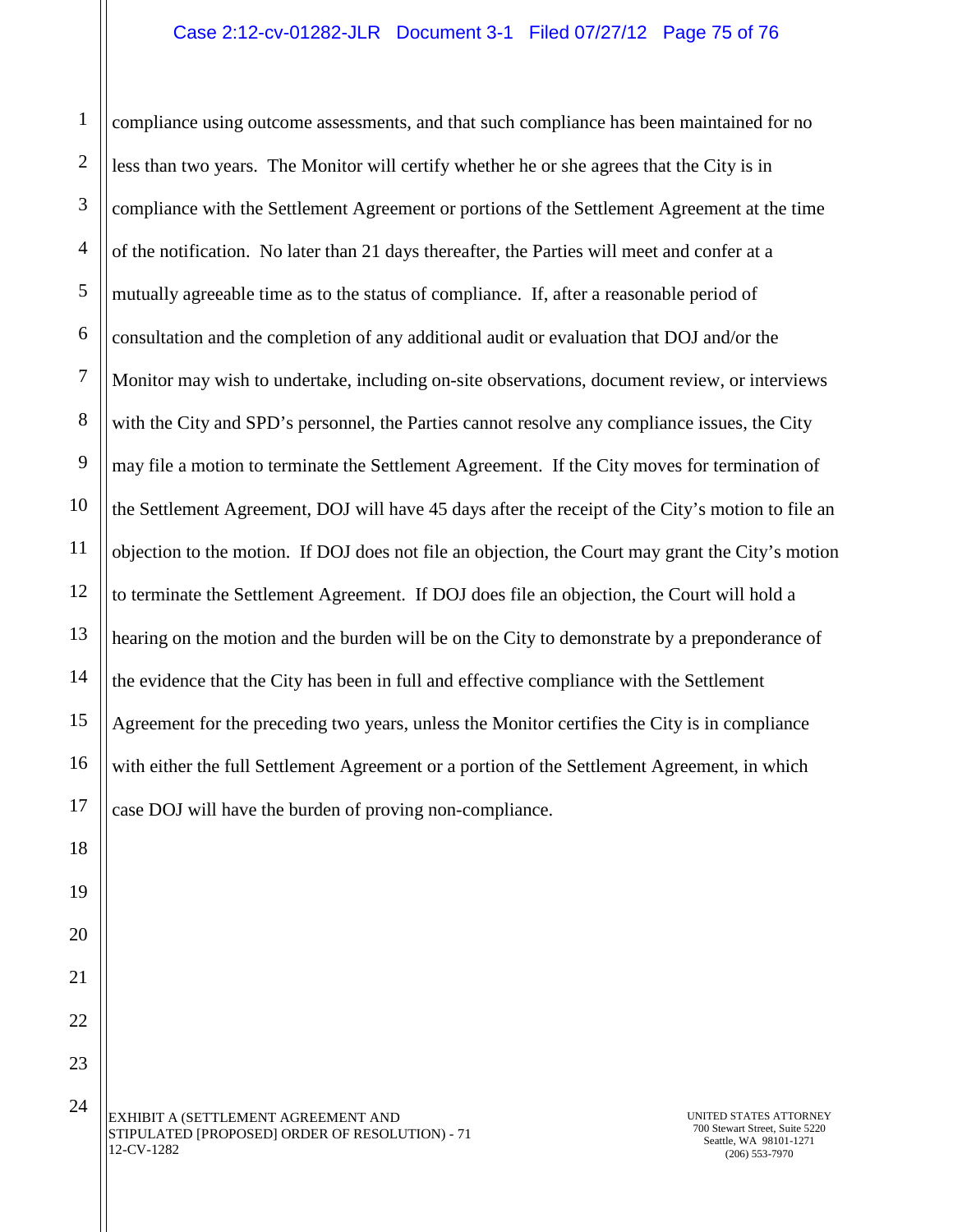compliance using outcome assessments, and that such compliance has been maintained for no less than two years. The Monitor will certify whether he or she agrees that the City is in compliance with the Settlement Agreement or portions of the Settlement Agreement at the time of the notification. No later than 21 days thereafter, the Parties will meet and confer at a mutually agreeable time as to the status of compliance. If, after a reasonable period of consultation and the completion of any additional audit or evaluation that DOJ and/or the Monitor may wish to undertake, including on-site observations, document review, or interviews with the City and SPD's personnel, the Parties cannot resolve any compliance issues, the City may file a motion to terminate the Settlement Agreement. If the City moves for termination of the Settlement Agreement, DOJ will have 45 days after the receipt of the City's motion to file an objection to the motion. If DOJ does not file an objection, the Court may grant the City's motion to terminate the Settlement Agreement. If DOJ does file an objection, the Court will hold a hearing on the motion and the burden will be on the City to demonstrate by a preponderance of the evidence that the City has been in full and effective compliance with the Settlement Agreement for the preceding two years, unless the Monitor certifies the City is in compliance with either the full Settlement Agreement or a portion of the Settlement Agreement, in which case DOJ will have the burden of proving non-compliance.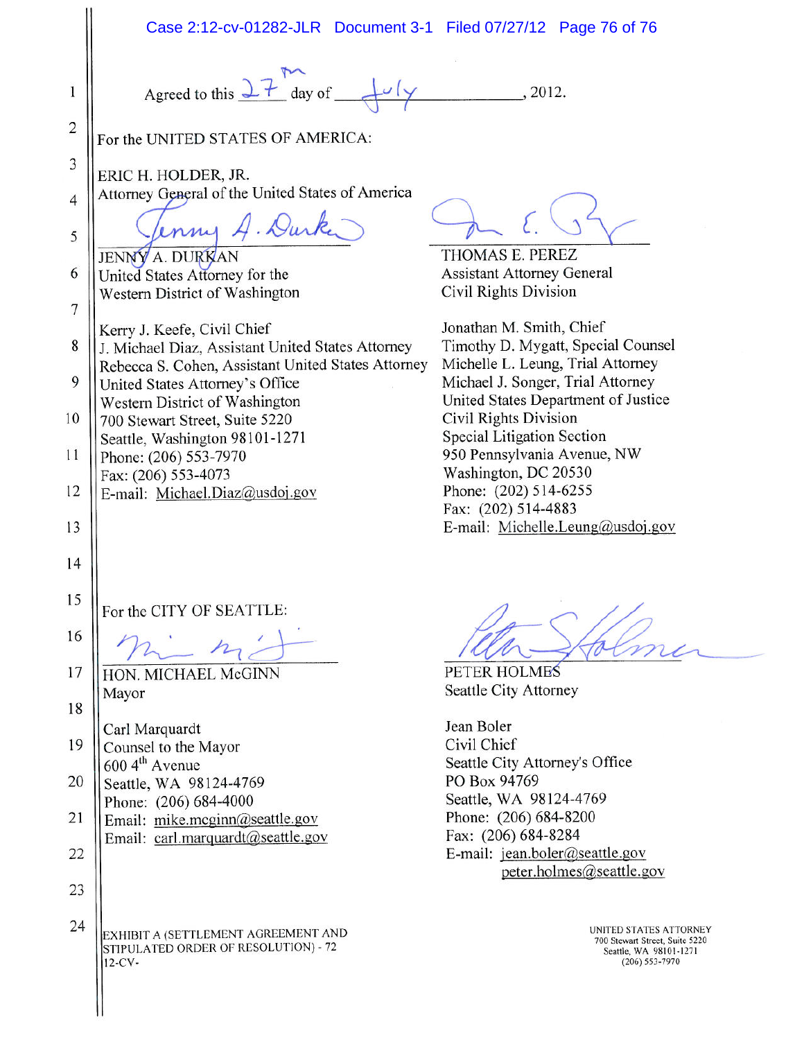Agreed to this 27th day of July, 2012.

For the UNITED STATES OF AMERICA:

ERIC H. HOLDER, JR.
Attorney General of the United States of America

JENNY A. DURKAN
United States Attorney for the
Western District of Washington

Kerry J. Keefe, Civil Chief
J. Michael Diaz, Assistant United States Attorney
Rebecca S. Cohen, Assistant United States Attorney
United States Attorney's Office
Western District of Washington
700 Stewart Street, Suite 5220
Seattle, Washington 98101-1271
Phone: (206) 553-7970
Fax: (206) 553-4073
E-mail: Michael.Diaz@usdoj.gov

THOMAS E. PEREZ
Assistant Attorney General
Civil Rights Division

Jonathan M. Smith, Chief
Timothy D. Mygatt, Special Counsel
Michelle L. Leung, Trial Attorney
Michael J. Songer, Trial Attorney
United States Department of Justice
Civil Rights Division
Special Litigation Section
950 Pennsylvania Avenue, NW
Washington, DC 20530
Phone: (202) 514-6255
Fax: (202) 514-4883
E-mail: Michelle.Leung@usdoj.gov

For the CITY OF SEATTLE:

HON. MICHAEL McGINN
Mayor

Carl Marquardt
Counsel to the Mayor
600 4th Avenue
Seattle, WA 98124-4769
Phone: (206) 684-4000
Email: mike.mcginn@seattle.gov
Email: carl.marquardt@seattle.gov

PETER HOLMES
Seattle City Attorney

Jean Boler
Civil Chief
Seattle City Attorney's Office
PO Box 94769
Seattle, WA 98124-4769
Phone: (206) 684-8200
Fax: (206) 684-8284
E-mail: jean.boler@seattle.gov
peter.holmes@seattle.gov